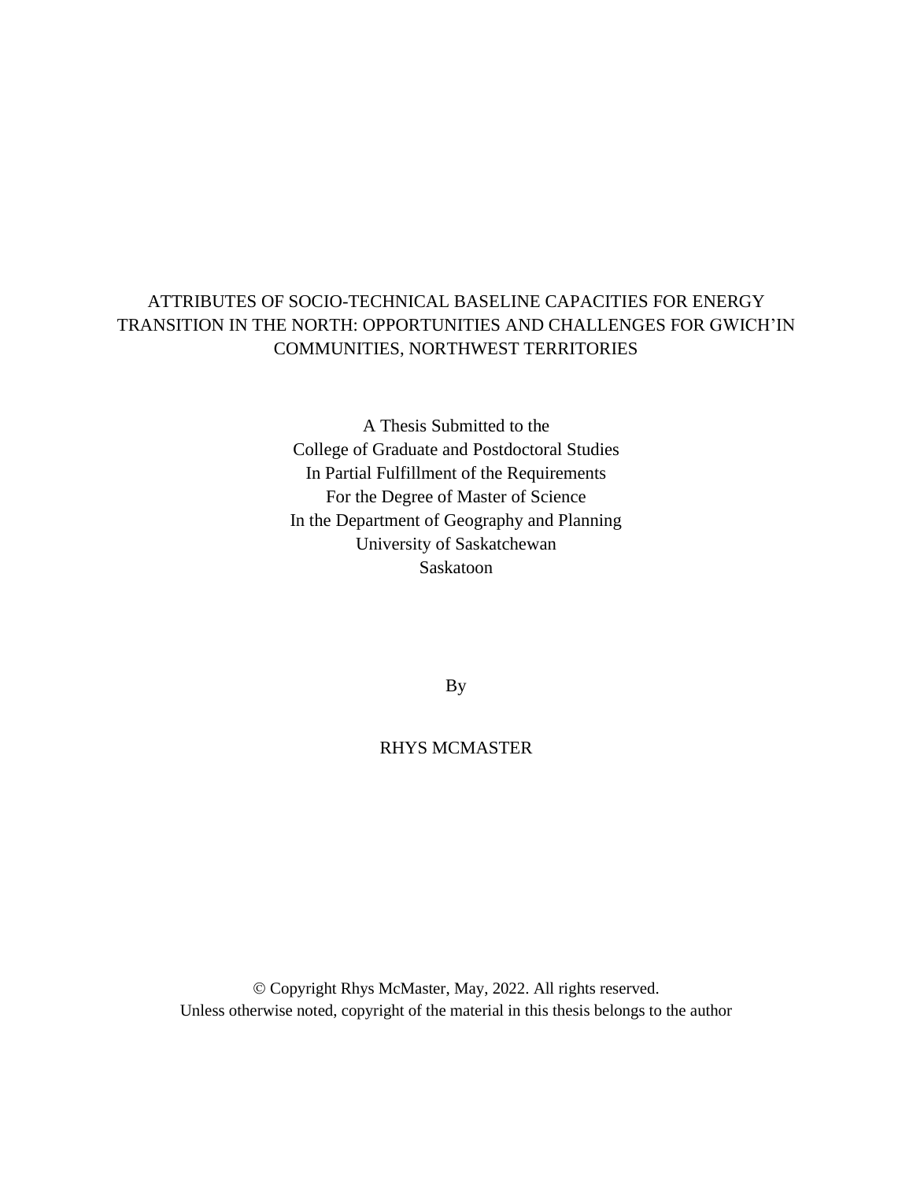# ATTRIBUTES OF SOCIO-TECHNICAL BASELINE CAPACITIES FOR ENERGY TRANSITION IN THE NORTH: OPPORTUNITIES AND CHALLENGES FOR GWICH'IN COMMUNITIES, NORTHWEST TERRITORIES

A Thesis Submitted to the
College of Graduate and Postdoctoral Studies
In Partial Fulfillment of the Requirements
For the Degree of Master of Science
In the Department of Geography and Planning
University of Saskatchewan
Saskatoon

By

RHYS MCMASTER

© Copyright Rhys McMaster, May, 2022. All rights reserved.
Unless otherwise noted, copyright of the material in this thesis belongs to the author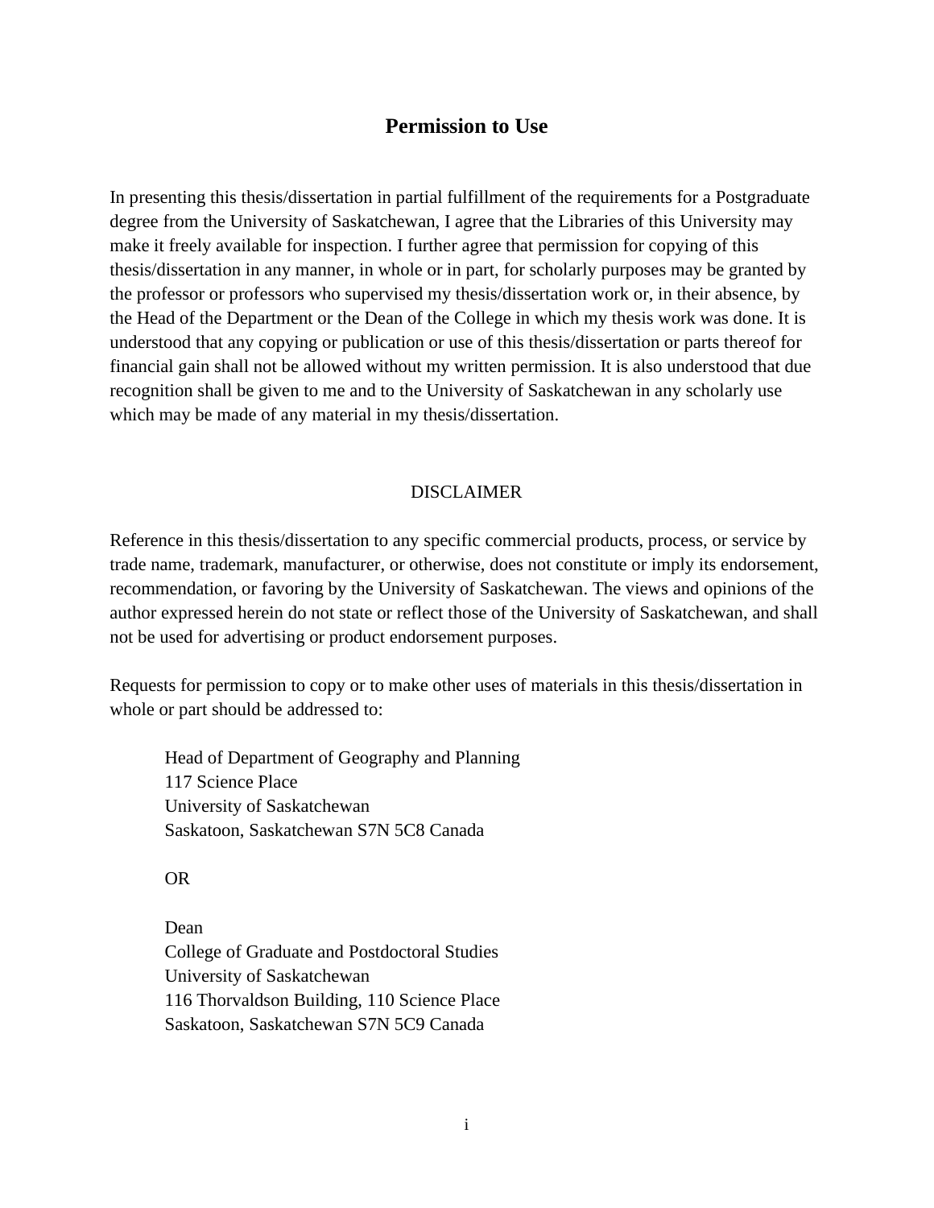# Permission to Use

In presenting this thesis/dissertation in partial fulfillment of the requirements for a Postgraduate degree from the University of Saskatchewan, I agree that the Libraries of this University may make it freely available for inspection. I further agree that permission for copying of this thesis/dissertation in any manner, in whole or in part, for scholarly purposes may be granted by the professor or professors who supervised my thesis/dissertation work or, in their absence, by the Head of the Department or the Dean of the College in which my thesis work was done. It is understood that any copying or publication or use of this thesis/dissertation or parts thereof for financial gain shall not be allowed without my written permission. It is also understood that due recognition shall be given to me and to the University of Saskatchewan in any scholarly use which may be made of any material in my thesis/dissertation.

## DISCLAIMER

Reference in this thesis/dissertation to any specific commercial products, process, or service by trade name, trademark, manufacturer, or otherwise, does not constitute or imply its endorsement, recommendation, or favoring by the University of Saskatchewan. The views and opinions of the author expressed herein do not state or reflect those of the University of Saskatchewan, and shall not be used for advertising or product endorsement purposes.

Requests for permission to copy or to make other uses of materials in this thesis/dissertation in whole or part should be addressed to:

Head of Department of Geography and Planning
117 Science Place
University of Saskatchewan
Saskatoon, Saskatchewan S7N 5C8 Canada

OR

Dean
College of Graduate and Postdoctoral Studies
University of Saskatchewan
116 Thorvaldson Building, 110 Science Place
Saskatoon, Saskatchewan S7N 5C9 Canada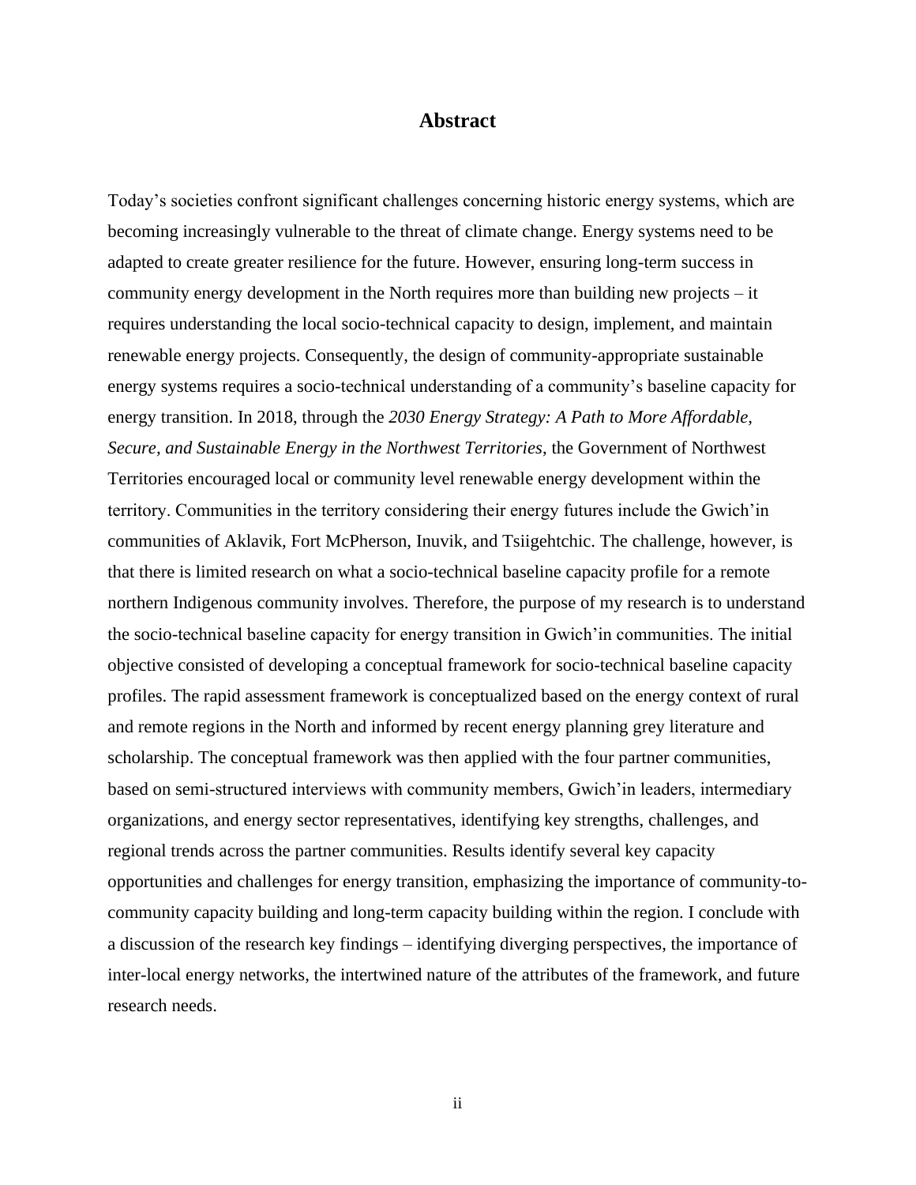# Abstract

Today's societies confront significant challenges concerning historic energy systems, which are becoming increasingly vulnerable to the threat of climate change. Energy systems need to be adapted to create greater resilience for the future. However, ensuring long-term success in community energy development in the North requires more than building new projects – it requires understanding the local socio-technical capacity to design, implement, and maintain renewable energy projects. Consequently, the design of community-appropriate sustainable energy systems requires a socio-technical understanding of a community's baseline capacity for energy transition. In 2018, through the *2030 Energy Strategy: A Path to More Affordable, Secure, and Sustainable Energy in the Northwest Territories*, the Government of Northwest Territories encouraged local or community level renewable energy development within the territory. Communities in the territory considering their energy futures include the Gwich'in communities of Aklavik, Fort McPherson, Inuvik, and Tsiigehtchic. The challenge, however, is that there is limited research on what a socio-technical baseline capacity profile for a remote northern Indigenous community involves. Therefore, the purpose of my research is to understand the socio-technical baseline capacity for energy transition in Gwich'in communities. The initial objective consisted of developing a conceptual framework for socio-technical baseline capacity profiles. The rapid assessment framework is conceptualized based on the energy context of rural and remote regions in the North and informed by recent energy planning grey literature and scholarship. The conceptual framework was then applied with the four partner communities, based on semi-structured interviews with community members, Gwich'in leaders, intermediary organizations, and energy sector representatives, identifying key strengths, challenges, and regional trends across the partner communities. Results identify several key capacity opportunities and challenges for energy transition, emphasizing the importance of community-to-community capacity building and long-term capacity building within the region. I conclude with a discussion of the research key findings – identifying diverging perspectives, the importance of inter-local energy networks, the intertwined nature of the attributes of the framework, and future research needs.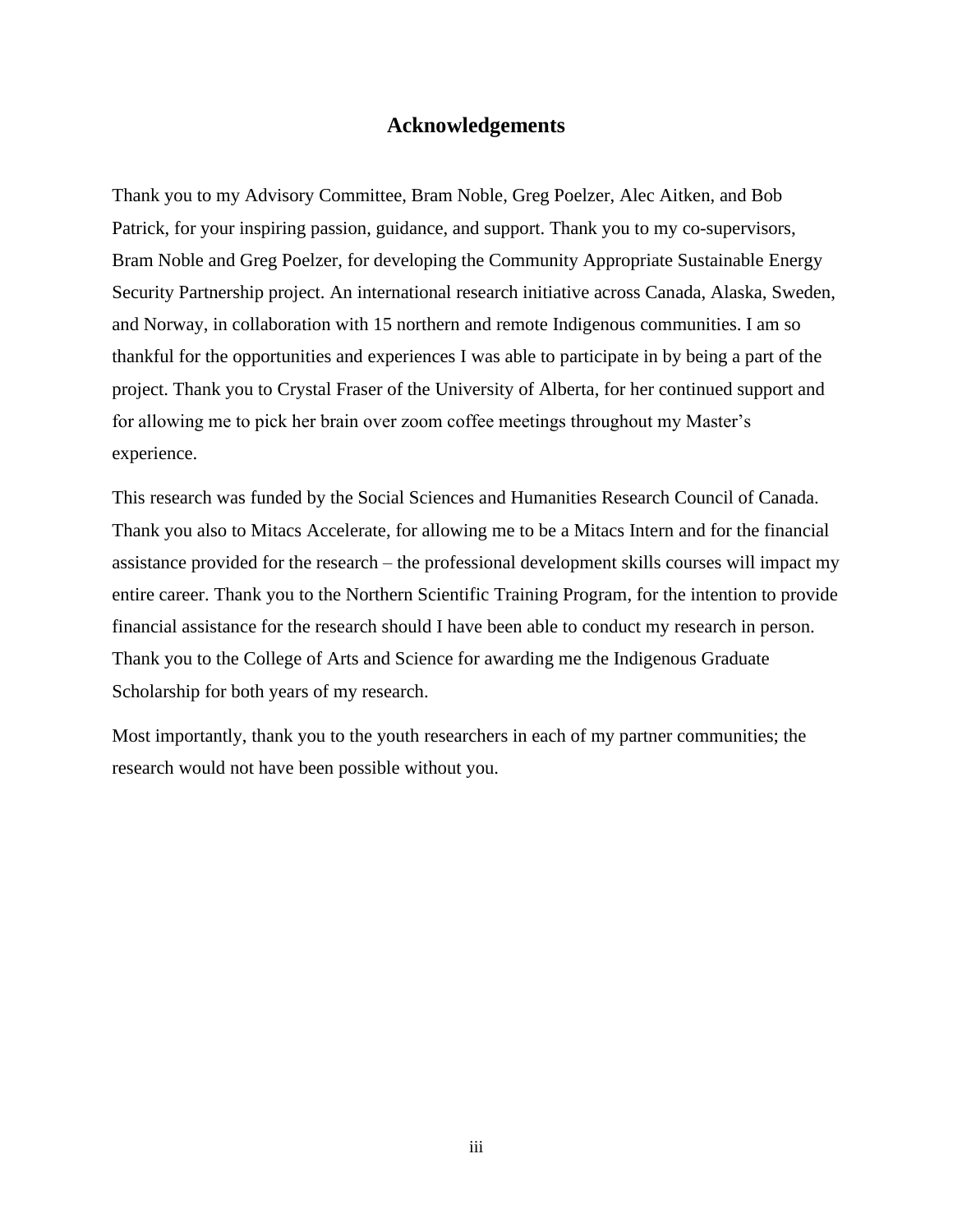# Acknowledgements

Thank you to my Advisory Committee, Bram Noble, Greg Poelzer, Alec Aitken, and Bob Patrick, for your inspiring passion, guidance, and support. Thank you to my co-supervisors, Bram Noble and Greg Poelzer, for developing the Community Appropriate Sustainable Energy Security Partnership project. An international research initiative across Canada, Alaska, Sweden, and Norway, in collaboration with 15 northern and remote Indigenous communities. I am so thankful for the opportunities and experiences I was able to participate in by being a part of the project. Thank you to Crystal Fraser of the University of Alberta, for her continued support and for allowing me to pick her brain over zoom coffee meetings throughout my Master's experience.

This research was funded by the Social Sciences and Humanities Research Council of Canada. Thank you also to Mitacs Accelerate, for allowing me to be a Mitacs Intern and for the financial assistance provided for the research – the professional development skills courses will impact my entire career. Thank you to the Northern Scientific Training Program, for the intention to provide financial assistance for the research should I have been able to conduct my research in person. Thank you to the College of Arts and Science for awarding me the Indigenous Graduate Scholarship for both years of my research.

Most importantly, thank you to the youth researchers in each of my partner communities; the research would not have been possible without you.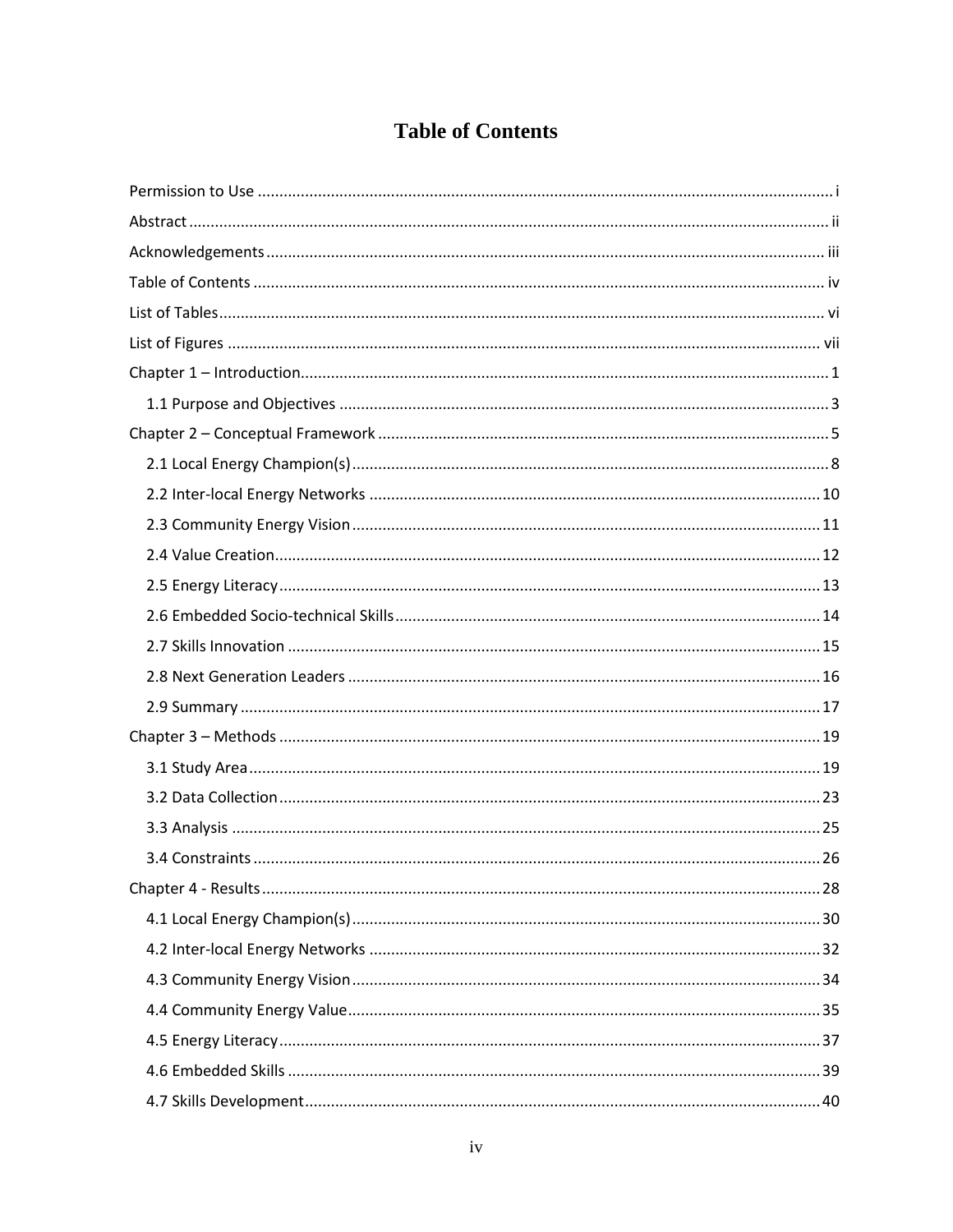# Table of Contents

Permission to Use ........................................................................................................................ i

Abstract ........................................................................................................................................ ii

Acknowledgements ..................................................................................................................... iii

Table of Contents ........................................................................................................................ iv

List of Tables ............................................................................................................................... vi

List of Figures ............................................................................................................................. vii

Chapter 1 – Introduction ............................................................................................................... 1

- 1.1 Purpose and Objectives ....................................................................................................... 3

Chapter 2 – Conceptual Framework ............................................................................................. 5

- 2.1 Local Energy Champion(s) .................................................................................................. 8
- 2.2 Inter-local Energy Networks .............................................................................................. 10
- 2.3 Community Energy Vision ................................................................................................. 11
- 2.4 Value Creation .................................................................................................................... 12
- 2.5 Energy Literacy .................................................................................................................. 13
- 2.6 Embedded Socio-technical Skills ....................................................................................... 14
- 2.7 Skills Innovation ................................................................................................................ 15
- 2.8 Next Generation Leaders .................................................................................................... 16
- 2.9 Summary ............................................................................................................................ 17

Chapter 3 – Methods ................................................................................................................... 19

- 3.1 Study Area .......................................................................................................................... 19
- 3.2 Data Collection ................................................................................................................... 23
- 3.3 Analysis .............................................................................................................................. 25
- 3.4 Constraints .......................................................................................................................... 26

Chapter 4 - Results ...................................................................................................................... 28

- 4.1 Local Energy Champion(s) ................................................................................................. 30
- 4.2 Inter-local Energy Networks .............................................................................................. 32
- 4.3 Community Energy Vision ................................................................................................. 34
- 4.4 Community Energy Value .................................................................................................. 35
- 4.5 Energy Literacy .................................................................................................................. 37
- 4.6 Embedded Skills ................................................................................................................. 39
- 4.7 Skills Development ............................................................................................................. 40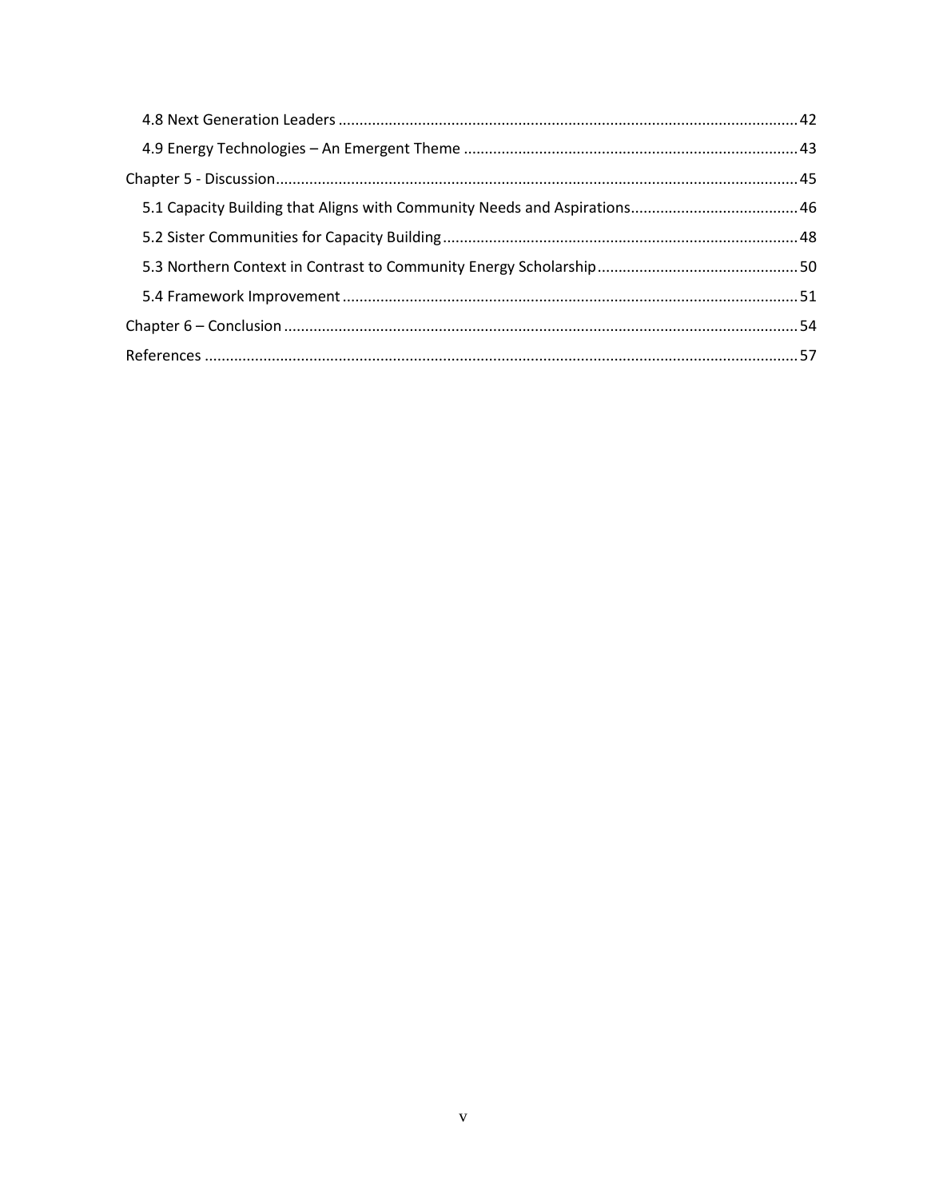4.8 Next Generation Leaders ........................................................................................................... 42

4.9 Energy Technologies – An Emergent Theme ............................................................................... 43

Chapter 5 - Discussion ......................................................................................................................... 45

5.1 Capacity Building that Aligns with Community Needs and Aspirations ....................................... 46

5.2 Sister Communities for Capacity Building .................................................................................... 48

5.3 Northern Context in Contrast to Community Energy Scholarship ............................................... 50

5.4 Framework Improvement ............................................................................................................. 51

Chapter 6 – Conclusion ........................................................................................................................ 54

References ........................................................................................................................................... 57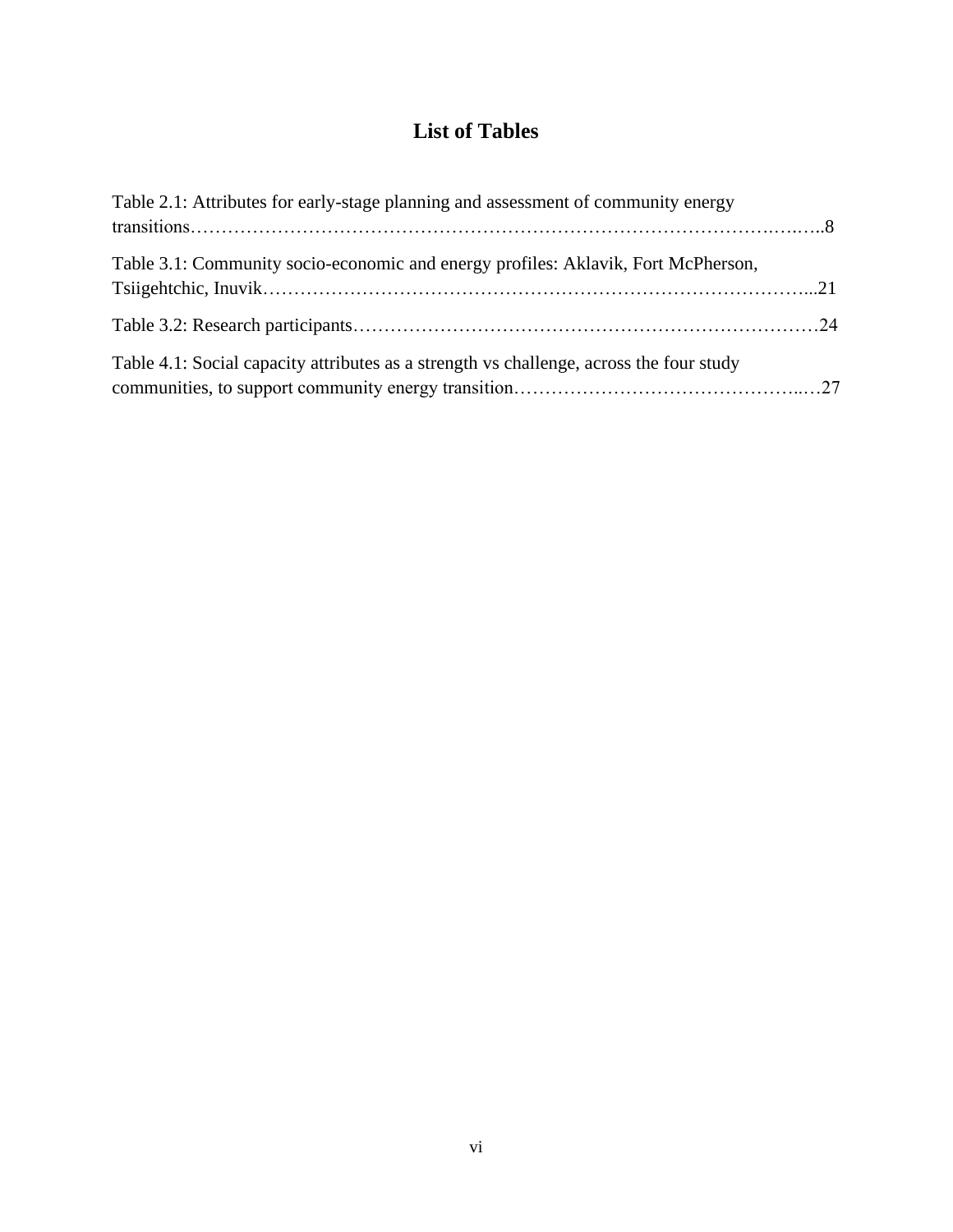# List of Tables

Table 2.1: Attributes for early-stage planning and assessment of community energy transitions……………………………………………………………………………….….…..8

Table 3.1: Community socio-economic and energy profiles: Aklavik, Fort McPherson, Tsiigehtchic, Inuvik…………………………………………………………………………...21

Table 3.2: Research participants…………………………………………………………………24

Table 4.1: Social capacity attributes as a strength vs challenge, across the four study communities, to support community energy transition………………………………………..…27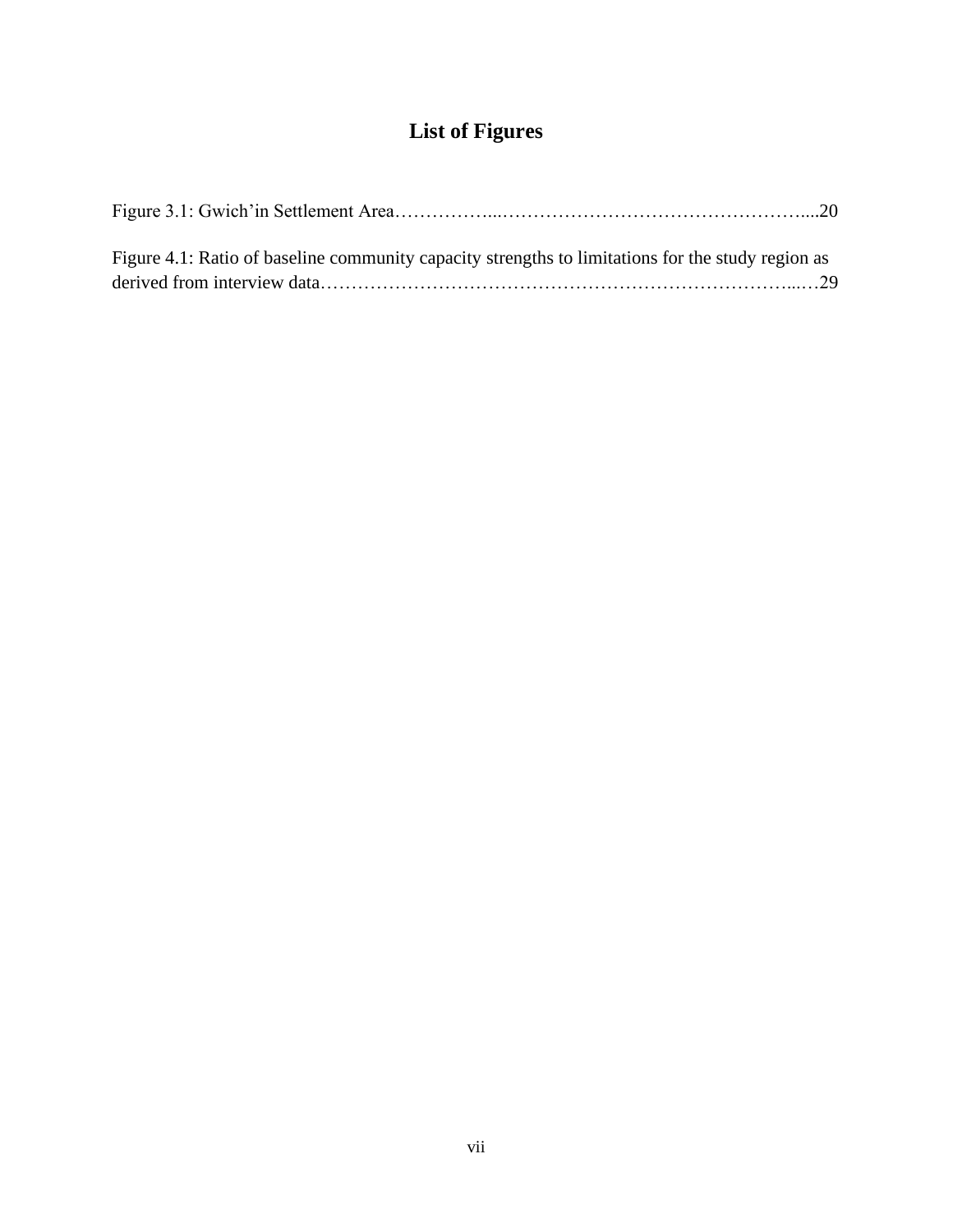# List of Figures

Figure 3.1: Gwich'in Settlement Area……………...…………………………………………....20

Figure 4.1: Ratio of baseline community capacity strengths to limitations for the study region as derived from interview data…………………………………………………………………...…29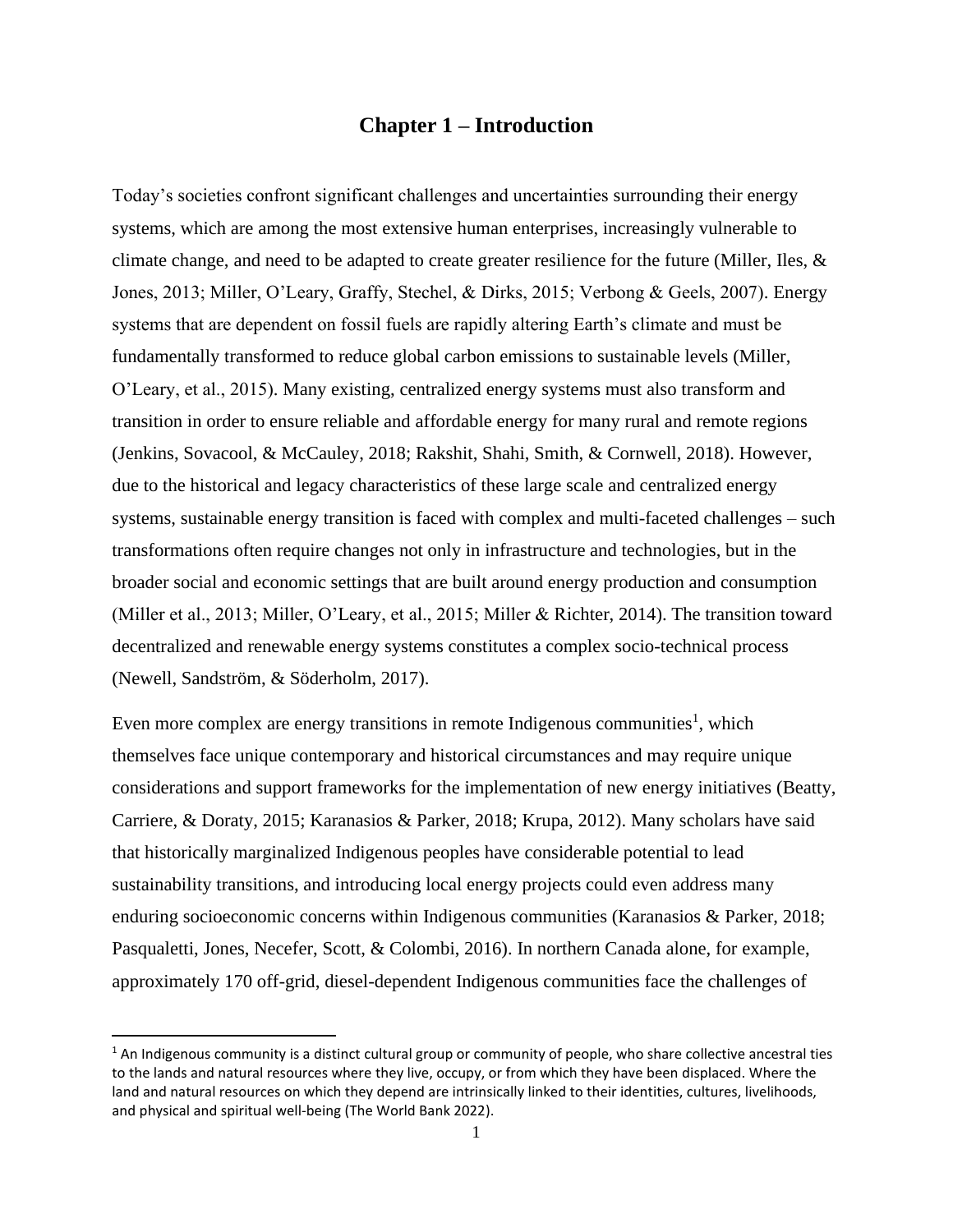# Chapter 1 – Introduction

Today's societies confront significant challenges and uncertainties surrounding their energy systems, which are among the most extensive human enterprises, increasingly vulnerable to climate change, and need to be adapted to create greater resilience for the future (Miller, Iles, & Jones, 2013; Miller, O'Leary, Graffy, Stechel, & Dirks, 2015; Verbong & Geels, 2007). Energy systems that are dependent on fossil fuels are rapidly altering Earth's climate and must be fundamentally transformed to reduce global carbon emissions to sustainable levels (Miller, O'Leary, et al., 2015). Many existing, centralized energy systems must also transform and transition in order to ensure reliable and affordable energy for many rural and remote regions (Jenkins, Sovacool, & McCauley, 2018; Rakshit, Shahi, Smith, & Cornwell, 2018). However, due to the historical and legacy characteristics of these large scale and centralized energy systems, sustainable energy transition is faced with complex and multi-faceted challenges – such transformations often require changes not only in infrastructure and technologies, but in the broader social and economic settings that are built around energy production and consumption (Miller et al., 2013; Miller, O'Leary, et al., 2015; Miller & Richter, 2014). The transition toward decentralized and renewable energy systems constitutes a complex socio-technical process (Newell, Sandström, & Söderholm, 2017).

Even more complex are energy transitions in remote Indigenous communities[1], which themselves face unique contemporary and historical circumstances and may require unique considerations and support frameworks for the implementation of new energy initiatives (Beatty, Carriere, & Doraty, 2015; Karanasios & Parker, 2018; Krupa, 2012). Many scholars have said that historically marginalized Indigenous peoples have considerable potential to lead sustainability transitions, and introducing local energy projects could even address many enduring socioeconomic concerns within Indigenous communities (Karanasios & Parker, 2018; Pasqualetti, Jones, Necefer, Scott, & Colombi, 2016). In northern Canada alone, for example, approximately 170 off-grid, diesel-dependent Indigenous communities face the challenges of

[1] An Indigenous community is a distinct cultural group or community of people, who share collective ancestral ties to the lands and natural resources where they live, occupy, or from which they have been displaced. Where the land and natural resources on which they depend are intrinsically linked to their identities, cultures, livelihoods, and physical and spiritual well-being (The World Bank 2022).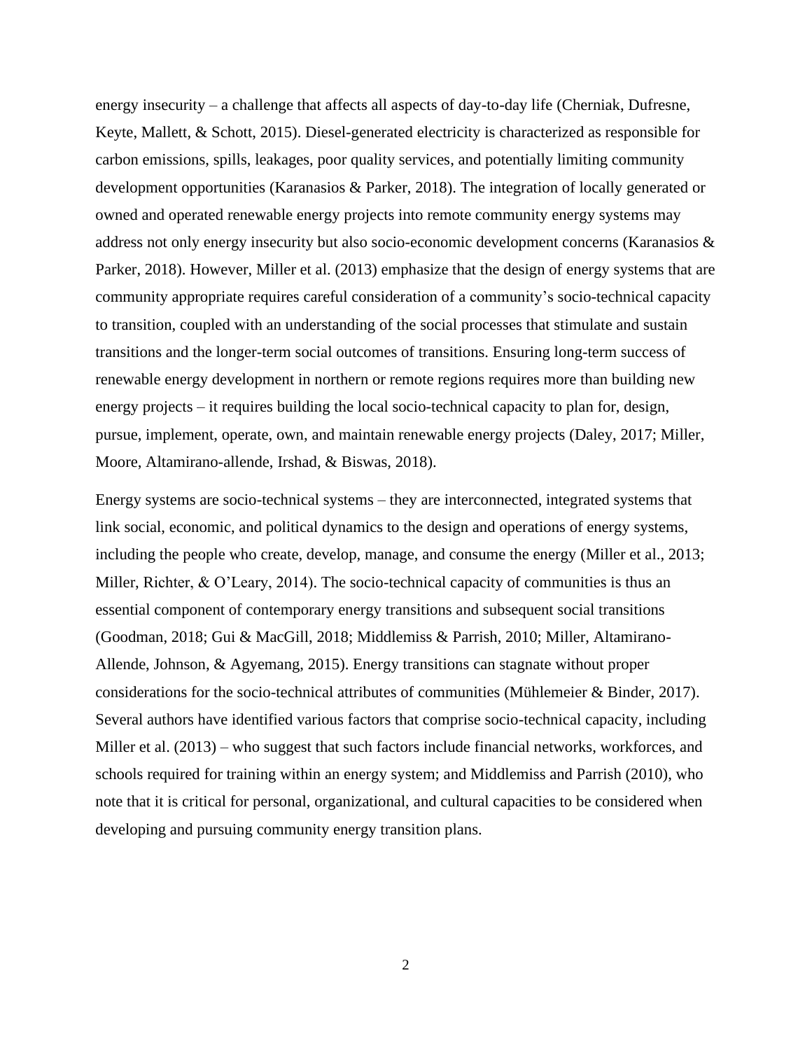energy insecurity – a challenge that affects all aspects of day-to-day life (Cherniak, Dufresne, Keyte, Mallett, & Schott, 2015). Diesel-generated electricity is characterized as responsible for carbon emissions, spills, leakages, poor quality services, and potentially limiting community development opportunities (Karanasios & Parker, 2018). The integration of locally generated or owned and operated renewable energy projects into remote community energy systems may address not only energy insecurity but also socio-economic development concerns (Karanasios & Parker, 2018). However, Miller et al. (2013) emphasize that the design of energy systems that are community appropriate requires careful consideration of a community's socio-technical capacity to transition, coupled with an understanding of the social processes that stimulate and sustain transitions and the longer-term social outcomes of transitions. Ensuring long-term success of renewable energy development in northern or remote regions requires more than building new energy projects – it requires building the local socio-technical capacity to plan for, design, pursue, implement, operate, own, and maintain renewable energy projects (Daley, 2017; Miller, Moore, Altamirano-allende, Irshad, & Biswas, 2018).

Energy systems are socio-technical systems – they are interconnected, integrated systems that link social, economic, and political dynamics to the design and operations of energy systems, including the people who create, develop, manage, and consume the energy (Miller et al., 2013; Miller, Richter, & O'Leary, 2014). The socio-technical capacity of communities is thus an essential component of contemporary energy transitions and subsequent social transitions (Goodman, 2018; Gui & MacGill, 2018; Middlemiss & Parrish, 2010; Miller, Altamirano-Allende, Johnson, & Agyemang, 2015). Energy transitions can stagnate without proper considerations for the socio-technical attributes of communities (Mühlemeier & Binder, 2017). Several authors have identified various factors that comprise socio-technical capacity, including Miller et al. (2013) – who suggest that such factors include financial networks, workforces, and schools required for training within an energy system; and Middlemiss and Parrish (2010), who note that it is critical for personal, organizational, and cultural capacities to be considered when developing and pursuing community energy transition plans.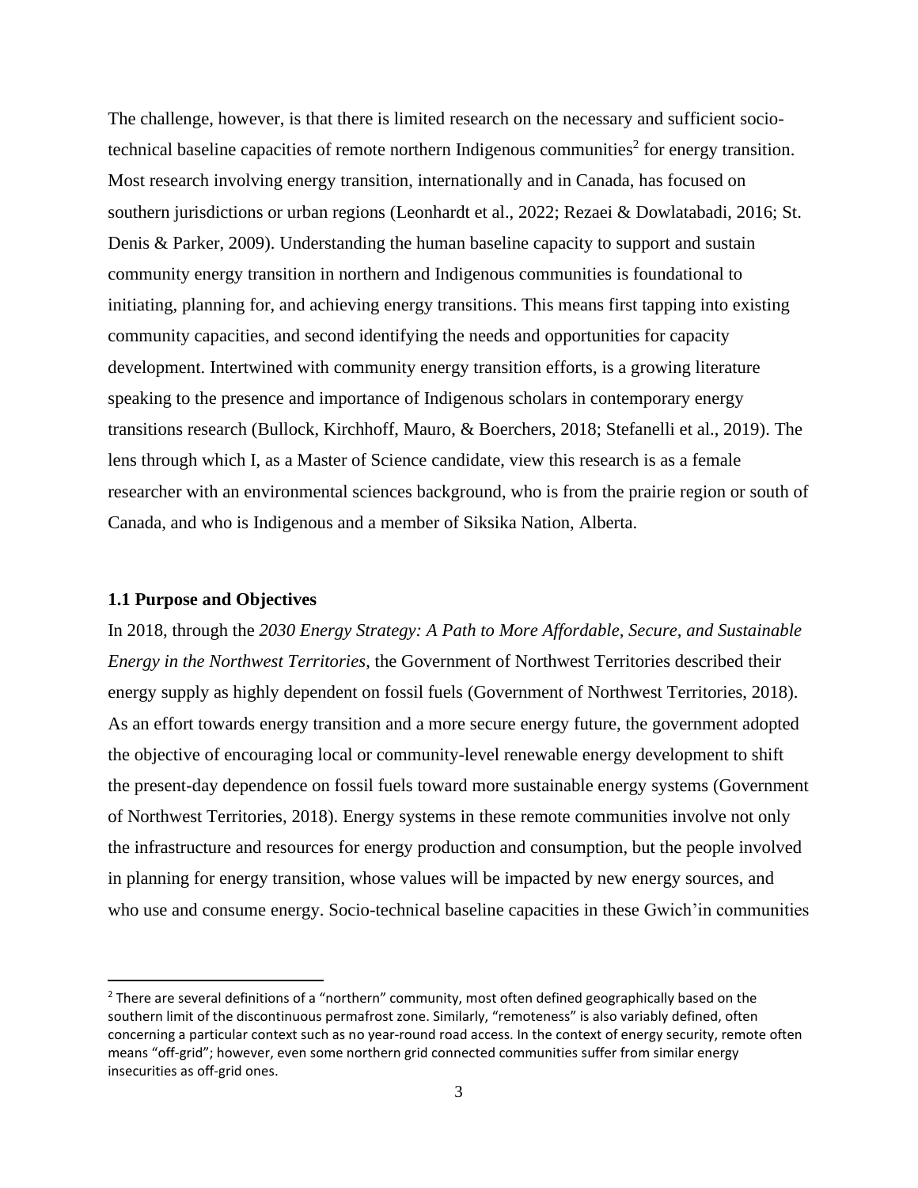The challenge, however, is that there is limited research on the necessary and sufficient socio-technical baseline capacities of remote northern Indigenous communities[2] for energy transition. Most research involving energy transition, internationally and in Canada, has focused on southern jurisdictions or urban regions (Leonhardt et al., 2022; Rezaei & Dowlatabadi, 2016; St. Denis & Parker, 2009). Understanding the human baseline capacity to support and sustain community energy transition in northern and Indigenous communities is foundational to initiating, planning for, and achieving energy transitions. This means first tapping into existing community capacities, and second identifying the needs and opportunities for capacity development. Intertwined with community energy transition efforts, is a growing literature speaking to the presence and importance of Indigenous scholars in contemporary energy transitions research (Bullock, Kirchhoff, Mauro, & Boerchers, 2018; Stefanelli et al., 2019). The lens through which I, as a Master of Science candidate, view this research is as a female researcher with an environmental sciences background, who is from the prairie region or south of Canada, and who is Indigenous and a member of Siksika Nation, Alberta.

## 1.1 Purpose and Objectives

In 2018, through the *2030 Energy Strategy: A Path to More Affordable, Secure, and Sustainable Energy in the Northwest Territories*, the Government of Northwest Territories described their energy supply as highly dependent on fossil fuels (Government of Northwest Territories, 2018). As an effort towards energy transition and a more secure energy future, the government adopted the objective of encouraging local or community-level renewable energy development to shift the present-day dependence on fossil fuels toward more sustainable energy systems (Government of Northwest Territories, 2018). Energy systems in these remote communities involve not only the infrastructure and resources for energy production and consumption, but the people involved in planning for energy transition, whose values will be impacted by new energy sources, and who use and consume energy. Socio-technical baseline capacities in these Gwich'in communities

[2] There are several definitions of a "northern" community, most often defined geographically based on the southern limit of the discontinuous permafrost zone. Similarly, "remoteness" is also variably defined, often concerning a particular context such as no year-round road access. In the context of energy security, remote often means "off-grid"; however, even some northern grid connected communities suffer from similar energy insecurities as off-grid ones.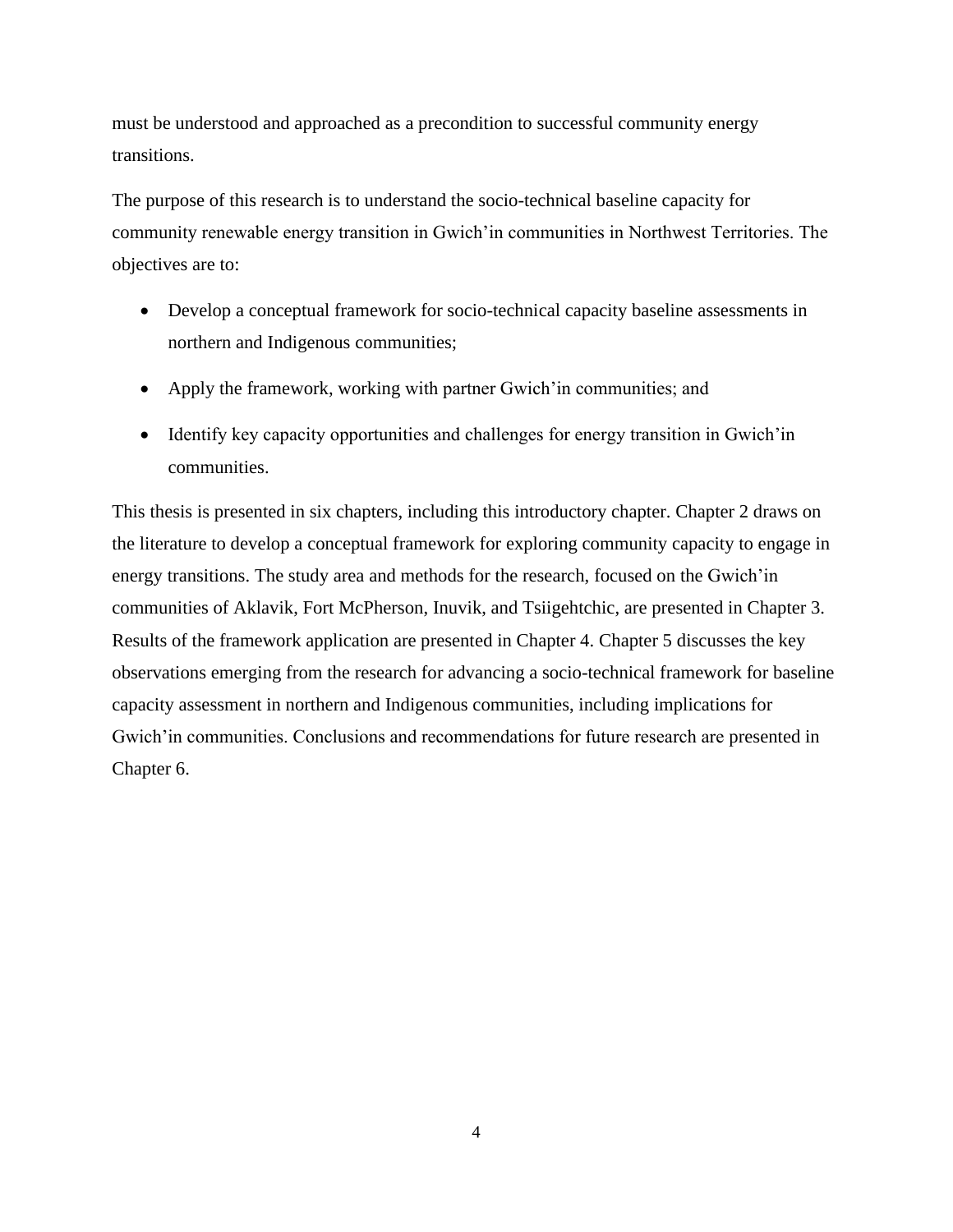must be understood and approached as a precondition to successful community energy transitions.

The purpose of this research is to understand the socio-technical baseline capacity for community renewable energy transition in Gwich'in communities in Northwest Territories. The objectives are to:

- Develop a conceptual framework for socio-technical capacity baseline assessments in northern and Indigenous communities;
- Apply the framework, working with partner Gwich'in communities; and
- Identify key capacity opportunities and challenges for energy transition in Gwich'in communities.

This thesis is presented in six chapters, including this introductory chapter. Chapter 2 draws on the literature to develop a conceptual framework for exploring community capacity to engage in energy transitions. The study area and methods for the research, focused on the Gwich'in communities of Aklavik, Fort McPherson, Inuvik, and Tsiigehtchic, are presented in Chapter 3. Results of the framework application are presented in Chapter 4. Chapter 5 discusses the key observations emerging from the research for advancing a socio-technical framework for baseline capacity assessment in northern and Indigenous communities, including implications for Gwich'in communities. Conclusions and recommendations for future research are presented in Chapter 6.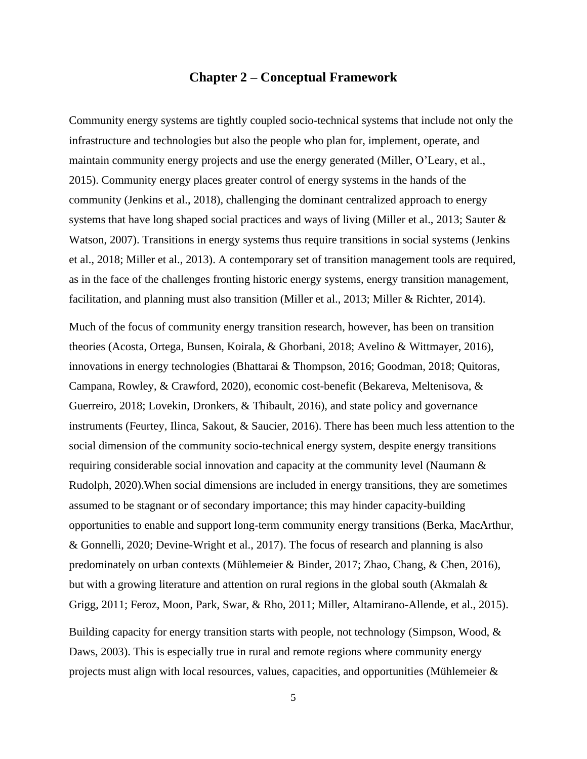# Chapter 2 – Conceptual Framework

Community energy systems are tightly coupled socio-technical systems that include not only the infrastructure and technologies but also the people who plan for, implement, operate, and maintain community energy projects and use the energy generated (Miller, O'Leary, et al., 2015). Community energy places greater control of energy systems in the hands of the community (Jenkins et al., 2018), challenging the dominant centralized approach to energy systems that have long shaped social practices and ways of living (Miller et al., 2013; Sauter & Watson, 2007). Transitions in energy systems thus require transitions in social systems (Jenkins et al., 2018; Miller et al., 2013). A contemporary set of transition management tools are required, as in the face of the challenges fronting historic energy systems, energy transition management, facilitation, and planning must also transition (Miller et al., 2013; Miller & Richter, 2014).

Much of the focus of community energy transition research, however, has been on transition theories (Acosta, Ortega, Bunsen, Koirala, & Ghorbani, 2018; Avelino & Wittmayer, 2016), innovations in energy technologies (Bhattarai & Thompson, 2016; Goodman, 2018; Quitoras, Campana, Rowley, & Crawford, 2020), economic cost-benefit (Bekareva, Meltenisova, & Guerreiro, 2018; Lovekin, Dronkers, & Thibault, 2016), and state policy and governance instruments (Feurtey, Ilinca, Sakout, & Saucier, 2016). There has been much less attention to the social dimension of the community socio-technical energy system, despite energy transitions requiring considerable social innovation and capacity at the community level (Naumann & Rudolph, 2020).When social dimensions are included in energy transitions, they are sometimes assumed to be stagnant or of secondary importance; this may hinder capacity-building opportunities to enable and support long-term community energy transitions (Berka, MacArthur, & Gonnelli, 2020; Devine-Wright et al., 2017). The focus of research and planning is also predominately on urban contexts (Mühlemeier & Binder, 2017; Zhao, Chang, & Chen, 2016), but with a growing literature and attention on rural regions in the global south (Akmalah & Grigg, 2011; Feroz, Moon, Park, Swar, & Rho, 2011; Miller, Altamirano-Allende, et al., 2015).

Building capacity for energy transition starts with people, not technology (Simpson, Wood, & Daws, 2003). This is especially true in rural and remote regions where community energy projects must align with local resources, values, capacities, and opportunities (Mühlemeier &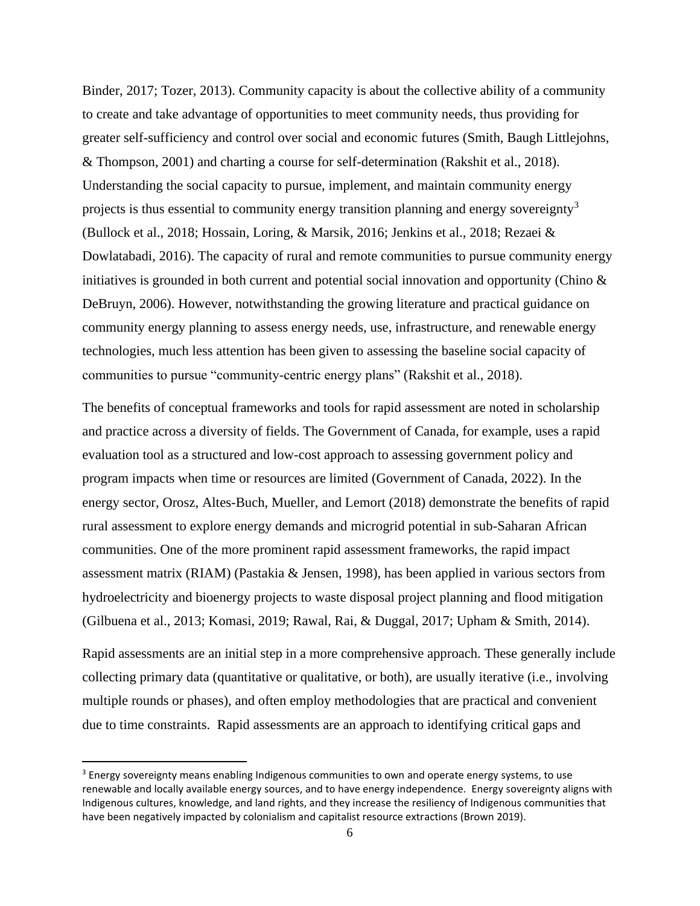Binder, 2017; Tozer, 2013). Community capacity is about the collective ability of a community to create and take advantage of opportunities to meet community needs, thus providing for greater self-sufficiency and control over social and economic futures (Smith, Baugh Littlejohns, & Thompson, 2001) and charting a course for self-determination (Rakshit et al., 2018). Understanding the social capacity to pursue, implement, and maintain community energy projects is thus essential to community energy transition planning and energy sovereignty[3] (Bullock et al., 2018; Hossain, Loring, & Marsik, 2016; Jenkins et al., 2018; Rezaei & Dowlatabadi, 2016). The capacity of rural and remote communities to pursue community energy initiatives is grounded in both current and potential social innovation and opportunity (Chino & DeBruyn, 2006). However, notwithstanding the growing literature and practical guidance on community energy planning to assess energy needs, use, infrastructure, and renewable energy technologies, much less attention has been given to assessing the baseline social capacity of communities to pursue "community-centric energy plans" (Rakshit et al., 2018).

The benefits of conceptual frameworks and tools for rapid assessment are noted in scholarship and practice across a diversity of fields. The Government of Canada, for example, uses a rapid evaluation tool as a structured and low-cost approach to assessing government policy and program impacts when time or resources are limited (Government of Canada, 2022). In the energy sector, Orosz, Altes-Buch, Mueller, and Lemort (2018) demonstrate the benefits of rapid rural assessment to explore energy demands and microgrid potential in sub-Saharan African communities. One of the more prominent rapid assessment frameworks, the rapid impact assessment matrix (RIAM) (Pastakia & Jensen, 1998), has been applied in various sectors from hydroelectricity and bioenergy projects to waste disposal project planning and flood mitigation (Gilbuena et al., 2013; Komasi, 2019; Rawal, Rai, & Duggal, 2017; Upham & Smith, 2014).

Rapid assessments are an initial step in a more comprehensive approach. These generally include collecting primary data (quantitative or qualitative, or both), are usually iterative (i.e., involving multiple rounds or phases), and often employ methodologies that are practical and convenient due to time constraints. Rapid assessments are an approach to identifying critical gaps and

---

[3] Energy sovereignty means enabling Indigenous communities to own and operate energy systems, to use renewable and locally available energy sources, and to have energy independence. Energy sovereignty aligns with Indigenous cultures, knowledge, and land rights, and they increase the resiliency of Indigenous communities that have been negatively impacted by colonialism and capitalist resource extractions (Brown 2019).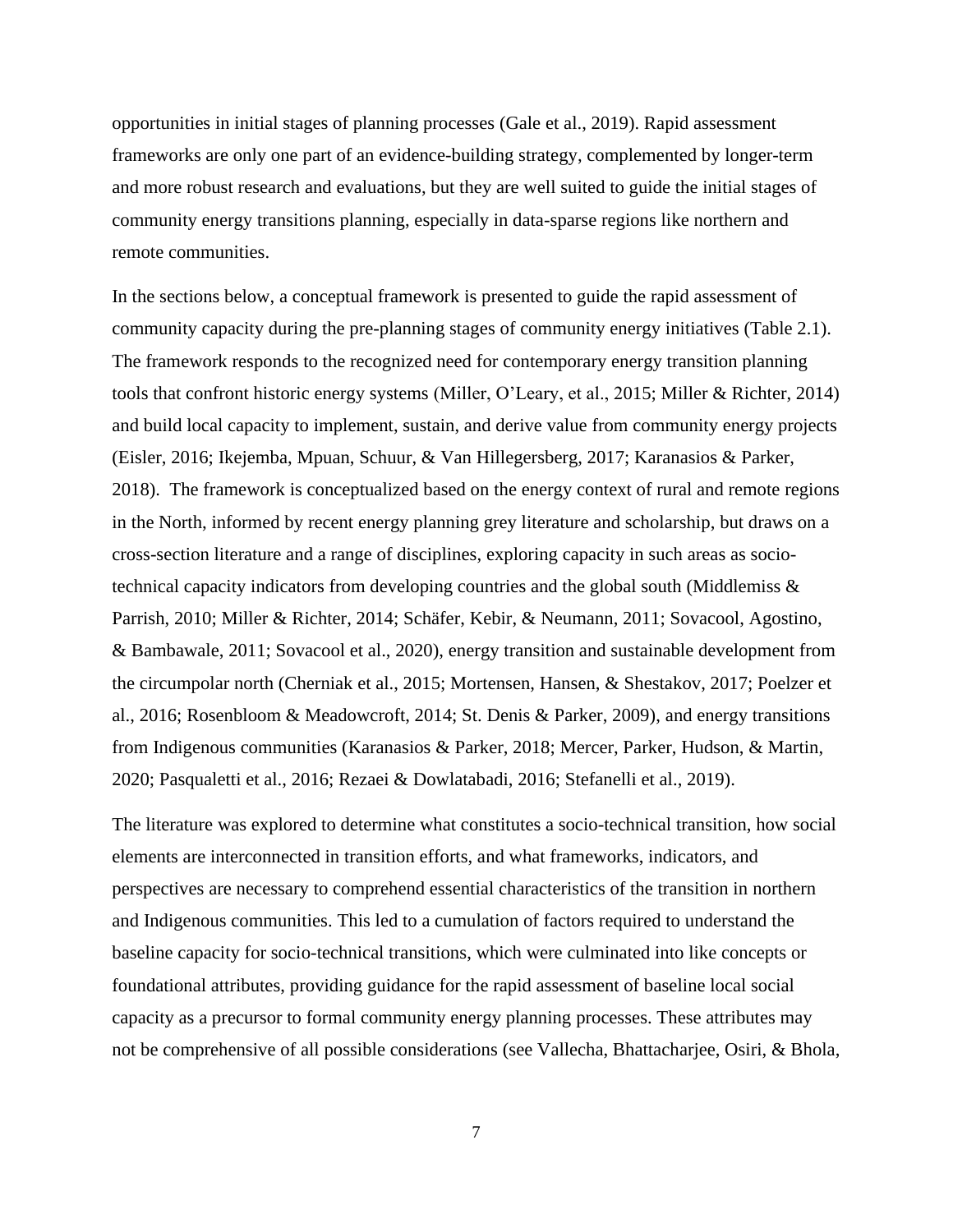opportunities in initial stages of planning processes (Gale et al., 2019). Rapid assessment frameworks are only one part of an evidence-building strategy, complemented by longer-term and more robust research and evaluations, but they are well suited to guide the initial stages of community energy transitions planning, especially in data-sparse regions like northern and remote communities.

In the sections below, a conceptual framework is presented to guide the rapid assessment of community capacity during the pre-planning stages of community energy initiatives (Table 2.1). The framework responds to the recognized need for contemporary energy transition planning tools that confront historic energy systems (Miller, O'Leary, et al., 2015; Miller & Richter, 2014) and build local capacity to implement, sustain, and derive value from community energy projects (Eisler, 2016; Ikejemba, Mpuan, Schuur, & Van Hillegersberg, 2017; Karanasios & Parker, 2018). The framework is conceptualized based on the energy context of rural and remote regions in the North, informed by recent energy planning grey literature and scholarship, but draws on a cross-section literature and a range of disciplines, exploring capacity in such areas as socio-technical capacity indicators from developing countries and the global south (Middlemiss & Parrish, 2010; Miller & Richter, 2014; Schäfer, Kebir, & Neumann, 2011; Sovacool, Agostino, & Bambawale, 2011; Sovacool et al., 2020), energy transition and sustainable development from the circumpolar north (Cherniak et al., 2015; Mortensen, Hansen, & Shestakov, 2017; Poelzer et al., 2016; Rosenbloom & Meadowcroft, 2014; St. Denis & Parker, 2009), and energy transitions from Indigenous communities (Karanasios & Parker, 2018; Mercer, Parker, Hudson, & Martin, 2020; Pasqualetti et al., 2016; Rezaei & Dowlatabadi, 2016; Stefanelli et al., 2019).

The literature was explored to determine what constitutes a socio-technical transition, how social elements are interconnected in transition efforts, and what frameworks, indicators, and perspectives are necessary to comprehend essential characteristics of the transition in northern and Indigenous communities. This led to a cumulation of factors required to understand the baseline capacity for socio-technical transitions, which were culminated into like concepts or foundational attributes, providing guidance for the rapid assessment of baseline local social capacity as a precursor to formal community energy planning processes. These attributes may not be comprehensive of all possible considerations (see Vallecha, Bhattacharjee, Osiri, & Bhola,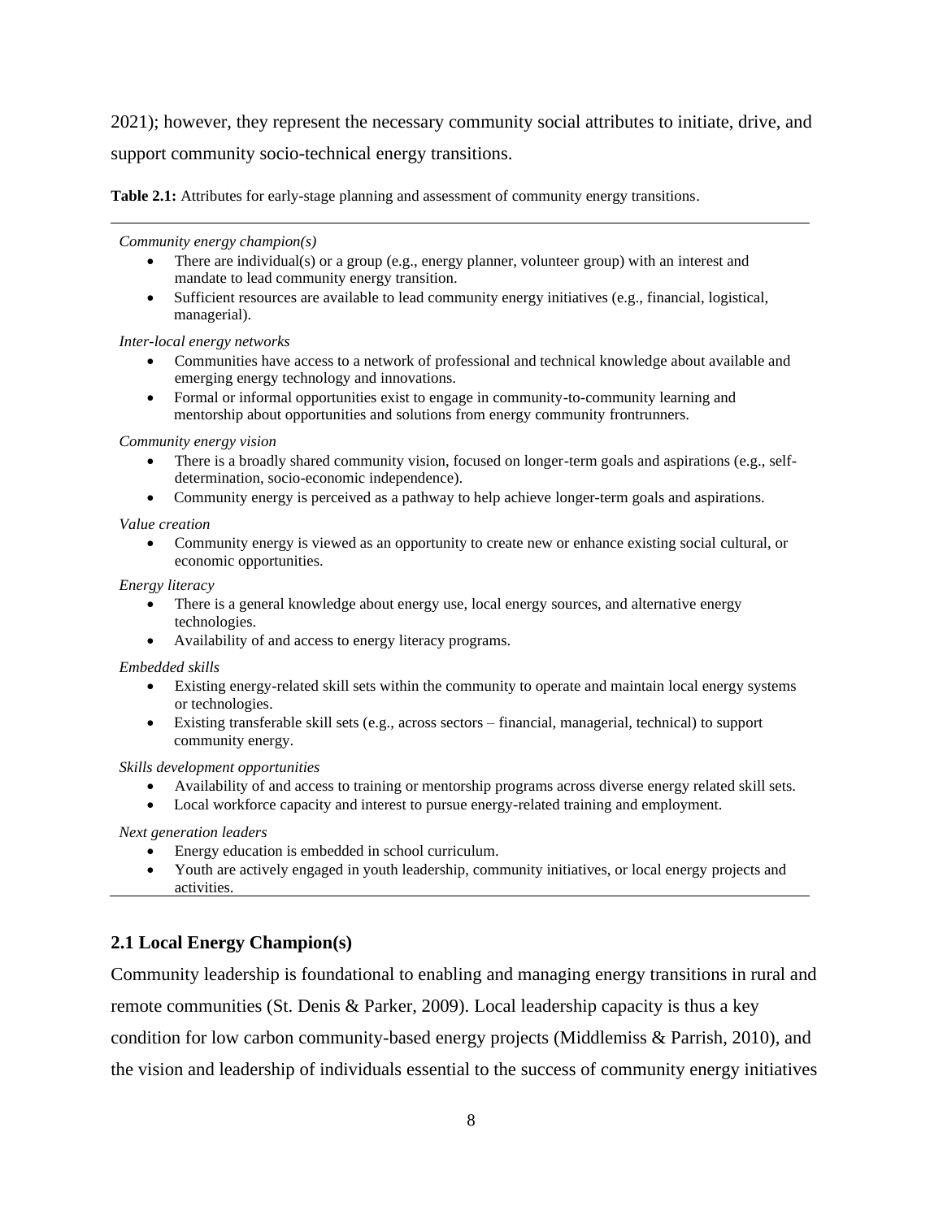2021); however, they represent the necessary community social attributes to initiate, drive, and support community socio-technical energy transitions.

**Table 2.1:** Attributes for early-stage planning and assessment of community energy transitions.

*Community energy champion(s)*

- There are individual(s) or a group (e.g., energy planner, volunteer group) with an interest and mandate to lead community energy transition.
- Sufficient resources are available to lead community energy initiatives (e.g., financial, logistical, managerial).

*Inter-local energy networks*

- Communities have access to a network of professional and technical knowledge about available and emerging energy technology and innovations.
- Formal or informal opportunities exist to engage in community-to-community learning and mentorship about opportunities and solutions from energy community frontrunners.

*Community energy vision*

- There is a broadly shared community vision, focused on longer-term goals and aspirations (e.g., self-determination, socio-economic independence).
- Community energy is perceived as a pathway to help achieve longer-term goals and aspirations.

*Value creation*

- Community energy is viewed as an opportunity to create new or enhance existing social cultural, or economic opportunities.

*Energy literacy*

- There is a general knowledge about energy use, local energy sources, and alternative energy technologies.
- Availability of and access to energy literacy programs.

*Embedded skills*

- Existing energy-related skill sets within the community to operate and maintain local energy systems or technologies.
- Existing transferable skill sets (e.g., across sectors – financial, managerial, technical) to support community energy.

*Skills development opportunities*

- Availability of and access to training or mentorship programs across diverse energy related skill sets.
- Local workforce capacity and interest to pursue energy-related training and employment.

*Next generation leaders*

- Energy education is embedded in school curriculum.
- Youth are actively engaged in youth leadership, community initiatives, or local energy projects and activities.

## 2.1 Local Energy Champion(s)

Community leadership is foundational to enabling and managing energy transitions in rural and remote communities (St. Denis & Parker, 2009). Local leadership capacity is thus a key condition for low carbon community-based energy projects (Middlemiss & Parrish, 2010), and the vision and leadership of individuals essential to the success of community energy initiatives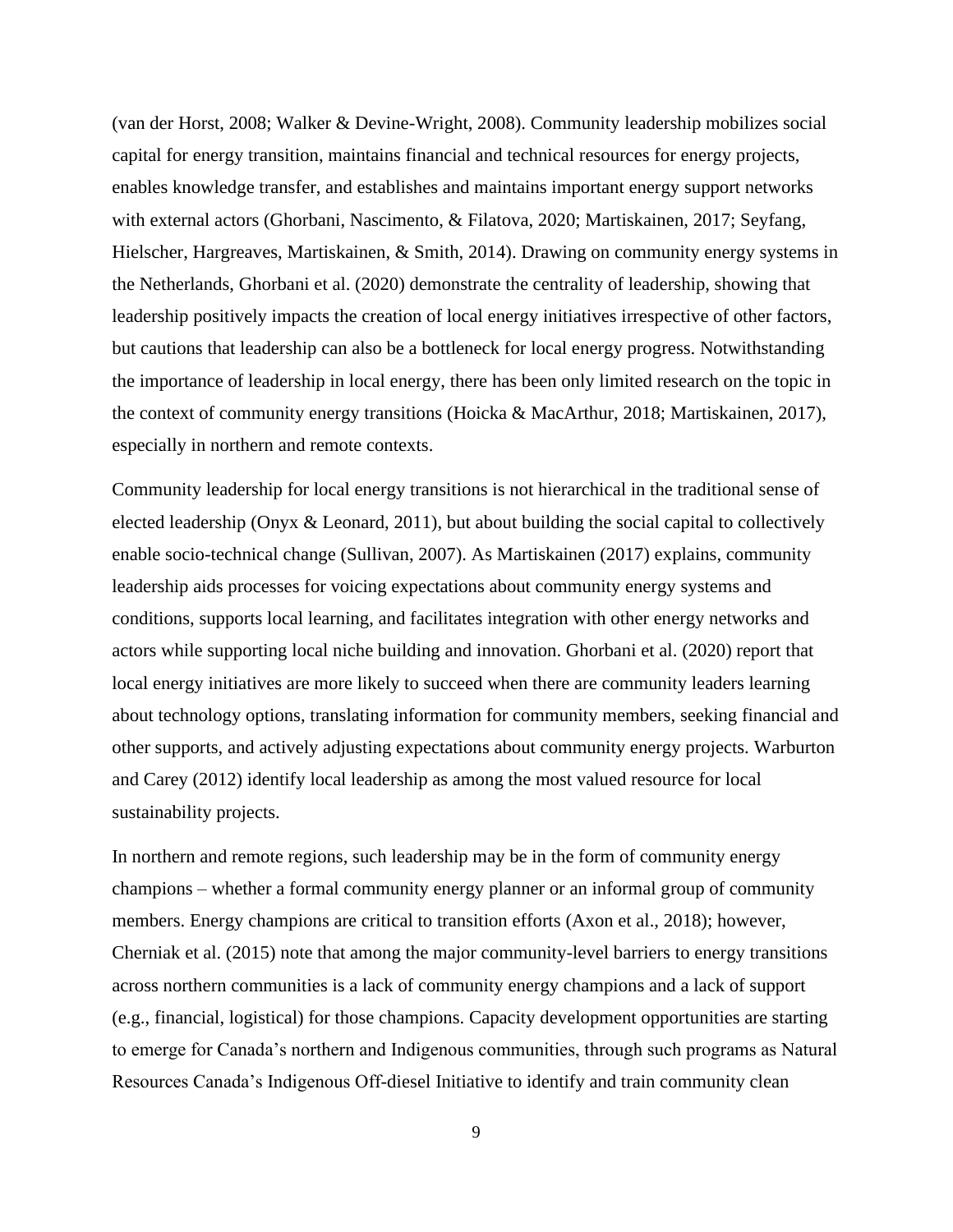(van der Horst, 2008; Walker & Devine-Wright, 2008). Community leadership mobilizes social capital for energy transition, maintains financial and technical resources for energy projects, enables knowledge transfer, and establishes and maintains important energy support networks with external actors (Ghorbani, Nascimento, & Filatova, 2020; Martiskainen, 2017; Seyfang, Hielscher, Hargreaves, Martiskainen, & Smith, 2014). Drawing on community energy systems in the Netherlands, Ghorbani et al. (2020) demonstrate the centrality of leadership, showing that leadership positively impacts the creation of local energy initiatives irrespective of other factors, but cautions that leadership can also be a bottleneck for local energy progress. Notwithstanding the importance of leadership in local energy, there has been only limited research on the topic in the context of community energy transitions (Hoicka & MacArthur, 2018; Martiskainen, 2017), especially in northern and remote contexts.

Community leadership for local energy transitions is not hierarchical in the traditional sense of elected leadership (Onyx & Leonard, 2011), but about building the social capital to collectively enable socio-technical change (Sullivan, 2007). As Martiskainen (2017) explains, community leadership aids processes for voicing expectations about community energy systems and conditions, supports local learning, and facilitates integration with other energy networks and actors while supporting local niche building and innovation. Ghorbani et al. (2020) report that local energy initiatives are more likely to succeed when there are community leaders learning about technology options, translating information for community members, seeking financial and other supports, and actively adjusting expectations about community energy projects. Warburton and Carey (2012) identify local leadership as among the most valued resource for local sustainability projects.

In northern and remote regions, such leadership may be in the form of community energy champions – whether a formal community energy planner or an informal group of community members. Energy champions are critical to transition efforts (Axon et al., 2018); however, Cherniak et al. (2015) note that among the major community-level barriers to energy transitions across northern communities is a lack of community energy champions and a lack of support (e.g., financial, logistical) for those champions. Capacity development opportunities are starting to emerge for Canada's northern and Indigenous communities, through such programs as Natural Resources Canada's Indigenous Off-diesel Initiative to identify and train community clean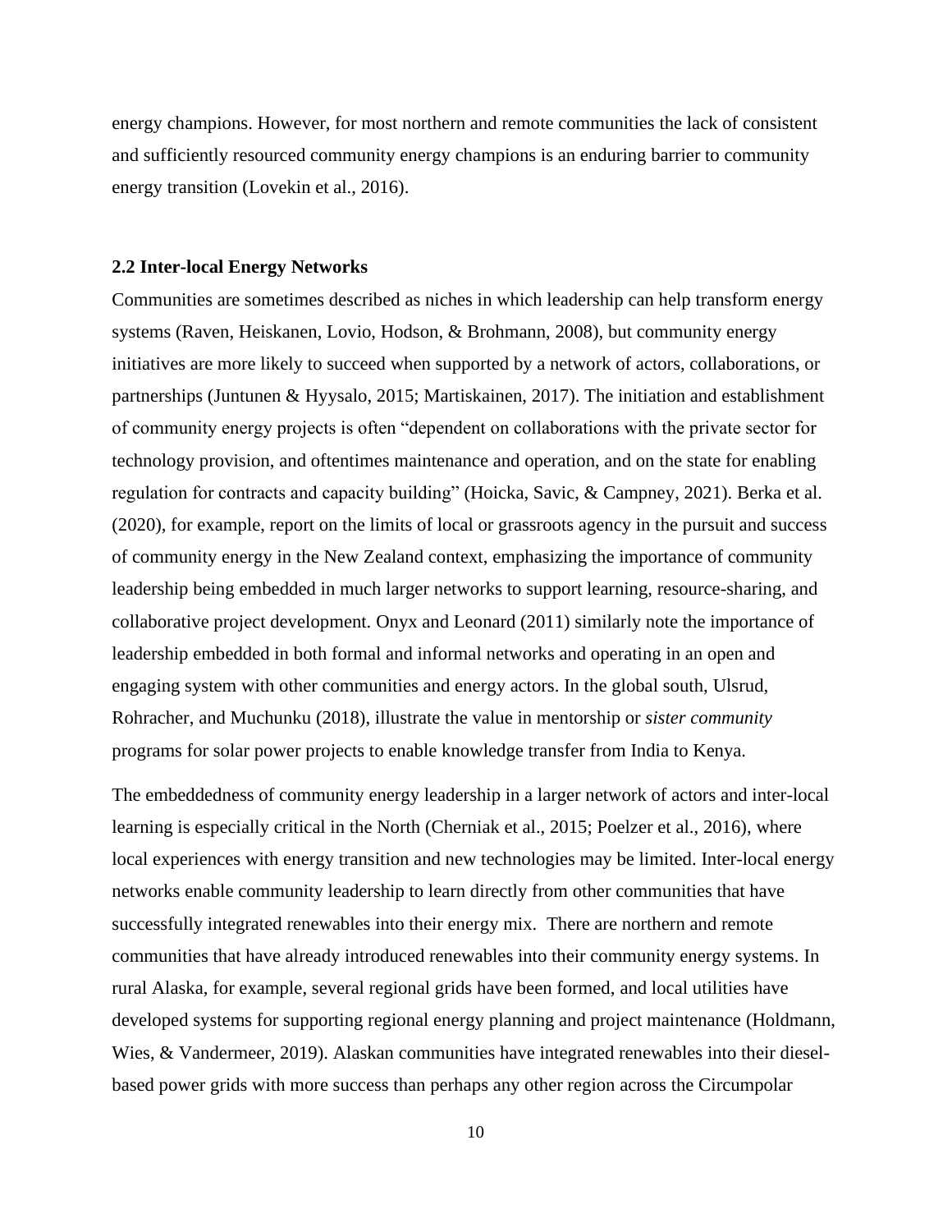energy champions. However, for most northern and remote communities the lack of consistent and sufficiently resourced community energy champions is an enduring barrier to community energy transition (Lovekin et al., 2016).

### 2.2 Inter-local Energy Networks

Communities are sometimes described as niches in which leadership can help transform energy systems (Raven, Heiskanen, Lovio, Hodson, & Brohmann, 2008), but community energy initiatives are more likely to succeed when supported by a network of actors, collaborations, or partnerships (Juntunen & Hyysalo, 2015; Martiskainen, 2017). The initiation and establishment of community energy projects is often "dependent on collaborations with the private sector for technology provision, and oftentimes maintenance and operation, and on the state for enabling regulation for contracts and capacity building" (Hoicka, Savic, & Campney, 2021). Berka et al. (2020), for example, report on the limits of local or grassroots agency in the pursuit and success of community energy in the New Zealand context, emphasizing the importance of community leadership being embedded in much larger networks to support learning, resource-sharing, and collaborative project development. Onyx and Leonard (2011) similarly note the importance of leadership embedded in both formal and informal networks and operating in an open and engaging system with other communities and energy actors. In the global south, Ulsrud, Rohracher, and Muchunku (2018), illustrate the value in mentorship or *sister community* programs for solar power projects to enable knowledge transfer from India to Kenya.

The embeddedness of community energy leadership in a larger network of actors and inter-local learning is especially critical in the North (Cherniak et al., 2015; Poelzer et al., 2016), where local experiences with energy transition and new technologies may be limited. Inter-local energy networks enable community leadership to learn directly from other communities that have successfully integrated renewables into their energy mix. There are northern and remote communities that have already introduced renewables into their community energy systems. In rural Alaska, for example, several regional grids have been formed, and local utilities have developed systems for supporting regional energy planning and project maintenance (Holdmann, Wies, & Vandermeer, 2019). Alaskan communities have integrated renewables into their diesel-based power grids with more success than perhaps any other region across the Circumpolar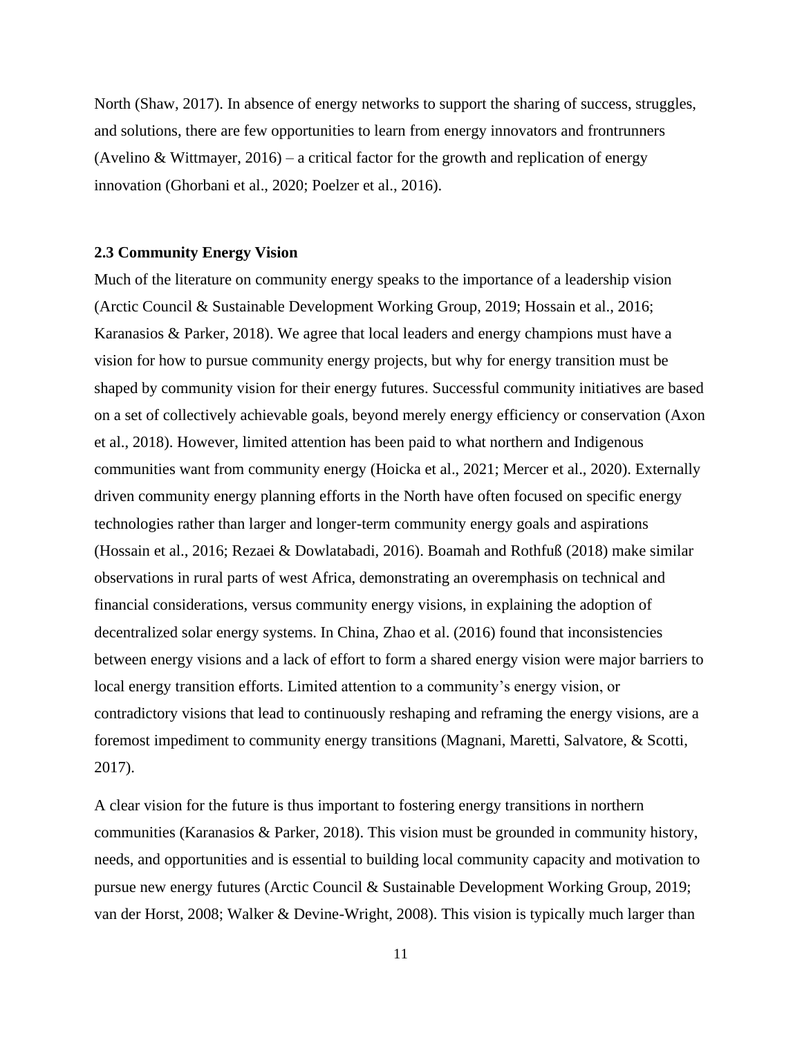North (Shaw, 2017). In absence of energy networks to support the sharing of success, struggles, and solutions, there are few opportunities to learn from energy innovators and frontrunners (Avelino & Wittmayer, 2016) – a critical factor for the growth and replication of energy innovation (Ghorbani et al., 2020; Poelzer et al., 2016).

### 2.3 Community Energy Vision

Much of the literature on community energy speaks to the importance of a leadership vision (Arctic Council & Sustainable Development Working Group, 2019; Hossain et al., 2016; Karanasios & Parker, 2018). We agree that local leaders and energy champions must have a vision for how to pursue community energy projects, but why for energy transition must be shaped by community vision for their energy futures. Successful community initiatives are based on a set of collectively achievable goals, beyond merely energy efficiency or conservation (Axon et al., 2018). However, limited attention has been paid to what northern and Indigenous communities want from community energy (Hoicka et al., 2021; Mercer et al., 2020). Externally driven community energy planning efforts in the North have often focused on specific energy technologies rather than larger and longer-term community energy goals and aspirations (Hossain et al., 2016; Rezaei & Dowlatabadi, 2016). Boamah and Rothfuß (2018) make similar observations in rural parts of west Africa, demonstrating an overemphasis on technical and financial considerations, versus community energy visions, in explaining the adoption of decentralized solar energy systems. In China, Zhao et al. (2016) found that inconsistencies between energy visions and a lack of effort to form a shared energy vision were major barriers to local energy transition efforts. Limited attention to a community's energy vision, or contradictory visions that lead to continuously reshaping and reframing the energy visions, are a foremost impediment to community energy transitions (Magnani, Maretti, Salvatore, & Scotti, 2017).

A clear vision for the future is thus important to fostering energy transitions in northern communities (Karanasios & Parker, 2018). This vision must be grounded in community history, needs, and opportunities and is essential to building local community capacity and motivation to pursue new energy futures (Arctic Council & Sustainable Development Working Group, 2019; van der Horst, 2008; Walker & Devine-Wright, 2008). This vision is typically much larger than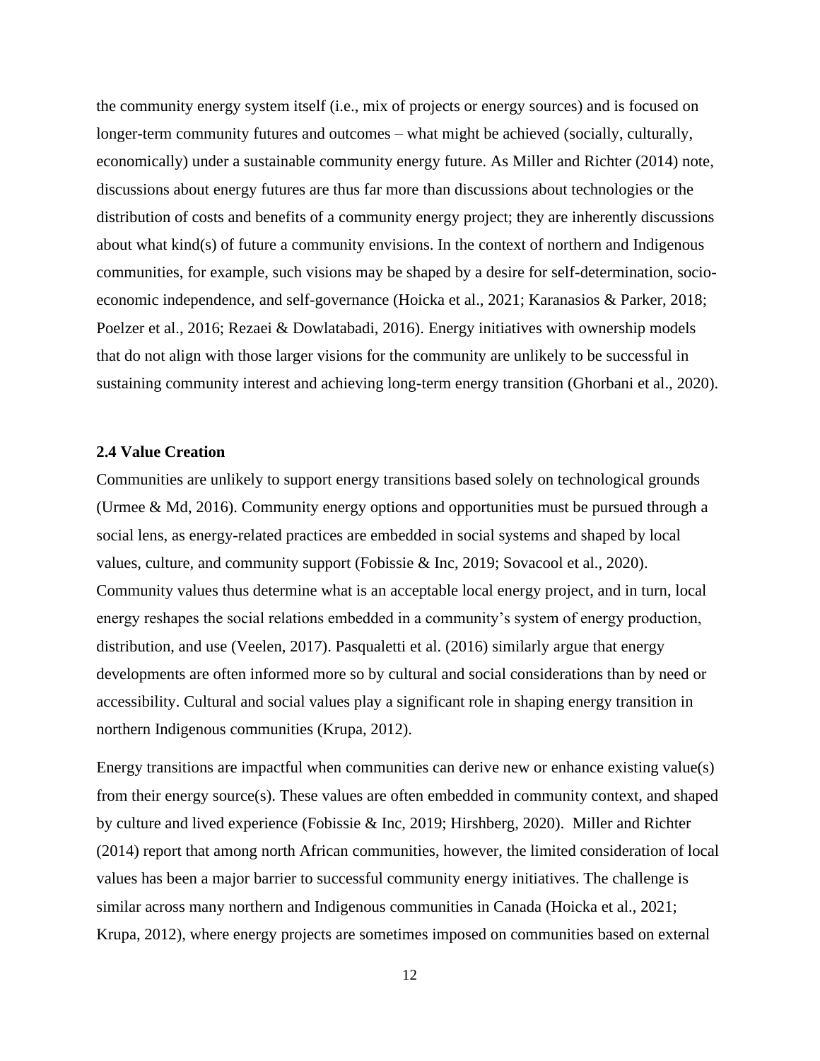the community energy system itself (i.e., mix of projects or energy sources) and is focused on longer-term community futures and outcomes – what might be achieved (socially, culturally, economically) under a sustainable community energy future. As Miller and Richter (2014) note, discussions about energy futures are thus far more than discussions about technologies or the distribution of costs and benefits of a community energy project; they are inherently discussions about what kind(s) of future a community envisions. In the context of northern and Indigenous communities, for example, such visions may be shaped by a desire for self-determination, socio-economic independence, and self-governance (Hoicka et al., 2021; Karanasios & Parker, 2018; Poelzer et al., 2016; Rezaei & Dowlatabadi, 2016). Energy initiatives with ownership models that do not align with those larger visions for the community are unlikely to be successful in sustaining community interest and achieving long-term energy transition (Ghorbani et al., 2020).

### 2.4 Value Creation

Communities are unlikely to support energy transitions based solely on technological grounds (Urmee & Md, 2016). Community energy options and opportunities must be pursued through a social lens, as energy-related practices are embedded in social systems and shaped by local values, culture, and community support (Fobissie & Inc, 2019; Sovacool et al., 2020). Community values thus determine what is an acceptable local energy project, and in turn, local energy reshapes the social relations embedded in a community's system of energy production, distribution, and use (Veelen, 2017). Pasqualetti et al. (2016) similarly argue that energy developments are often informed more so by cultural and social considerations than by need or accessibility. Cultural and social values play a significant role in shaping energy transition in northern Indigenous communities (Krupa, 2012).

Energy transitions are impactful when communities can derive new or enhance existing value(s) from their energy source(s). These values are often embedded in community context, and shaped by culture and lived experience (Fobissie & Inc, 2019; Hirshberg, 2020). Miller and Richter (2014) report that among north African communities, however, the limited consideration of local values has been a major barrier to successful community energy initiatives. The challenge is similar across many northern and Indigenous communities in Canada (Hoicka et al., 2021; Krupa, 2012), where energy projects are sometimes imposed on communities based on external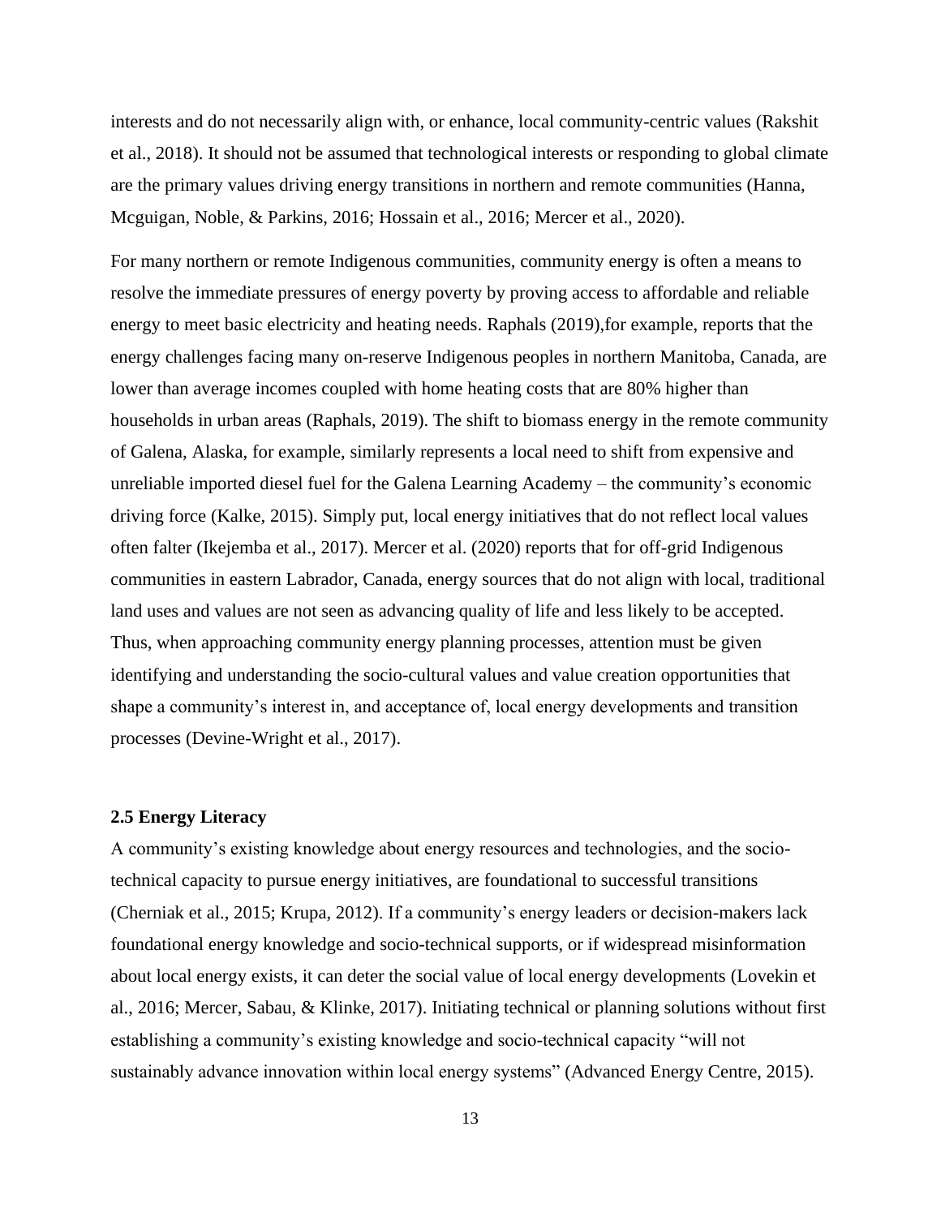interests and do not necessarily align with, or enhance, local community-centric values (Rakshit et al., 2018). It should not be assumed that technological interests or responding to global climate are the primary values driving energy transitions in northern and remote communities (Hanna, Mcguigan, Noble, & Parkins, 2016; Hossain et al., 2016; Mercer et al., 2020).

For many northern or remote Indigenous communities, community energy is often a means to resolve the immediate pressures of energy poverty by proving access to affordable and reliable energy to meet basic electricity and heating needs. Raphals (2019),for example, reports that the energy challenges facing many on-reserve Indigenous peoples in northern Manitoba, Canada, are lower than average incomes coupled with home heating costs that are 80% higher than households in urban areas (Raphals, 2019). The shift to biomass energy in the remote community of Galena, Alaska, for example, similarly represents a local need to shift from expensive and unreliable imported diesel fuel for the Galena Learning Academy – the community's economic driving force (Kalke, 2015). Simply put, local energy initiatives that do not reflect local values often falter (Ikejemba et al., 2017). Mercer et al. (2020) reports that for off-grid Indigenous communities in eastern Labrador, Canada, energy sources that do not align with local, traditional land uses and values are not seen as advancing quality of life and less likely to be accepted. Thus, when approaching community energy planning processes, attention must be given identifying and understanding the socio-cultural values and value creation opportunities that shape a community's interest in, and acceptance of, local energy developments and transition processes (Devine-Wright et al., 2017).

### 2.5 Energy Literacy

A community's existing knowledge about energy resources and technologies, and the socio-technical capacity to pursue energy initiatives, are foundational to successful transitions (Cherniak et al., 2015; Krupa, 2012). If a community's energy leaders or decision-makers lack foundational energy knowledge and socio-technical supports, or if widespread misinformation about local energy exists, it can deter the social value of local energy developments (Lovekin et al., 2016; Mercer, Sabau, & Klinke, 2017). Initiating technical or planning solutions without first establishing a community's existing knowledge and socio-technical capacity "will not sustainably advance innovation within local energy systems" (Advanced Energy Centre, 2015).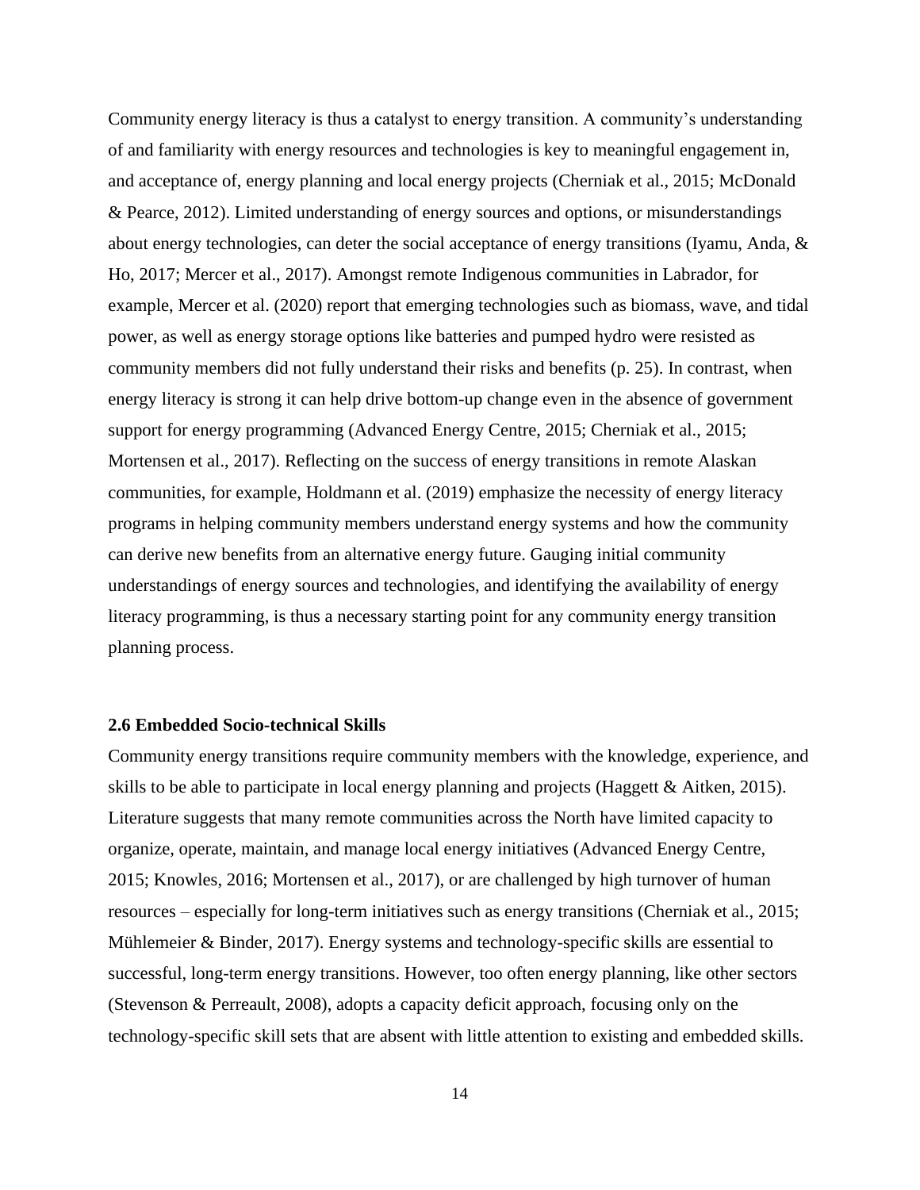Community energy literacy is thus a catalyst to energy transition. A community's understanding of and familiarity with energy resources and technologies is key to meaningful engagement in, and acceptance of, energy planning and local energy projects (Cherniak et al., 2015; McDonald & Pearce, 2012). Limited understanding of energy sources and options, or misunderstandings about energy technologies, can deter the social acceptance of energy transitions (Iyamu, Anda, & Ho, 2017; Mercer et al., 2017). Amongst remote Indigenous communities in Labrador, for example, Mercer et al. (2020) report that emerging technologies such as biomass, wave, and tidal power, as well as energy storage options like batteries and pumped hydro were resisted as community members did not fully understand their risks and benefits (p. 25). In contrast, when energy literacy is strong it can help drive bottom-up change even in the absence of government support for energy programming (Advanced Energy Centre, 2015; Cherniak et al., 2015; Mortensen et al., 2017). Reflecting on the success of energy transitions in remote Alaskan communities, for example, Holdmann et al. (2019) emphasize the necessity of energy literacy programs in helping community members understand energy systems and how the community can derive new benefits from an alternative energy future. Gauging initial community understandings of energy sources and technologies, and identifying the availability of energy literacy programming, is thus a necessary starting point for any community energy transition planning process.

### 2.6 Embedded Socio-technical Skills

Community energy transitions require community members with the knowledge, experience, and skills to be able to participate in local energy planning and projects (Haggett & Aitken, 2015). Literature suggests that many remote communities across the North have limited capacity to organize, operate, maintain, and manage local energy initiatives (Advanced Energy Centre, 2015; Knowles, 2016; Mortensen et al., 2017), or are challenged by high turnover of human resources – especially for long-term initiatives such as energy transitions (Cherniak et al., 2015; Mühlemeier & Binder, 2017). Energy systems and technology-specific skills are essential to successful, long-term energy transitions. However, too often energy planning, like other sectors (Stevenson & Perreault, 2008), adopts a capacity deficit approach, focusing only on the technology-specific skill sets that are absent with little attention to existing and embedded skills.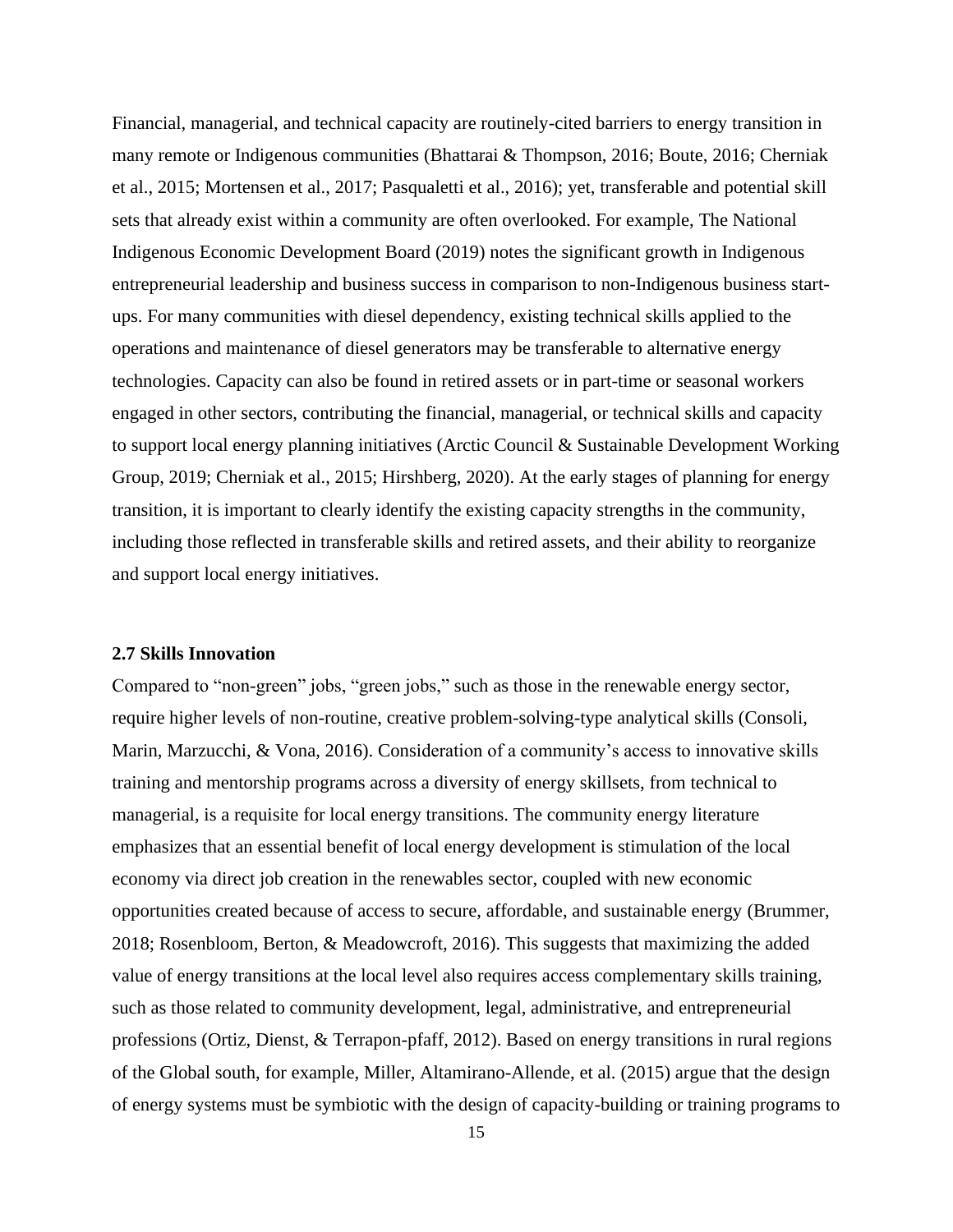Financial, managerial, and technical capacity are routinely-cited barriers to energy transition in many remote or Indigenous communities (Bhattarai & Thompson, 2016; Boute, 2016; Cherniak et al., 2015; Mortensen et al., 2017; Pasqualetti et al., 2016); yet, transferable and potential skill sets that already exist within a community are often overlooked. For example, The National Indigenous Economic Development Board (2019) notes the significant growth in Indigenous entrepreneurial leadership and business success in comparison to non-Indigenous business start-ups. For many communities with diesel dependency, existing technical skills applied to the operations and maintenance of diesel generators may be transferable to alternative energy technologies. Capacity can also be found in retired assets or in part-time or seasonal workers engaged in other sectors, contributing the financial, managerial, or technical skills and capacity to support local energy planning initiatives (Arctic Council & Sustainable Development Working Group, 2019; Cherniak et al., 2015; Hirshberg, 2020). At the early stages of planning for energy transition, it is important to clearly identify the existing capacity strengths in the community, including those reflected in transferable skills and retired assets, and their ability to reorganize and support local energy initiatives.

### 2.7 Skills Innovation

Compared to "non-green" jobs, "green jobs," such as those in the renewable energy sector, require higher levels of non-routine, creative problem-solving-type analytical skills (Consoli, Marin, Marzucchi, & Vona, 2016). Consideration of a community's access to innovative skills training and mentorship programs across a diversity of energy skillsets, from technical to managerial, is a requisite for local energy transitions. The community energy literature emphasizes that an essential benefit of local energy development is stimulation of the local economy via direct job creation in the renewables sector, coupled with new economic opportunities created because of access to secure, affordable, and sustainable energy (Brummer, 2018; Rosenbloom, Berton, & Meadowcroft, 2016). This suggests that maximizing the added value of energy transitions at the local level also requires access complementary skills training, such as those related to community development, legal, administrative, and entrepreneurial professions (Ortiz, Dienst, & Terrapon-pfaff, 2012). Based on energy transitions in rural regions of the Global south, for example, Miller, Altamirano-Allende, et al. (2015) argue that the design of energy systems must be symbiotic with the design of capacity-building or training programs to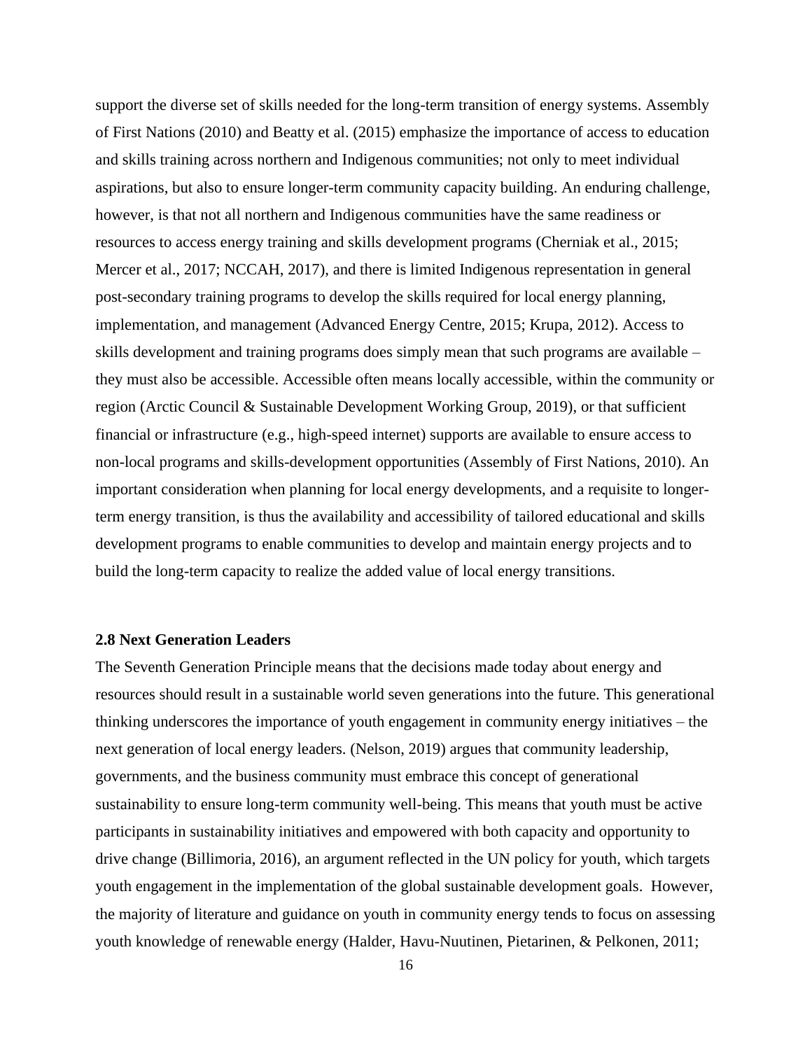support the diverse set of skills needed for the long-term transition of energy systems. Assembly of First Nations (2010) and Beatty et al. (2015) emphasize the importance of access to education and skills training across northern and Indigenous communities; not only to meet individual aspirations, but also to ensure longer-term community capacity building. An enduring challenge, however, is that not all northern and Indigenous communities have the same readiness or resources to access energy training and skills development programs (Cherniak et al., 2015; Mercer et al., 2017; NCCAH, 2017), and there is limited Indigenous representation in general post-secondary training programs to develop the skills required for local energy planning, implementation, and management (Advanced Energy Centre, 2015; Krupa, 2012). Access to skills development and training programs does simply mean that such programs are available – they must also be accessible. Accessible often means locally accessible, within the community or region (Arctic Council & Sustainable Development Working Group, 2019), or that sufficient financial or infrastructure (e.g., high-speed internet) supports are available to ensure access to non-local programs and skills-development opportunities (Assembly of First Nations, 2010). An important consideration when planning for local energy developments, and a requisite to longer-term energy transition, is thus the availability and accessibility of tailored educational and skills development programs to enable communities to develop and maintain energy projects and to build the long-term capacity to realize the added value of local energy transitions.

### 2.8 Next Generation Leaders

The Seventh Generation Principle means that the decisions made today about energy and resources should result in a sustainable world seven generations into the future. This generational thinking underscores the importance of youth engagement in community energy initiatives – the next generation of local energy leaders. (Nelson, 2019) argues that community leadership, governments, and the business community must embrace this concept of generational sustainability to ensure long-term community well-being. This means that youth must be active participants in sustainability initiatives and empowered with both capacity and opportunity to drive change (Billimoria, 2016), an argument reflected in the UN policy for youth, which targets youth engagement in the implementation of the global sustainable development goals. However, the majority of literature and guidance on youth in community energy tends to focus on assessing youth knowledge of renewable energy (Halder, Havu-Nuutinen, Pietarinen, & Pelkonen, 2011;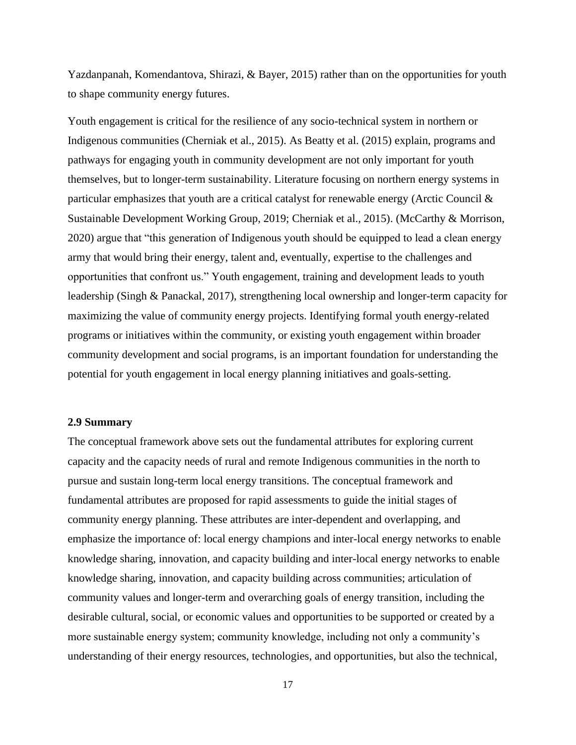Yazdanpanah, Komendantova, Shirazi, & Bayer, 2015) rather than on the opportunities for youth to shape community energy futures.

Youth engagement is critical for the resilience of any socio-technical system in northern or Indigenous communities (Cherniak et al., 2015). As Beatty et al. (2015) explain, programs and pathways for engaging youth in community development are not only important for youth themselves, but to longer-term sustainability. Literature focusing on northern energy systems in particular emphasizes that youth are a critical catalyst for renewable energy (Arctic Council & Sustainable Development Working Group, 2019; Cherniak et al., 2015). (McCarthy & Morrison, 2020) argue that "this generation of Indigenous youth should be equipped to lead a clean energy army that would bring their energy, talent and, eventually, expertise to the challenges and opportunities that confront us." Youth engagement, training and development leads to youth leadership (Singh & Panackal, 2017), strengthening local ownership and longer-term capacity for maximizing the value of community energy projects. Identifying formal youth energy-related programs or initiatives within the community, or existing youth engagement within broader community development and social programs, is an important foundation for understanding the potential for youth engagement in local energy planning initiatives and goals-setting.

### 2.9 Summary

The conceptual framework above sets out the fundamental attributes for exploring current capacity and the capacity needs of rural and remote Indigenous communities in the north to pursue and sustain long-term local energy transitions. The conceptual framework and fundamental attributes are proposed for rapid assessments to guide the initial stages of community energy planning. These attributes are inter-dependent and overlapping, and emphasize the importance of: local energy champions and inter-local energy networks to enable knowledge sharing, innovation, and capacity building and inter-local energy networks to enable knowledge sharing, innovation, and capacity building across communities; articulation of community values and longer-term and overarching goals of energy transition, including the desirable cultural, social, or economic values and opportunities to be supported or created by a more sustainable energy system; community knowledge, including not only a community's understanding of their energy resources, technologies, and opportunities, but also the technical,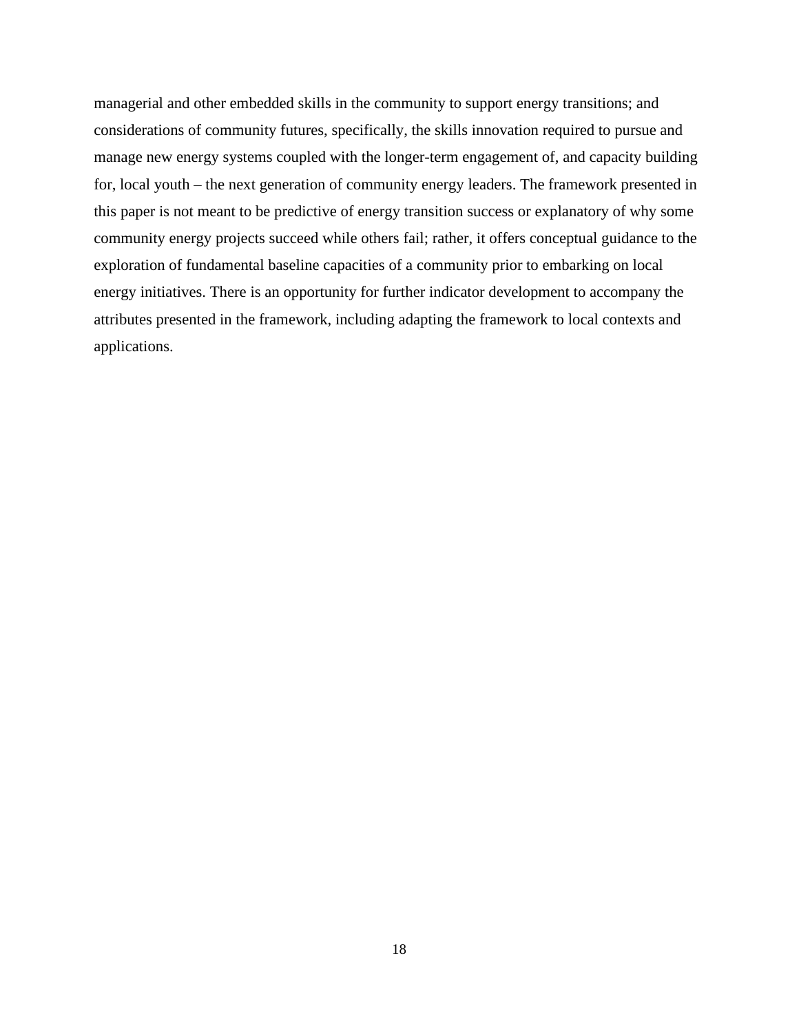managerial and other embedded skills in the community to support energy transitions; and considerations of community futures, specifically, the skills innovation required to pursue and manage new energy systems coupled with the longer-term engagement of, and capacity building for, local youth – the next generation of community energy leaders. The framework presented in this paper is not meant to be predictive of energy transition success or explanatory of why some community energy projects succeed while others fail; rather, it offers conceptual guidance to the exploration of fundamental baseline capacities of a community prior to embarking on local energy initiatives. There is an opportunity for further indicator development to accompany the attributes presented in the framework, including adapting the framework to local contexts and applications.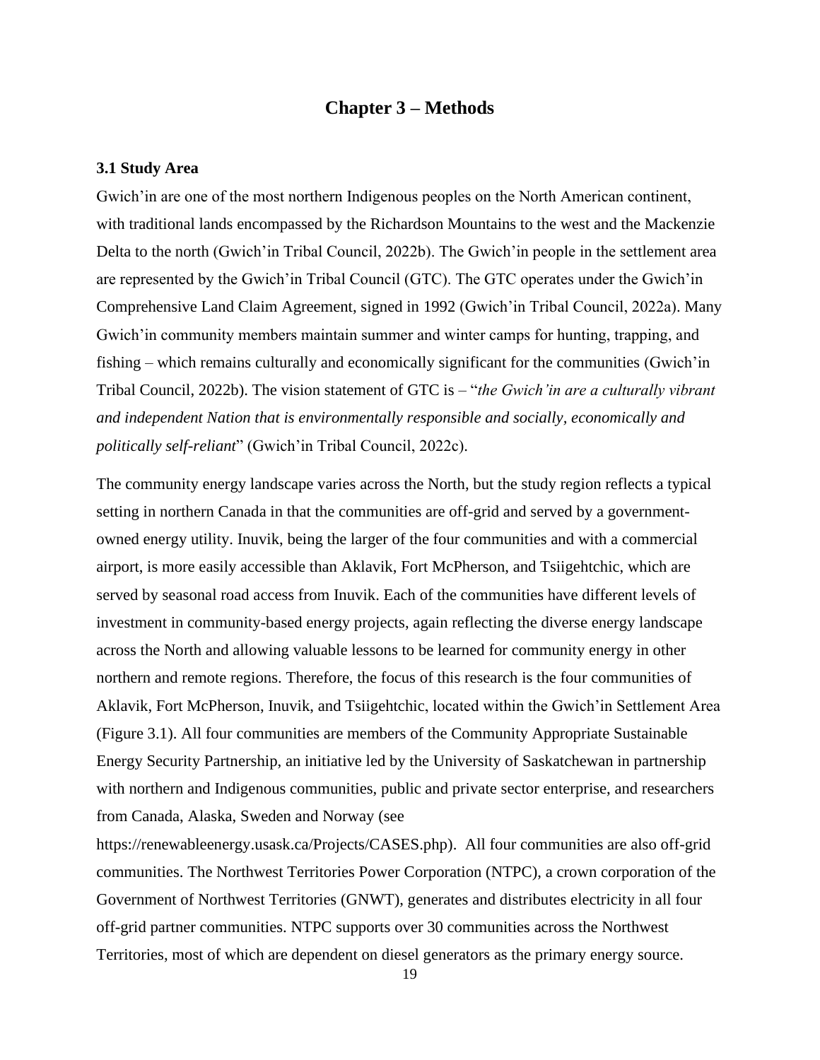# Chapter 3 – Methods

### 3.1 Study Area

Gwich'in are one of the most northern Indigenous peoples on the North American continent, with traditional lands encompassed by the Richardson Mountains to the west and the Mackenzie Delta to the north (Gwich'in Tribal Council, 2022b). The Gwich'in people in the settlement area are represented by the Gwich'in Tribal Council (GTC). The GTC operates under the Gwich'in Comprehensive Land Claim Agreement, signed in 1992 (Gwich'in Tribal Council, 2022a). Many Gwich'in community members maintain summer and winter camps for hunting, trapping, and fishing – which remains culturally and economically significant for the communities (Gwich'in Tribal Council, 2022b). The vision statement of GTC is – "*the Gwich'in are a culturally vibrant and independent Nation that is environmentally responsible and socially, economically and politically self-reliant*" (Gwich'in Tribal Council, 2022c).

The community energy landscape varies across the North, but the study region reflects a typical setting in northern Canada in that the communities are off-grid and served by a government-owned energy utility. Inuvik, being the larger of the four communities and with a commercial airport, is more easily accessible than Aklavik, Fort McPherson, and Tsiigehtchic, which are served by seasonal road access from Inuvik. Each of the communities have different levels of investment in community-based energy projects, again reflecting the diverse energy landscape across the North and allowing valuable lessons to be learned for community energy in other northern and remote regions. Therefore, the focus of this research is the four communities of Aklavik, Fort McPherson, Inuvik, and Tsiigehtchic, located within the Gwich'in Settlement Area (Figure 3.1). All four communities are members of the Community Appropriate Sustainable Energy Security Partnership, an initiative led by the University of Saskatchewan in partnership with northern and Indigenous communities, public and private sector enterprise, and researchers from Canada, Alaska, Sweden and Norway (see https://renewableenergy.usask.ca/Projects/CASES.php). All four communities are also off-grid communities. The Northwest Territories Power Corporation (NTPC), a crown corporation of the Government of Northwest Territories (GNWT), generates and distributes electricity in all four off-grid partner communities. NTPC supports over 30 communities across the Northwest Territories, most of which are dependent on diesel generators as the primary energy source.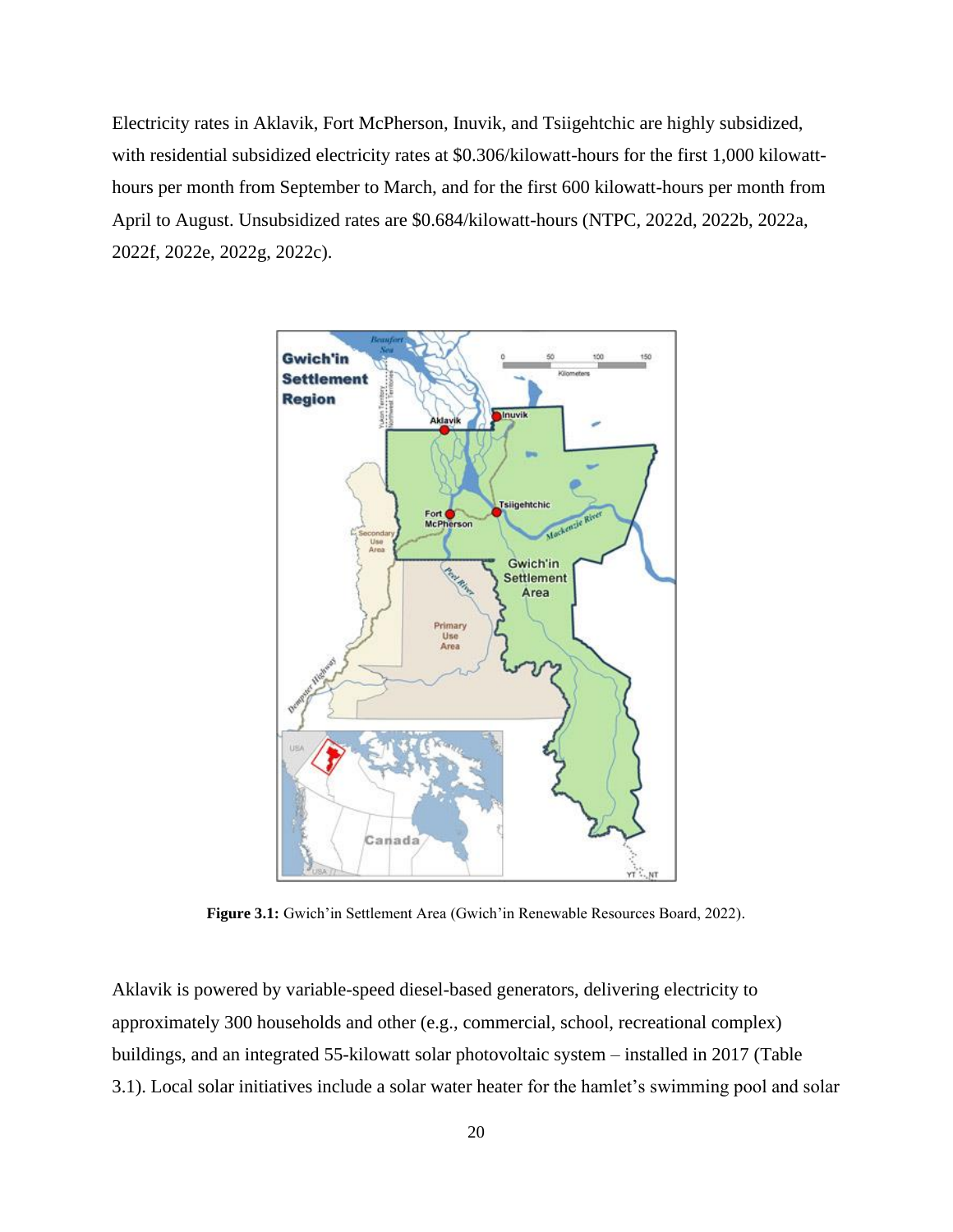Electricity rates in Aklavik, Fort McPherson, Inuvik, and Tsiigehtchic are highly subsidized, with residential subsidized electricity rates at $0.306/kilowatt-hours for the first 1,000 kilowatt-hours per month from September to March, and for the first 600 kilowatt-hours per month from April to August. Unsubsidized rates are $0.684/kilowatt-hours (NTPC, 2022d, 2022b, 2022a, 2022f, 2022e, 2022g, 2022c).

**Figure 3.1:** Gwich'in Settlement Area (Gwich'in Renewable Resources Board, 2022).

Aklavik is powered by variable-speed diesel-based generators, delivering electricity to approximately 300 households and other (e.g., commercial, school, recreational complex) buildings, and an integrated 55-kilowatt solar photovoltaic system – installed in 2017 (Table 3.1). Local solar initiatives include a solar water heater for the hamlet's swimming pool and solar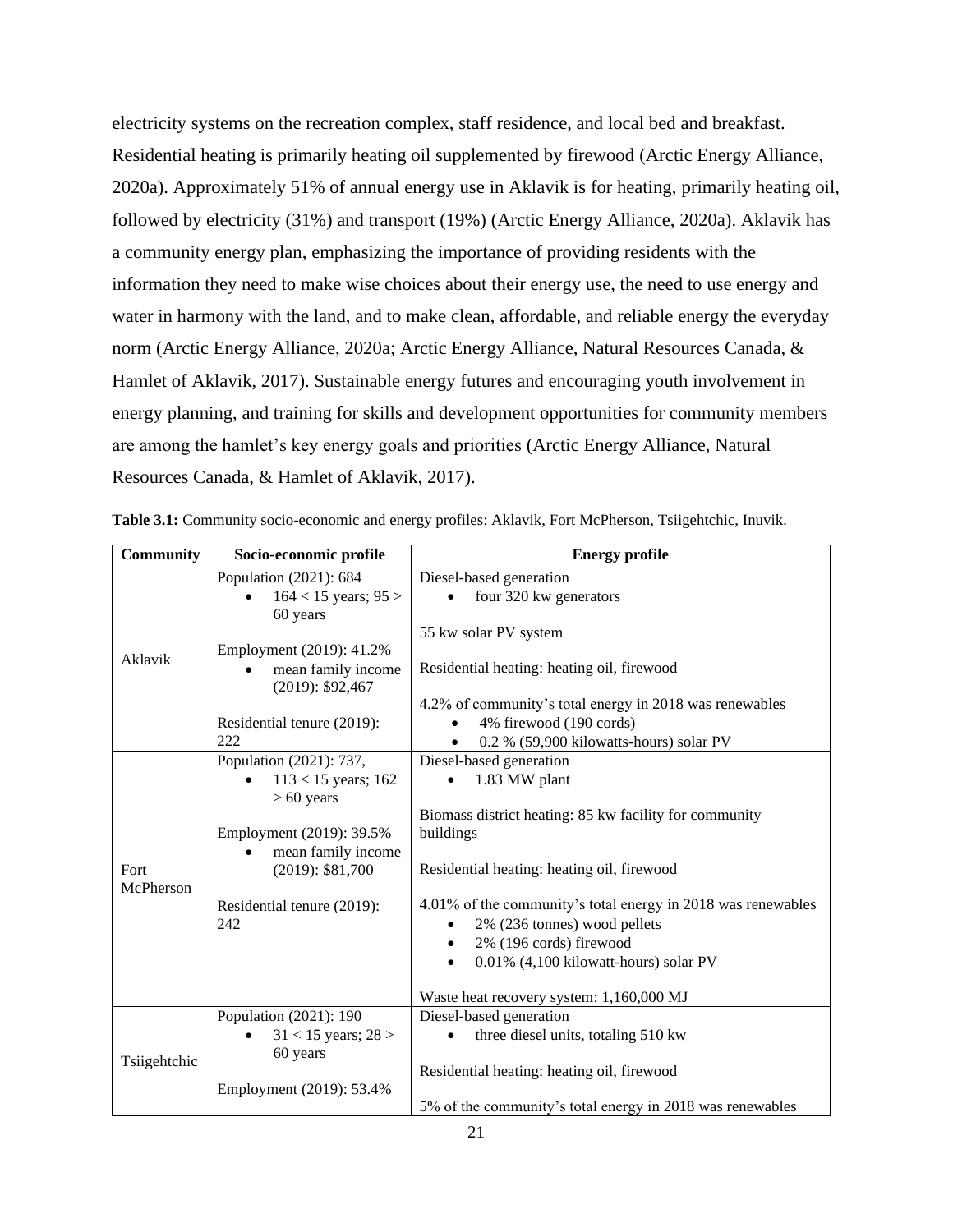electricity systems on the recreation complex, staff residence, and local bed and breakfast. Residential heating is primarily heating oil supplemented by firewood (Arctic Energy Alliance, 2020a). Approximately 51% of annual energy use in Aklavik is for heating, primarily heating oil, followed by electricity (31%) and transport (19%) (Arctic Energy Alliance, 2020a). Aklavik has a community energy plan, emphasizing the importance of providing residents with the information they need to make wise choices about their energy use, the need to use energy and water in harmony with the land, and to make clean, affordable, and reliable energy the everyday norm (Arctic Energy Alliance, 2020a; Arctic Energy Alliance, Natural Resources Canada, & Hamlet of Aklavik, 2017). Sustainable energy futures and encouraging youth involvement in energy planning, and training for skills and development opportunities for community members are among the hamlet's key energy goals and priorities (Arctic Energy Alliance, Natural Resources Canada, & Hamlet of Aklavik, 2017).

**Table 3.1:** Community socio-economic and energy profiles: Aklavik, Fort McPherson, Tsiigehtchic, Inuvik.

| Community | Socio-economic profile | Energy profile |
|---|---|---|
| Aklavik | Population (2021): 684<br>• 164 < 15 years; 95 > 60 years<br><br>Employment (2019): 41.2%<br>• mean family income (2019): $92,467<br><br>Residential tenure (2019): 222 | Diesel-based generation<br>• four 320 kw generators<br><br>55 kw solar PV system<br><br>Residential heating: heating oil, firewood<br><br>4.2% of community's total energy in 2018 was renewables<br>• 4% firewood (190 cords)<br>• 0.2 % (59,900 kilowatts-hours) solar PV |
| Fort McPherson | Population (2021): 737,<br>• 113 < 15 years; 162 > 60 years<br><br>Employment (2019): 39.5%<br>• mean family income (2019): $81,700<br><br>Residential tenure (2019): 242 | Diesel-based generation<br>• 1.83 MW plant<br><br>Biomass district heating: 85 kw facility for community buildings<br><br>Residential heating: heating oil, firewood<br><br>4.01% of the community's total energy in 2018 was renewables<br>• 2% (236 tonnes) wood pellets<br>• 2% (196 cords) firewood<br>• 0.01% (4,100 kilowatt-hours) solar PV<br><br>Waste heat recovery system: 1,160,000 MJ |
| Tsiigehtchic | Population (2021): 190<br>• 31 < 15 years; 28 > 60 years<br><br>Employment (2019): 53.4% | Diesel-based generation<br>• three diesel units, totaling 510 kw<br><br>Residential heating: heating oil, firewood<br><br>5% of the community's total energy in 2018 was renewables |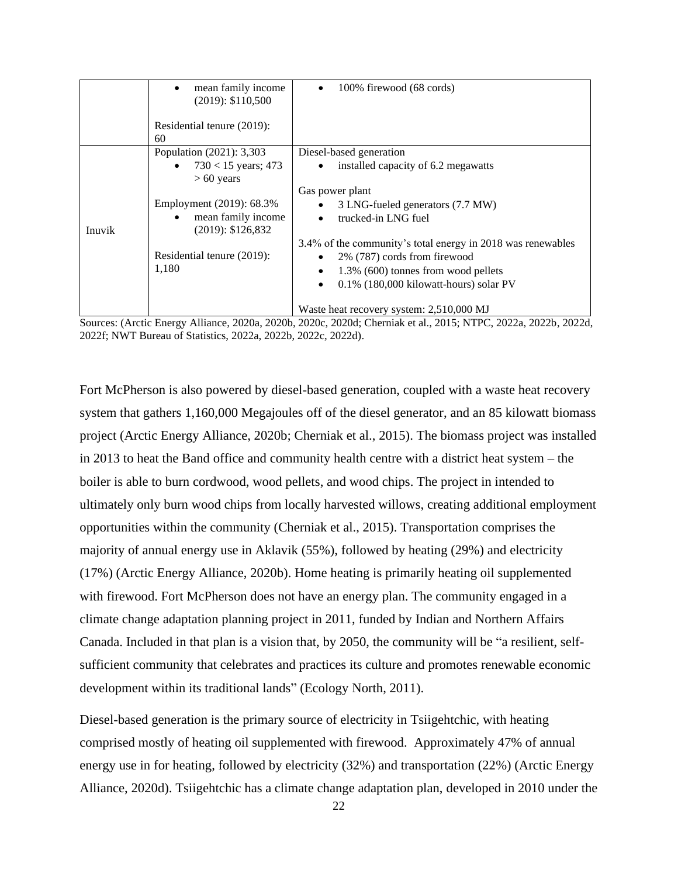| | • mean family income (2019): $110,500<br><br>Residential tenure (2019): 60 | • 100% firewood (68 cords) |
|---|---|---|
| Inuvik | Population (2021): 3,303<br>• 730 < 15 years; 473 > 60 years<br><br>Employment (2019): 68.3%<br>• mean family income (2019): $126,832<br><br>Residential tenure (2019): 1,180 | Diesel-based generation<br>• installed capacity of 6.2 megawatts<br><br>Gas power plant<br>• 3 LNG-fueled generators (7.7 MW)<br>• trucked-in LNG fuel<br><br>3.4% of the community's total energy in 2018 was renewables<br>• 2% (787) cords from firewood<br>• 1.3% (600) tonnes from wood pellets<br>• 0.1% (180,000 kilowatt-hours) solar PV<br><br>Waste heat recovery system: 2,510,000 MJ |

Sources: (Arctic Energy Alliance, 2020a, 2020b, 2020c, 2020d; Cherniak et al., 2015; NTPC, 2022a, 2022b, 2022d, 2022f; NWT Bureau of Statistics, 2022a, 2022b, 2022c, 2022d).

Fort McPherson is also powered by diesel-based generation, coupled with a waste heat recovery system that gathers 1,160,000 Megajoules off of the diesel generator, and an 85 kilowatt biomass project (Arctic Energy Alliance, 2020b; Cherniak et al., 2015). The biomass project was installed in 2013 to heat the Band office and community health centre with a district heat system – the boiler is able to burn cordwood, wood pellets, and wood chips. The project in intended to ultimately only burn wood chips from locally harvested willows, creating additional employment opportunities within the community (Cherniak et al., 2015). Transportation comprises the majority of annual energy use in Aklavik (55%), followed by heating (29%) and electricity (17%) (Arctic Energy Alliance, 2020b). Home heating is primarily heating oil supplemented with firewood. Fort McPherson does not have an energy plan. The community engaged in a climate change adaptation planning project in 2011, funded by Indian and Northern Affairs Canada. Included in that plan is a vision that, by 2050, the community will be "a resilient, self-sufficient community that celebrates and practices its culture and promotes renewable economic development within its traditional lands" (Ecology North, 2011).

Diesel-based generation is the primary source of electricity in Tsiigehtchic, with heating comprised mostly of heating oil supplemented with firewood. Approximately 47% of annual energy use in for heating, followed by electricity (32%) and transportation (22%) (Arctic Energy Alliance, 2020d). Tsiigehtchic has a climate change adaptation plan, developed in 2010 under the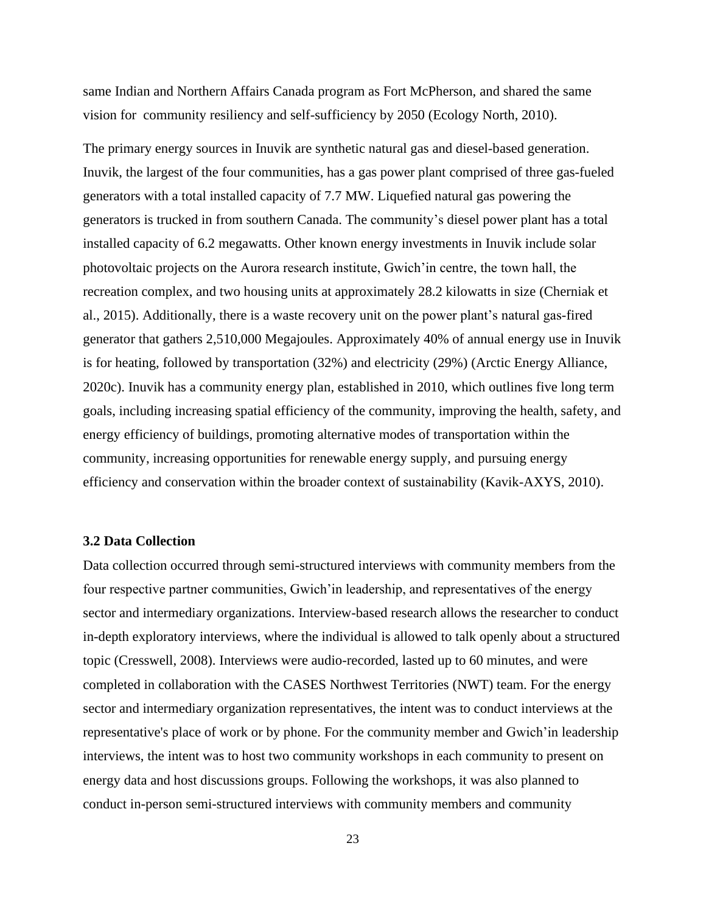same Indian and Northern Affairs Canada program as Fort McPherson, and shared the same vision for community resiliency and self-sufficiency by 2050 (Ecology North, 2010).

The primary energy sources in Inuvik are synthetic natural gas and diesel-based generation. Inuvik, the largest of the four communities, has a gas power plant comprised of three gas-fueled generators with a total installed capacity of 7.7 MW. Liquefied natural gas powering the generators is trucked in from southern Canada. The community's diesel power plant has a total installed capacity of 6.2 megawatts. Other known energy investments in Inuvik include solar photovoltaic projects on the Aurora research institute, Gwich'in centre, the town hall, the recreation complex, and two housing units at approximately 28.2 kilowatts in size (Cherniak et al., 2015). Additionally, there is a waste recovery unit on the power plant's natural gas-fired generator that gathers 2,510,000 Megajoules. Approximately 40% of annual energy use in Inuvik is for heating, followed by transportation (32%) and electricity (29%) (Arctic Energy Alliance, 2020c). Inuvik has a community energy plan, established in 2010, which outlines five long term goals, including increasing spatial efficiency of the community, improving the health, safety, and energy efficiency of buildings, promoting alternative modes of transportation within the community, increasing opportunities for renewable energy supply, and pursuing energy efficiency and conservation within the broader context of sustainability (Kavik-AXYS, 2010).

### 3.2 Data Collection

Data collection occurred through semi-structured interviews with community members from the four respective partner communities, Gwich'in leadership, and representatives of the energy sector and intermediary organizations. Interview-based research allows the researcher to conduct in-depth exploratory interviews, where the individual is allowed to talk openly about a structured topic (Cresswell, 2008). Interviews were audio-recorded, lasted up to 60 minutes, and were completed in collaboration with the CASES Northwest Territories (NWT) team. For the energy sector and intermediary organization representatives, the intent was to conduct interviews at the representative's place of work or by phone. For the community member and Gwich'in leadership interviews, the intent was to host two community workshops in each community to present on energy data and host discussions groups. Following the workshops, it was also planned to conduct in-person semi-structured interviews with community members and community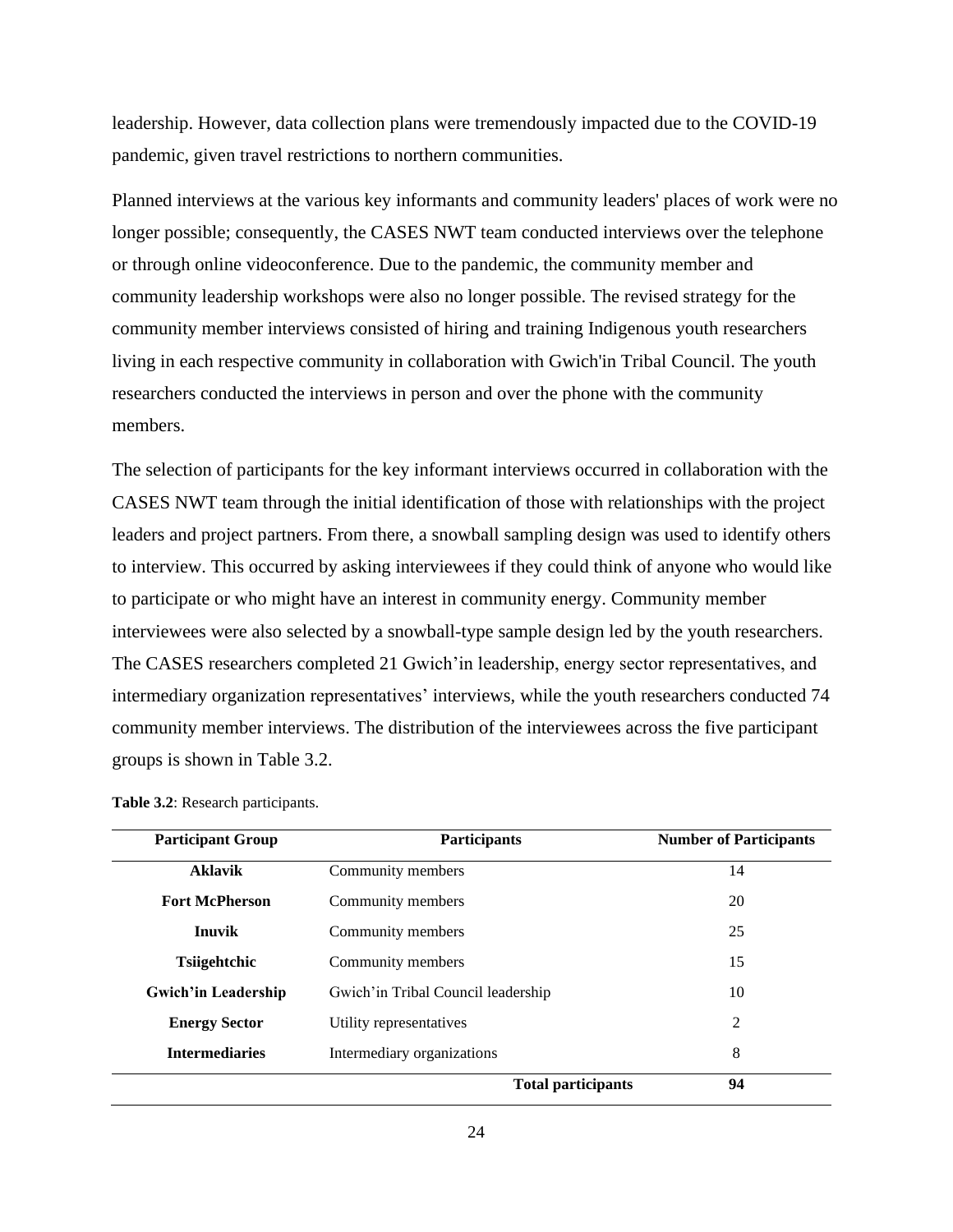leadership. However, data collection plans were tremendously impacted due to the COVID-19 pandemic, given travel restrictions to northern communities.

Planned interviews at the various key informants and community leaders' places of work were no longer possible; consequently, the CASES NWT team conducted interviews over the telephone or through online videoconference. Due to the pandemic, the community member and community leadership workshops were also no longer possible. The revised strategy for the community member interviews consisted of hiring and training Indigenous youth researchers living in each respective community in collaboration with Gwich'in Tribal Council. The youth researchers conducted the interviews in person and over the phone with the community members.

The selection of participants for the key informant interviews occurred in collaboration with the CASES NWT team through the initial identification of those with relationships with the project leaders and project partners. From there, a snowball sampling design was used to identify others to interview. This occurred by asking interviewees if they could think of anyone who would like to participate or who might have an interest in community energy. Community member interviewees were also selected by a snowball-type sample design led by the youth researchers. The CASES researchers completed 21 Gwich'in leadership, energy sector representatives, and intermediary organization representatives' interviews, while the youth researchers conducted 74 community member interviews. The distribution of the interviewees across the five participant groups is shown in Table 3.2.

**Table 3.2**: Research participants.

| Participant Group | Participants | Number of Participants |
|---|---|---|
| **Aklavik** | Community members | 14 |
| **Fort McPherson** | Community members | 20 |
| **Inuvik** | Community members | 25 |
| **Tsiigehtchic** | Community members | 15 |
| **Gwich'in Leadership** | Gwich'in Tribal Council leadership | 10 |
| **Energy Sector** | Utility representatives | 2 |
| **Intermediaries** | Intermediary organizations | 8 |
| | **Total participants** | **94** |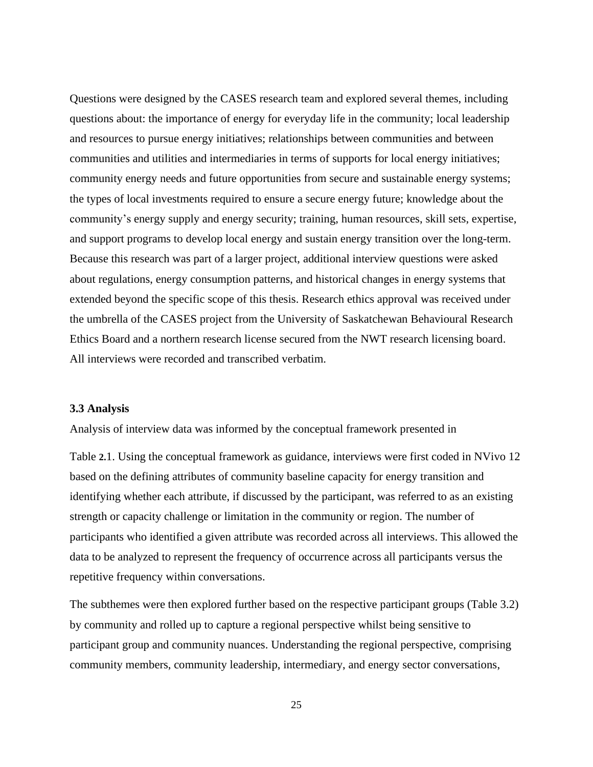Questions were designed by the CASES research team and explored several themes, including questions about: the importance of energy for everyday life in the community; local leadership and resources to pursue energy initiatives; relationships between communities and between communities and utilities and intermediaries in terms of supports for local energy initiatives; community energy needs and future opportunities from secure and sustainable energy systems; the types of local investments required to ensure a secure energy future; knowledge about the community's energy supply and energy security; training, human resources, skill sets, expertise, and support programs to develop local energy and sustain energy transition over the long-term. Because this research was part of a larger project, additional interview questions were asked about regulations, energy consumption patterns, and historical changes in energy systems that extended beyond the specific scope of this thesis. Research ethics approval was received under the umbrella of the CASES project from the University of Saskatchewan Behavioural Research Ethics Board and a northern research license secured from the NWT research licensing board. All interviews were recorded and transcribed verbatim.

### 3.3 Analysis

Analysis of interview data was informed by the conceptual framework presented in

Table **2.**1. Using the conceptual framework as guidance, interviews were first coded in NVivo 12 based on the defining attributes of community baseline capacity for energy transition and identifying whether each attribute, if discussed by the participant, was referred to as an existing strength or capacity challenge or limitation in the community or region. The number of participants who identified a given attribute was recorded across all interviews. This allowed the data to be analyzed to represent the frequency of occurrence across all participants versus the repetitive frequency within conversations.

The subthemes were then explored further based on the respective participant groups (Table 3.2) by community and rolled up to capture a regional perspective whilst being sensitive to participant group and community nuances. Understanding the regional perspective, comprising community members, community leadership, intermediary, and energy sector conversations,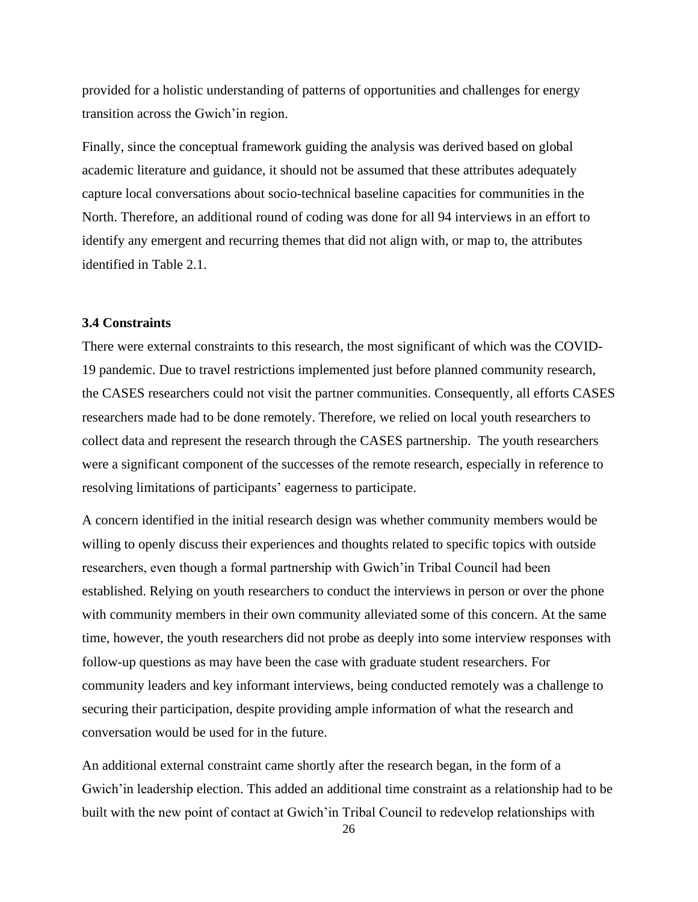provided for a holistic understanding of patterns of opportunities and challenges for energy transition across the Gwich'in region.

Finally, since the conceptual framework guiding the analysis was derived based on global academic literature and guidance, it should not be assumed that these attributes adequately capture local conversations about socio-technical baseline capacities for communities in the North. Therefore, an additional round of coding was done for all 94 interviews in an effort to identify any emergent and recurring themes that did not align with, or map to, the attributes identified in Table 2.1.

### 3.4 Constraints

There were external constraints to this research, the most significant of which was the COVID-19 pandemic. Due to travel restrictions implemented just before planned community research, the CASES researchers could not visit the partner communities. Consequently, all efforts CASES researchers made had to be done remotely. Therefore, we relied on local youth researchers to collect data and represent the research through the CASES partnership. The youth researchers were a significant component of the successes of the remote research, especially in reference to resolving limitations of participants' eagerness to participate.

A concern identified in the initial research design was whether community members would be willing to openly discuss their experiences and thoughts related to specific topics with outside researchers, even though a formal partnership with Gwich'in Tribal Council had been established. Relying on youth researchers to conduct the interviews in person or over the phone with community members in their own community alleviated some of this concern. At the same time, however, the youth researchers did not probe as deeply into some interview responses with follow-up questions as may have been the case with graduate student researchers. For community leaders and key informant interviews, being conducted remotely was a challenge to securing their participation, despite providing ample information of what the research and conversation would be used for in the future.

An additional external constraint came shortly after the research began, in the form of a Gwich'in leadership election. This added an additional time constraint as a relationship had to be built with the new point of contact at Gwich'in Tribal Council to redevelop relationships with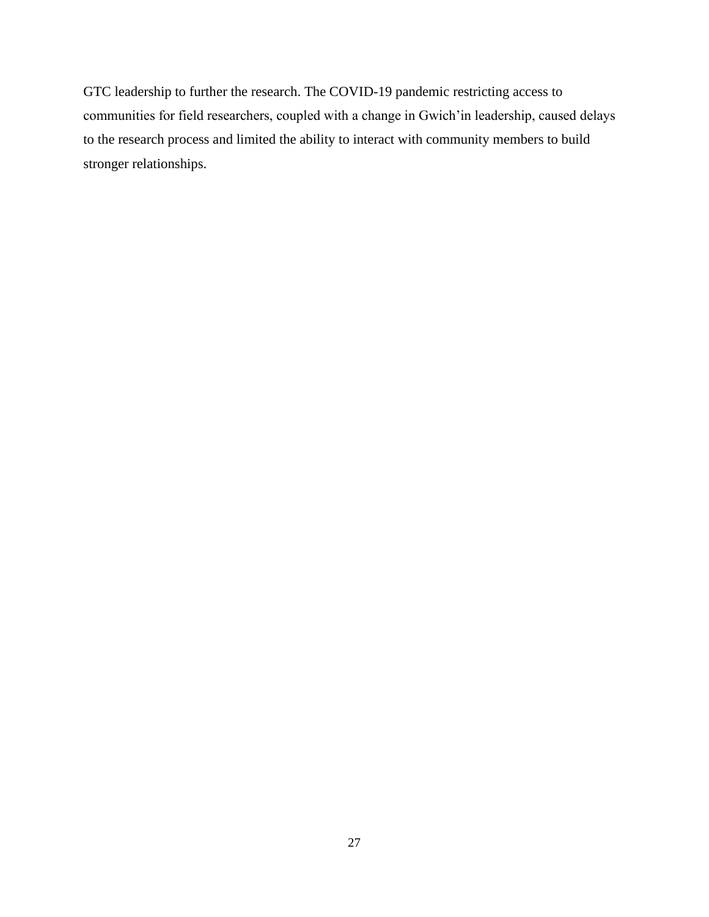GTC leadership to further the research. The COVID-19 pandemic restricting access to communities for field researchers, coupled with a change in Gwich'in leadership, caused delays to the research process and limited the ability to interact with community members to build stronger relationships.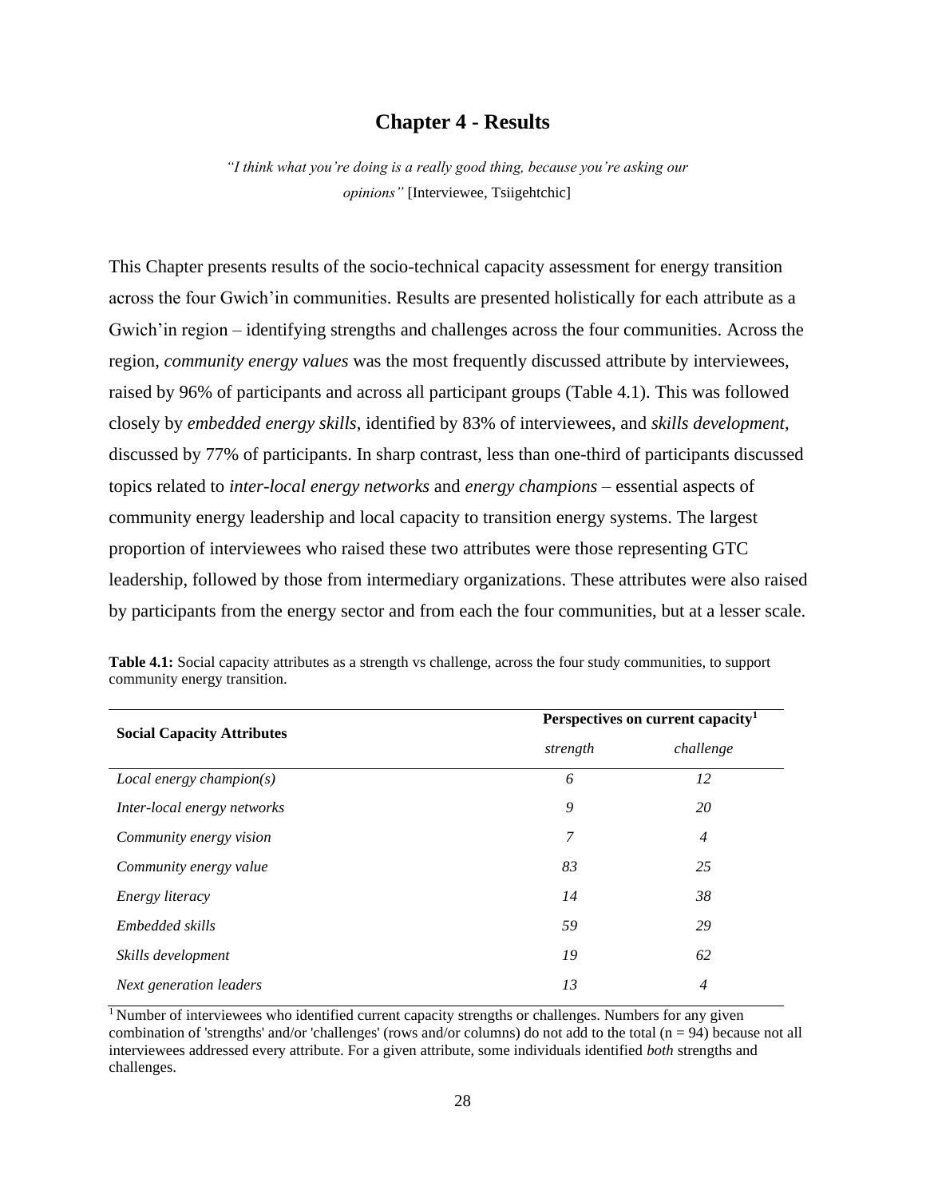# Chapter 4 - Results

*"I think what you're doing is a really good thing, because you're asking our opinions"* [Interviewee, Tsiigehtchic]

This Chapter presents results of the socio-technical capacity assessment for energy transition across the four Gwich'in communities. Results are presented holistically for each attribute as a Gwich'in region – identifying strengths and challenges across the four communities. Across the region, *community energy values* was the most frequently discussed attribute by interviewees, raised by 96% of participants and across all participant groups (Table 4.1). This was followed closely by *embedded energy skills*, identified by 83% of interviewees, and *skills development*, discussed by 77% of participants. In sharp contrast, less than one-third of participants discussed topics related to *inter-local energy networks* and *energy champions* – essential aspects of community energy leadership and local capacity to transition energy systems. The largest proportion of interviewees who raised these two attributes were those representing GTC leadership, followed by those from intermediary organizations. These attributes were also raised by participants from the energy sector and from each the four communities, but at a lesser scale.

**Table 4.1:** Social capacity attributes as a strength vs challenge, across the four study communities, to support community energy transition.

| **Social Capacity Attributes** | **Perspectives on current capacity**[1] | |
|---|---|---|
| | *strength* | *challenge* |
| *Local energy champion(s)* | *6* | *12* |
| *Inter-local energy networks* | *9* | *20* |
| *Community energy vision* | *7* | *4* |
| *Community energy value* | *83* | *25* |
| *Energy literacy* | *14* | *38* |
| *Embedded skills* | *59* | *29* |
| *Skills development* | *19* | *62* |
| *Next generation leaders* | *13* | *4* |

[1] Number of interviewees who identified current capacity strengths or challenges. Numbers for any given combination of 'strengths' and/or 'challenges' (rows and/or columns) do not add to the total (n = 94) because not all interviewees addressed every attribute. For a given attribute, some individuals identified *both* strengths and challenges.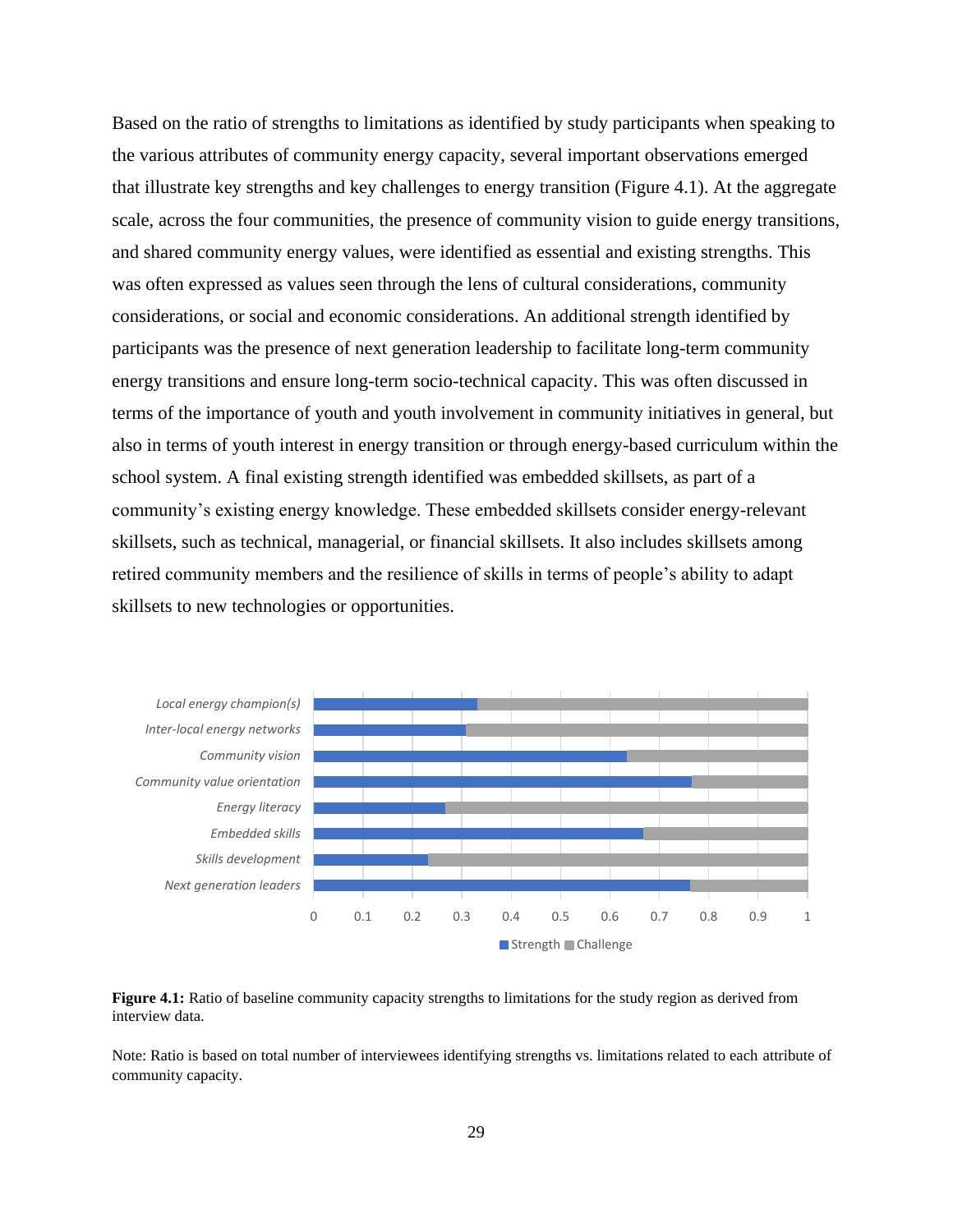Based on the ratio of strengths to limitations as identified by study participants when speaking to the various attributes of community energy capacity, several important observations emerged that illustrate key strengths and key challenges to energy transition (Figure 4.1). At the aggregate scale, across the four communities, the presence of community vision to guide energy transitions, and shared community energy values, were identified as essential and existing strengths. This was often expressed as values seen through the lens of cultural considerations, community considerations, or social and economic considerations. An additional strength identified by participants was the presence of next generation leadership to facilitate long-term community energy transitions and ensure long-term socio-technical capacity. This was often discussed in terms of the importance of youth and youth involvement in community initiatives in general, but also in terms of youth interest in energy transition or through energy-based curriculum within the school system. A final existing strength identified was embedded skillsets, as part of a community's existing energy knowledge. These embedded skillsets consider energy-relevant skillsets, such as technical, managerial, or financial skillsets. It also includes skillsets among retired community members and the resilience of skills in terms of people's ability to adapt skillsets to new technologies or opportunities.

**Figure 4.1:** Ratio of baseline community capacity strengths to limitations for the study region as derived from interview data.

Note: Ratio is based on total number of interviewees identifying strengths vs. limitations related to each attribute of community capacity.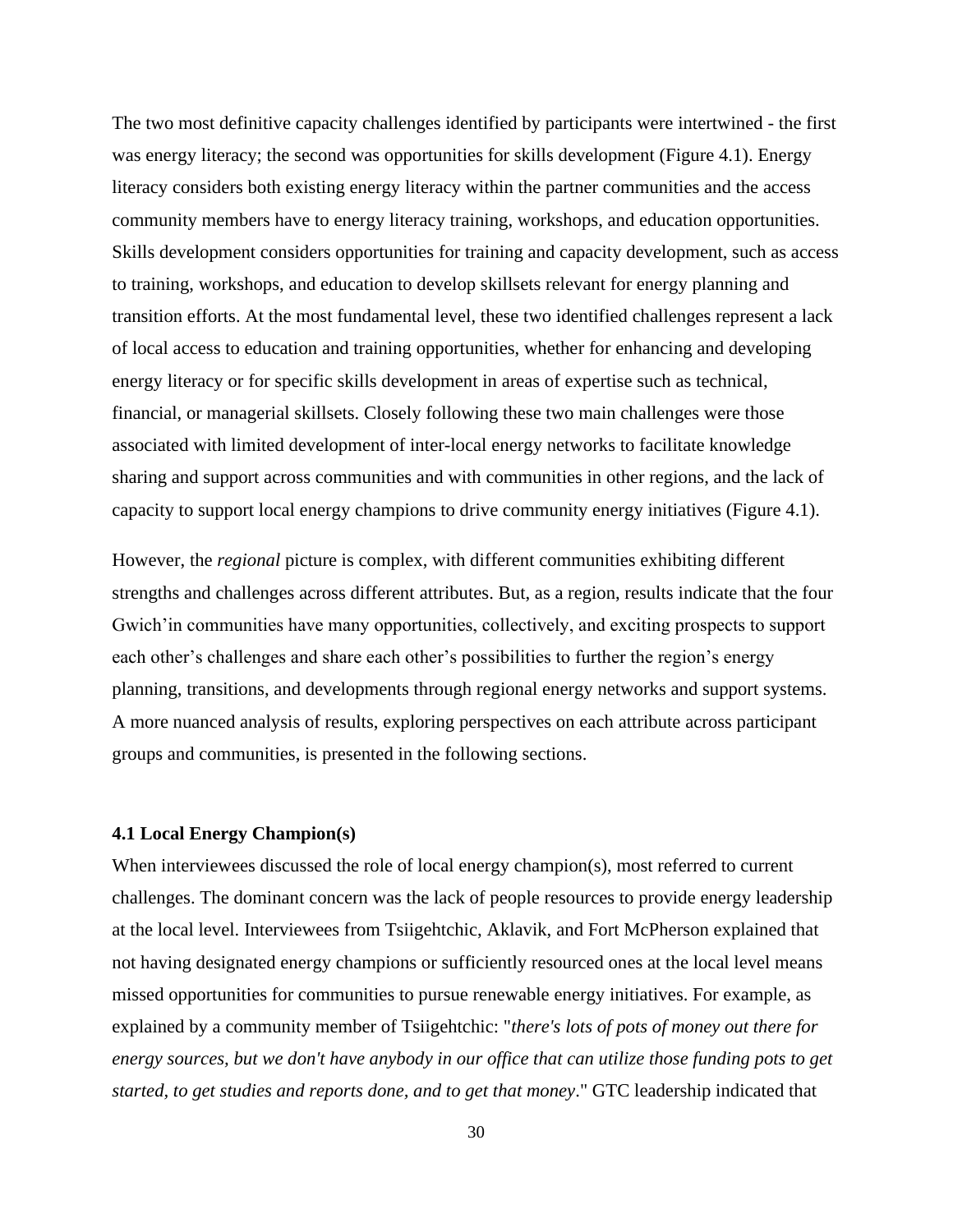The two most definitive capacity challenges identified by participants were intertwined - the first was energy literacy; the second was opportunities for skills development (Figure 4.1). Energy literacy considers both existing energy literacy within the partner communities and the access community members have to energy literacy training, workshops, and education opportunities. Skills development considers opportunities for training and capacity development, such as access to training, workshops, and education to develop skillsets relevant for energy planning and transition efforts. At the most fundamental level, these two identified challenges represent a lack of local access to education and training opportunities, whether for enhancing and developing energy literacy or for specific skills development in areas of expertise such as technical, financial, or managerial skillsets. Closely following these two main challenges were those associated with limited development of inter-local energy networks to facilitate knowledge sharing and support across communities and with communities in other regions, and the lack of capacity to support local energy champions to drive community energy initiatives (Figure 4.1).

However, the *regional* picture is complex, with different communities exhibiting different strengths and challenges across different attributes. But, as a region, results indicate that the four Gwich'in communities have many opportunities, collectively, and exciting prospects to support each other's challenges and share each other's possibilities to further the region's energy planning, transitions, and developments through regional energy networks and support systems. A more nuanced analysis of results, exploring perspectives on each attribute across participant groups and communities, is presented in the following sections.

### 4.1 Local Energy Champion(s)

When interviewees discussed the role of local energy champion(s), most referred to current challenges. The dominant concern was the lack of people resources to provide energy leadership at the local level. Interviewees from Tsiigehtchic, Aklavik, and Fort McPherson explained that not having designated energy champions or sufficiently resourced ones at the local level means missed opportunities for communities to pursue renewable energy initiatives. For example, as explained by a community member of Tsiigehtchic: "*there's lots of pots of money out there for energy sources, but we don't have anybody in our office that can utilize those funding pots to get started, to get studies and reports done, and to get that money*." GTC leadership indicated that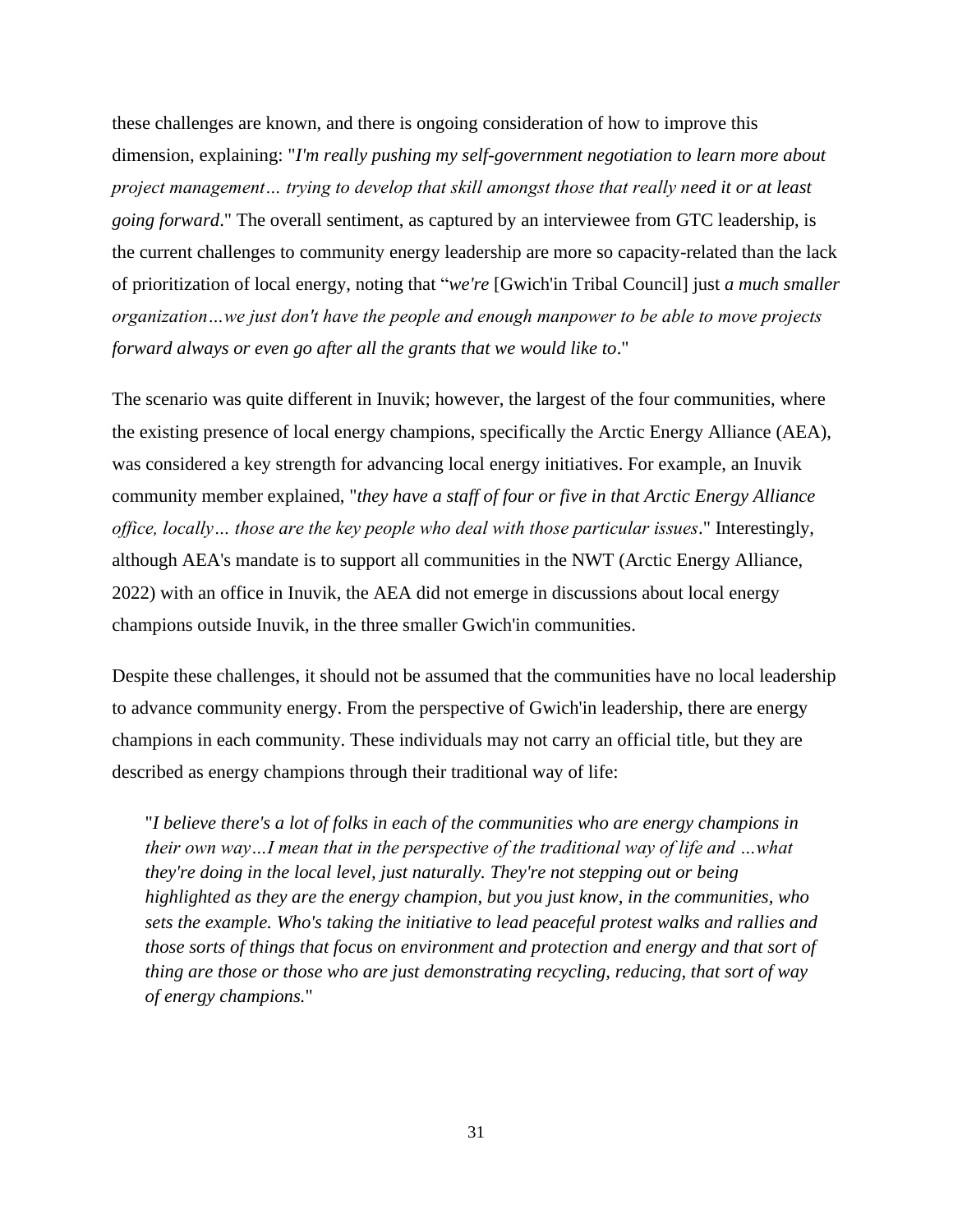these challenges are known, and there is ongoing consideration of how to improve this dimension, explaining: "*I'm really pushing my self-government negotiation to learn more about project management… trying to develop that skill amongst those that really need it or at least going forward*." The overall sentiment, as captured by an interviewee from GTC leadership, is the current challenges to community energy leadership are more so capacity-related than the lack of prioritization of local energy, noting that "*we're* [Gwich'in Tribal Council] just *a much smaller organization…we just don't have the people and enough manpower to be able to move projects forward always or even go after all the grants that we would like to*."

The scenario was quite different in Inuvik; however, the largest of the four communities, where the existing presence of local energy champions, specifically the Arctic Energy Alliance (AEA), was considered a key strength for advancing local energy initiatives. For example, an Inuvik community member explained, "*they have a staff of four or five in that Arctic Energy Alliance office, locally… those are the key people who deal with those particular issues*." Interestingly, although AEA's mandate is to support all communities in the NWT (Arctic Energy Alliance, 2022) with an office in Inuvik, the AEA did not emerge in discussions about local energy champions outside Inuvik, in the three smaller Gwich'in communities.

Despite these challenges, it should not be assumed that the communities have no local leadership to advance community energy. From the perspective of Gwich'in leadership, there are energy champions in each community. These individuals may not carry an official title, but they are described as energy champions through their traditional way of life:

> "*I believe there's a lot of folks in each of the communities who are energy champions in their own way…I mean that in the perspective of the traditional way of life and …what they're doing in the local level, just naturally. They're not stepping out or being highlighted as they are the energy champion, but you just know, in the communities, who sets the example. Who's taking the initiative to lead peaceful protest walks and rallies and those sorts of things that focus on environment and protection and energy and that sort of thing are those or those who are just demonstrating recycling, reducing, that sort of way of energy champions.*"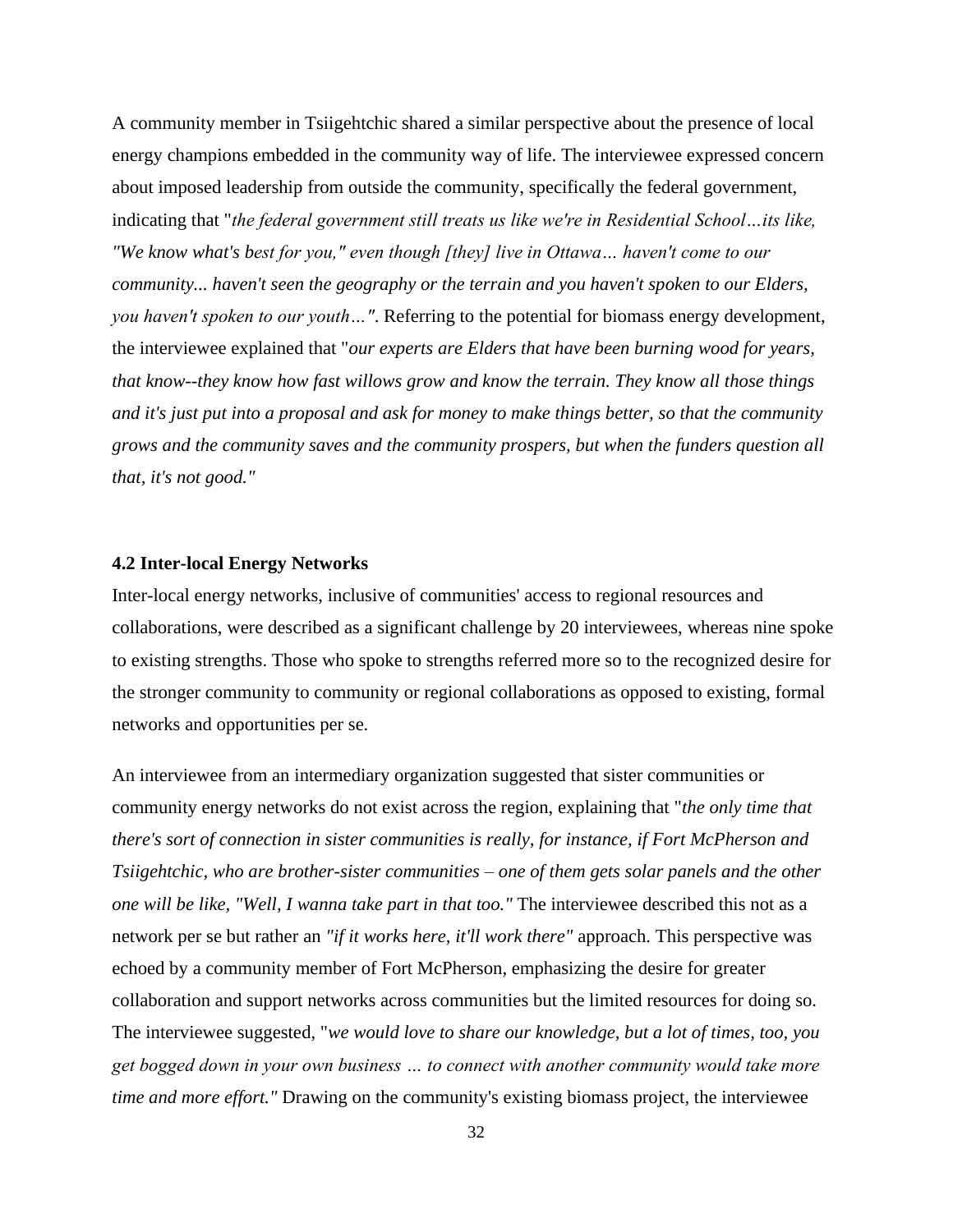A community member in Tsiigehtchic shared a similar perspective about the presence of local energy champions embedded in the community way of life. The interviewee expressed concern about imposed leadership from outside the community, specifically the federal government, indicating that "*the federal government still treats us like we're in Residential School…its like, "We know what's best for you," even though [they] live in Ottawa… haven't come to our community... haven't seen the geography or the terrain and you haven't spoken to our Elders, you haven't spoken to our youth…"*. Referring to the potential for biomass energy development, the interviewee explained that "*our experts are Elders that have been burning wood for years, that know--they know how fast willows grow and know the terrain. They know all those things and it's just put into a proposal and ask for money to make things better, so that the community grows and the community saves and the community prospers, but when the funders question all that, it's not good."*

### 4.2 Inter-local Energy Networks

Inter-local energy networks, inclusive of communities' access to regional resources and collaborations, were described as a significant challenge by 20 interviewees, whereas nine spoke to existing strengths. Those who spoke to strengths referred more so to the recognized desire for the stronger community to community or regional collaborations as opposed to existing, formal networks and opportunities per se.

An interviewee from an intermediary organization suggested that sister communities or community energy networks do not exist across the region, explaining that "*the only time that there's sort of connection in sister communities is really, for instance, if Fort McPherson and Tsiigehtchic, who are brother-sister communities – one of them gets solar panels and the other one will be like, "Well, I wanna take part in that too."* The interviewee described this not as a network per se but rather an *"if it works here, it'll work there"* approach. This perspective was echoed by a community member of Fort McPherson, emphasizing the desire for greater collaboration and support networks across communities but the limited resources for doing so. The interviewee suggested, "*we would love to share our knowledge, but a lot of times, too, you get bogged down in your own business … to connect with another community would take more time and more effort."* Drawing on the community's existing biomass project, the interviewee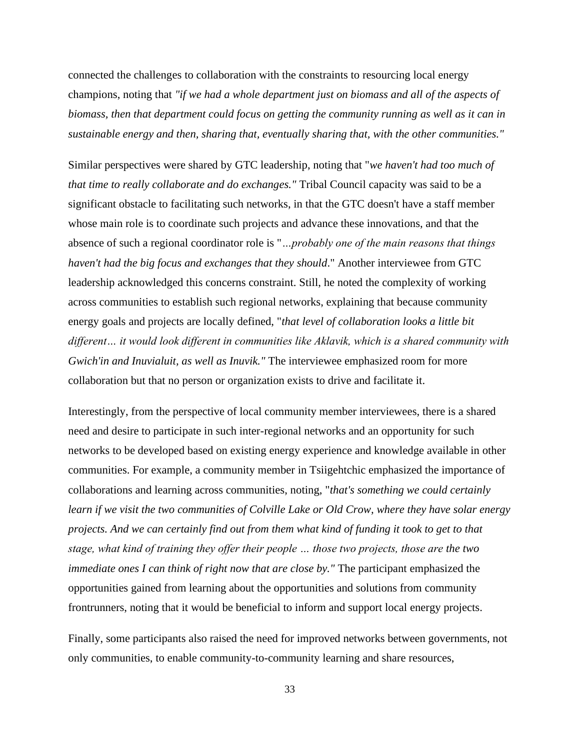connected the challenges to collaboration with the constraints to resourcing local energy champions, noting that *"if we had a whole department just on biomass and all of the aspects of biomass, then that department could focus on getting the community running as well as it can in sustainable energy and then, sharing that, eventually sharing that, with the other communities."*

Similar perspectives were shared by GTC leadership, noting that "*we haven't had too much of that time to really collaborate and do exchanges."* Tribal Council capacity was said to be a significant obstacle to facilitating such networks, in that the GTC doesn't have a staff member whose main role is to coordinate such projects and advance these innovations, and that the absence of such a regional coordinator role is "*…probably one of the main reasons that things haven't had the big focus and exchanges that they should*." Another interviewee from GTC leadership acknowledged this concerns constraint. Still, he noted the complexity of working across communities to establish such regional networks, explaining that because community energy goals and projects are locally defined, "*that level of collaboration looks a little bit different… it would look different in communities like Aklavik, which is a shared community with Gwich'in and Inuvialuit, as well as Inuvik."* The interviewee emphasized room for more collaboration but that no person or organization exists to drive and facilitate it.

Interestingly, from the perspective of local community member interviewees, there is a shared need and desire to participate in such inter-regional networks and an opportunity for such networks to be developed based on existing energy experience and knowledge available in other communities. For example, a community member in Tsiigehtchic emphasized the importance of collaborations and learning across communities, noting, "*that's something we could certainly learn if we visit the two communities of Colville Lake or Old Crow, where they have solar energy projects. And we can certainly find out from them what kind of funding it took to get to that stage, what kind of training they offer their people … those two projects, those are the two immediate ones I can think of right now that are close by."* The participant emphasized the opportunities gained from learning about the opportunities and solutions from community frontrunners, noting that it would be beneficial to inform and support local energy projects.

Finally, some participants also raised the need for improved networks between governments, not only communities, to enable community-to-community learning and share resources,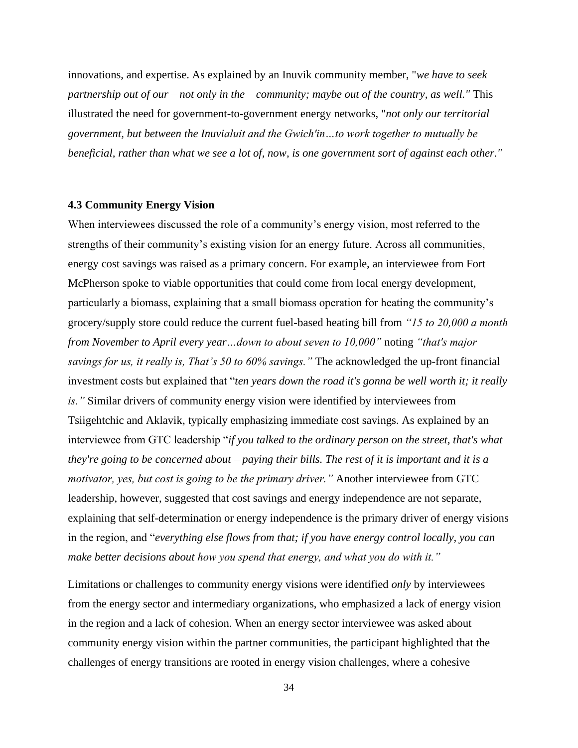innovations, and expertise. As explained by an Inuvik community member, "*we have to seek partnership out of our – not only in the – community; maybe out of the country, as well."* This illustrated the need for government-to-government energy networks, "*not only our territorial government, but between the Inuvialuit and the Gwich'in…to work together to mutually be beneficial, rather than what we see a lot of, now, is one government sort of against each other."*

### 4.3 Community Energy Vision

When interviewees discussed the role of a community's energy vision, most referred to the strengths of their community's existing vision for an energy future. Across all communities, energy cost savings was raised as a primary concern. For example, an interviewee from Fort McPherson spoke to viable opportunities that could come from local energy development, particularly a biomass, explaining that a small biomass operation for heating the community's grocery/supply store could reduce the current fuel-based heating bill from *"15 to 20,000 a month from November to April every year…down to about seven to 10,000"* noting *"that's major savings for us, it really is, That's 50 to 60% savings."* The acknowledged the up-front financial investment costs but explained that "*ten years down the road it's gonna be well worth it; it really is."* Similar drivers of community energy vision were identified by interviewees from Tsiigehtchic and Aklavik, typically emphasizing immediate cost savings. As explained by an interviewee from GTC leadership "*if you talked to the ordinary person on the street, that's what they're going to be concerned about – paying their bills. The rest of it is important and it is a motivator, yes, but cost is going to be the primary driver."* Another interviewee from GTC leadership, however, suggested that cost savings and energy independence are not separate, explaining that self-determination or energy independence is the primary driver of energy visions in the region, and "*everything else flows from that; if you have energy control locally, you can make better decisions about how you spend that energy, and what you do with it."*

Limitations or challenges to community energy visions were identified *only* by interviewees from the energy sector and intermediary organizations, who emphasized a lack of energy vision in the region and a lack of cohesion. When an energy sector interviewee was asked about community energy vision within the partner communities, the participant highlighted that the challenges of energy transitions are rooted in energy vision challenges, where a cohesive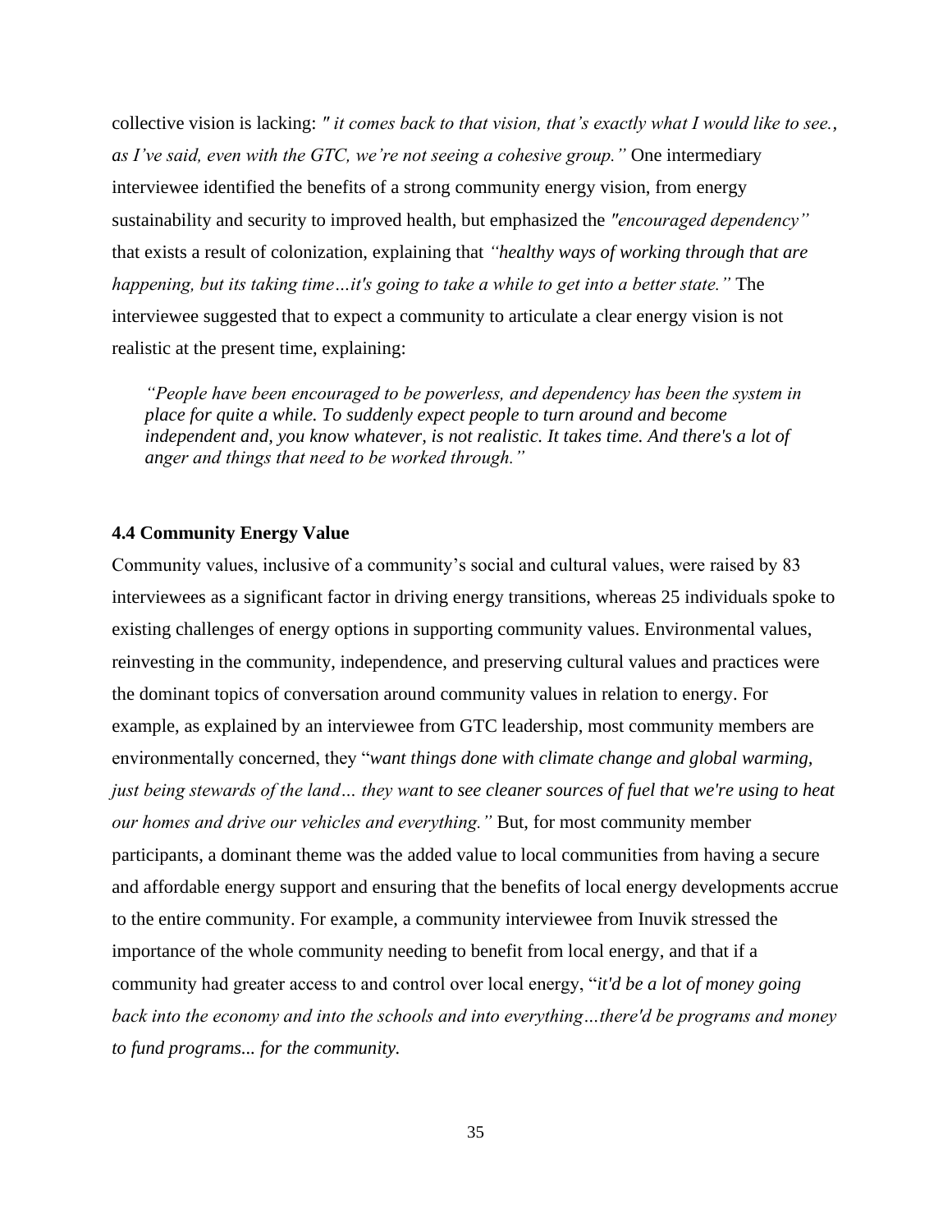collective vision is lacking: *" it comes back to that vision, that's exactly what I would like to see., as I've said, even with the GTC, we're not seeing a cohesive group."* One intermediary interviewee identified the benefits of a strong community energy vision, from energy sustainability and security to improved health, but emphasized the *"encouraged dependency"* that exists a result of colonization, explaining that *"healthy ways of working through that are happening, but its taking time…it's going to take a while to get into a better state."* The interviewee suggested that to expect a community to articulate a clear energy vision is not realistic at the present time, explaining:

> *"People have been encouraged to be powerless, and dependency has been the system in place for quite a while. To suddenly expect people to turn around and become independent and, you know whatever, is not realistic. It takes time. And there's a lot of anger and things that need to be worked through."*

### 4.4 Community Energy Value

Community values, inclusive of a community's social and cultural values, were raised by 83 interviewees as a significant factor in driving energy transitions, whereas 25 individuals spoke to existing challenges of energy options in supporting community values. Environmental values, reinvesting in the community, independence, and preserving cultural values and practices were the dominant topics of conversation around community values in relation to energy. For example, as explained by an interviewee from GTC leadership, most community members are environmentally concerned, they "*want things done with climate change and global warming, just being stewards of the land… they want to see cleaner sources of fuel that we're using to heat our homes and drive our vehicles and everything."* But, for most community member participants, a dominant theme was the added value to local communities from having a secure and affordable energy support and ensuring that the benefits of local energy developments accrue to the entire community. For example, a community interviewee from Inuvik stressed the importance of the whole community needing to benefit from local energy, and that if a community had greater access to and control over local energy, "*it'd be a lot of money going back into the economy and into the schools and into everything…there'd be programs and money to fund programs... for the community.*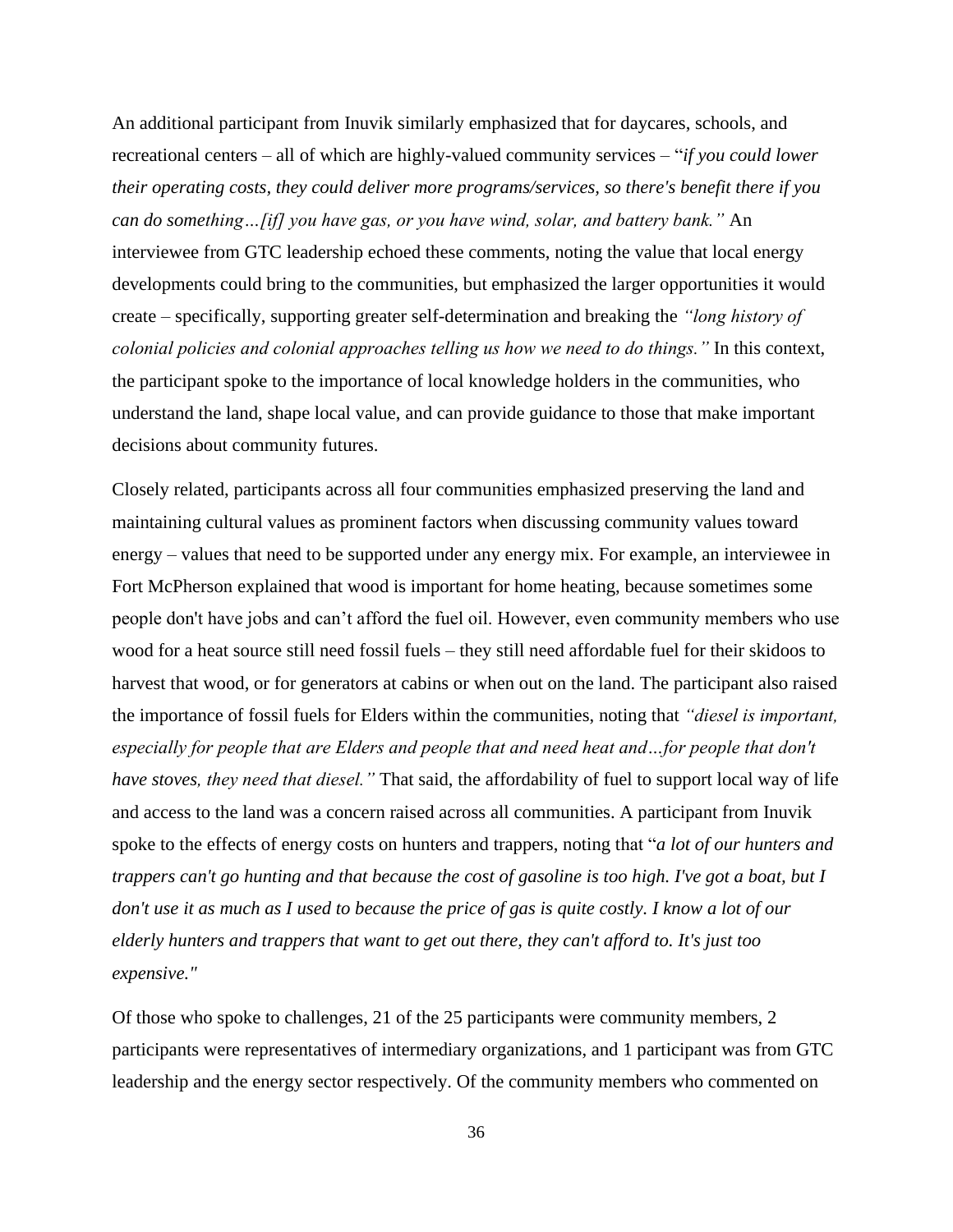An additional participant from Inuvik similarly emphasized that for daycares, schools, and recreational centers – all of which are highly-valued community services – "*if you could lower their operating costs, they could deliver more programs/services, so there's benefit there if you can do something…[if] you have gas, or you have wind, solar, and battery bank."* An interviewee from GTC leadership echoed these comments, noting the value that local energy developments could bring to the communities, but emphasized the larger opportunities it would create – specifically, supporting greater self-determination and breaking the *"long history of colonial policies and colonial approaches telling us how we need to do things."* In this context, the participant spoke to the importance of local knowledge holders in the communities, who understand the land, shape local value, and can provide guidance to those that make important decisions about community futures.

Closely related, participants across all four communities emphasized preserving the land and maintaining cultural values as prominent factors when discussing community values toward energy – values that need to be supported under any energy mix. For example, an interviewee in Fort McPherson explained that wood is important for home heating, because sometimes some people don't have jobs and can't afford the fuel oil. However, even community members who use wood for a heat source still need fossil fuels – they still need affordable fuel for their skidoos to harvest that wood, or for generators at cabins or when out on the land. The participant also raised the importance of fossil fuels for Elders within the communities, noting that *"diesel is important, especially for people that are Elders and people that and need heat and…for people that don't have stoves, they need that diesel."* That said, the affordability of fuel to support local way of life and access to the land was a concern raised across all communities. A participant from Inuvik spoke to the effects of energy costs on hunters and trappers, noting that "*a lot of our hunters and trappers can't go hunting and that because the cost of gasoline is too high. I've got a boat, but I don't use it as much as I used to because the price of gas is quite costly. I know a lot of our elderly hunters and trappers that want to get out there, they can't afford to. It's just too expensive."*

Of those who spoke to challenges, 21 of the 25 participants were community members, 2 participants were representatives of intermediary organizations, and 1 participant was from GTC leadership and the energy sector respectively. Of the community members who commented on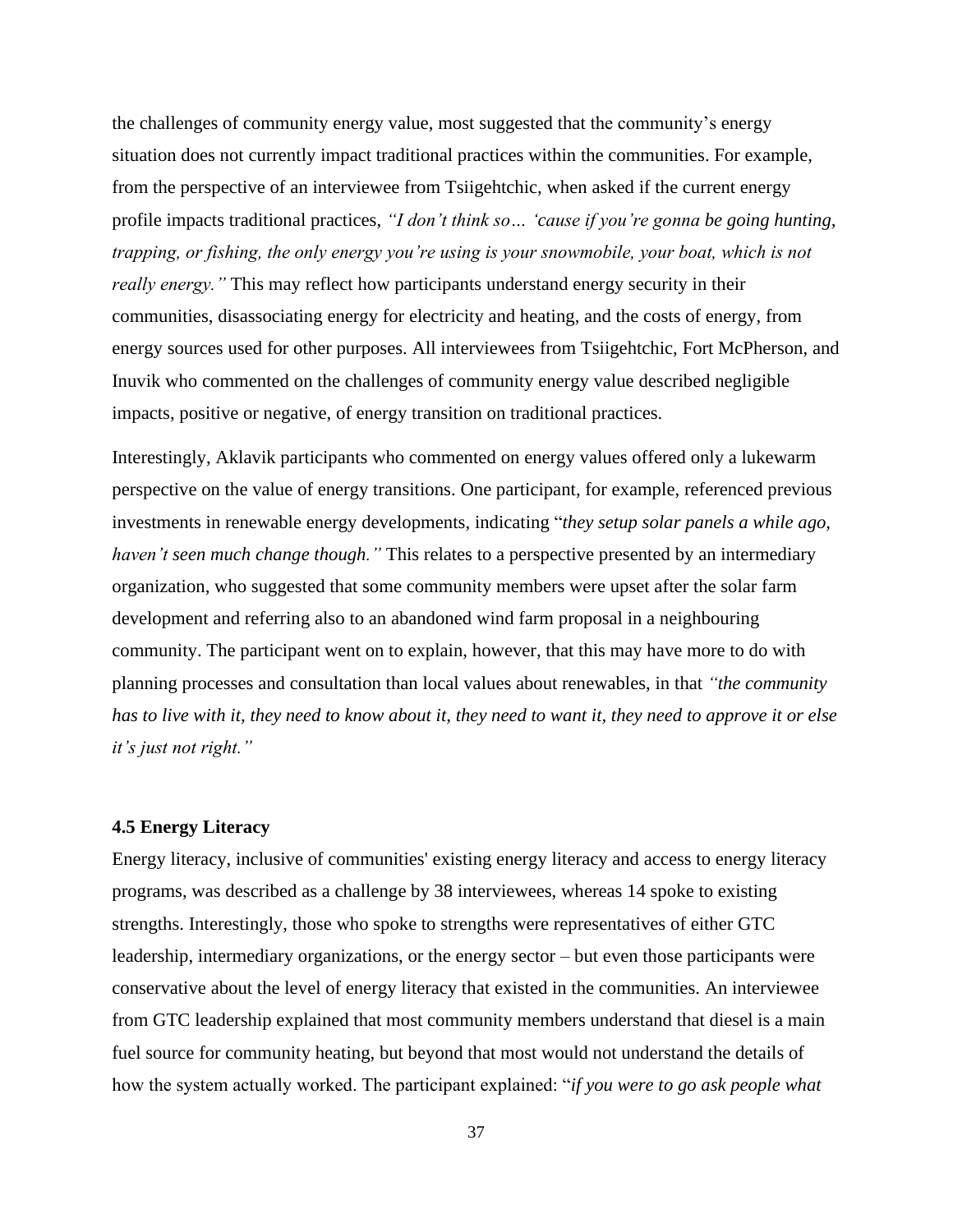the challenges of community energy value, most suggested that the community's energy situation does not currently impact traditional practices within the communities. For example, from the perspective of an interviewee from Tsiigehtchic, when asked if the current energy profile impacts traditional practices, *"I don't think so… 'cause if you're gonna be going hunting, trapping, or fishing, the only energy you're using is your snowmobile, your boat, which is not really energy."* This may reflect how participants understand energy security in their communities, disassociating energy for electricity and heating, and the costs of energy, from energy sources used for other purposes. All interviewees from Tsiigehtchic, Fort McPherson, and Inuvik who commented on the challenges of community energy value described negligible impacts, positive or negative, of energy transition on traditional practices.

Interestingly, Aklavik participants who commented on energy values offered only a lukewarm perspective on the value of energy transitions. One participant, for example, referenced previous investments in renewable energy developments, indicating "*they setup solar panels a while ago, haven't seen much change though."* This relates to a perspective presented by an intermediary organization, who suggested that some community members were upset after the solar farm development and referring also to an abandoned wind farm proposal in a neighbouring community. The participant went on to explain, however, that this may have more to do with planning processes and consultation than local values about renewables, in that *"the community has to live with it, they need to know about it, they need to want it, they need to approve it or else it's just not right."*

### 4.5 Energy Literacy

Energy literacy, inclusive of communities' existing energy literacy and access to energy literacy programs, was described as a challenge by 38 interviewees, whereas 14 spoke to existing strengths. Interestingly, those who spoke to strengths were representatives of either GTC leadership, intermediary organizations, or the energy sector – but even those participants were conservative about the level of energy literacy that existed in the communities. An interviewee from GTC leadership explained that most community members understand that diesel is a main fuel source for community heating, but beyond that most would not understand the details of how the system actually worked. The participant explained: "*if you were to go ask people what*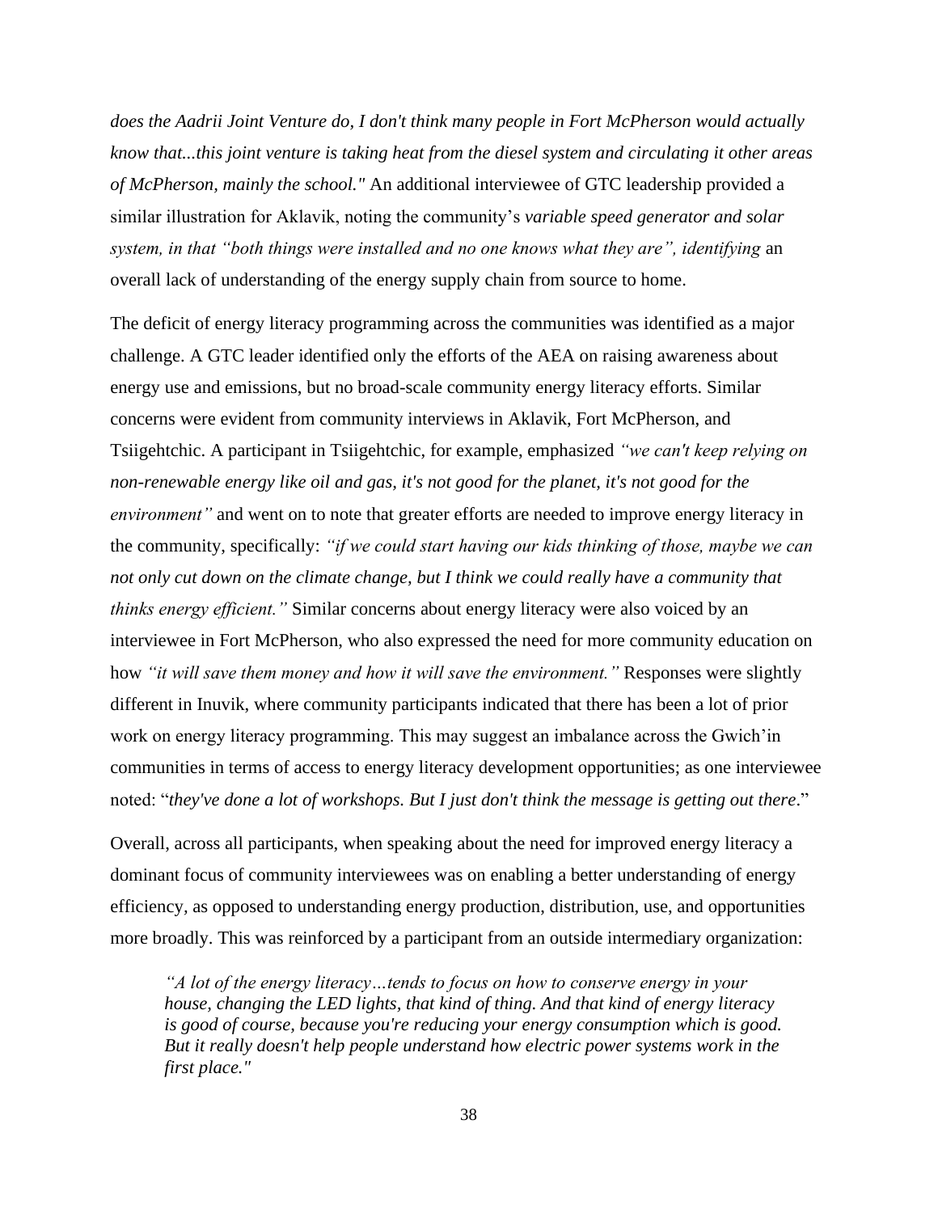*does the Aadrii Joint Venture do, I don't think many people in Fort McPherson would actually know that...this joint venture is taking heat from the diesel system and circulating it other areas of McPherson, mainly the school."* An additional interviewee of GTC leadership provided a similar illustration for Aklavik, noting the community's *variable speed generator and solar system, in that "both things were installed and no one knows what they are", identifying* an overall lack of understanding of the energy supply chain from source to home.

The deficit of energy literacy programming across the communities was identified as a major challenge. A GTC leader identified only the efforts of the AEA on raising awareness about energy use and emissions, but no broad-scale community energy literacy efforts. Similar concerns were evident from community interviews in Aklavik, Fort McPherson, and Tsiigehtchic. A participant in Tsiigehtchic, for example, emphasized *"we can't keep relying on non-renewable energy like oil and gas, it's not good for the planet, it's not good for the environment"* and went on to note that greater efforts are needed to improve energy literacy in the community, specifically: *"if we could start having our kids thinking of those, maybe we can not only cut down on the climate change, but I think we could really have a community that thinks energy efficient."* Similar concerns about energy literacy were also voiced by an interviewee in Fort McPherson, who also expressed the need for more community education on how *"it will save them money and how it will save the environment."* Responses were slightly different in Inuvik, where community participants indicated that there has been a lot of prior work on energy literacy programming. This may suggest an imbalance across the Gwich'in communities in terms of access to energy literacy development opportunities; as one interviewee noted: "*they've done a lot of workshops. But I just don't think the message is getting out there*."

Overall, across all participants, when speaking about the need for improved energy literacy a dominant focus of community interviewees was on enabling a better understanding of energy efficiency, as opposed to understanding energy production, distribution, use, and opportunities more broadly. This was reinforced by a participant from an outside intermediary organization:

> *"A lot of the energy literacy…tends to focus on how to conserve energy in your house, changing the LED lights, that kind of thing. And that kind of energy literacy is good of course, because you're reducing your energy consumption which is good. But it really doesn't help people understand how electric power systems work in the first place."*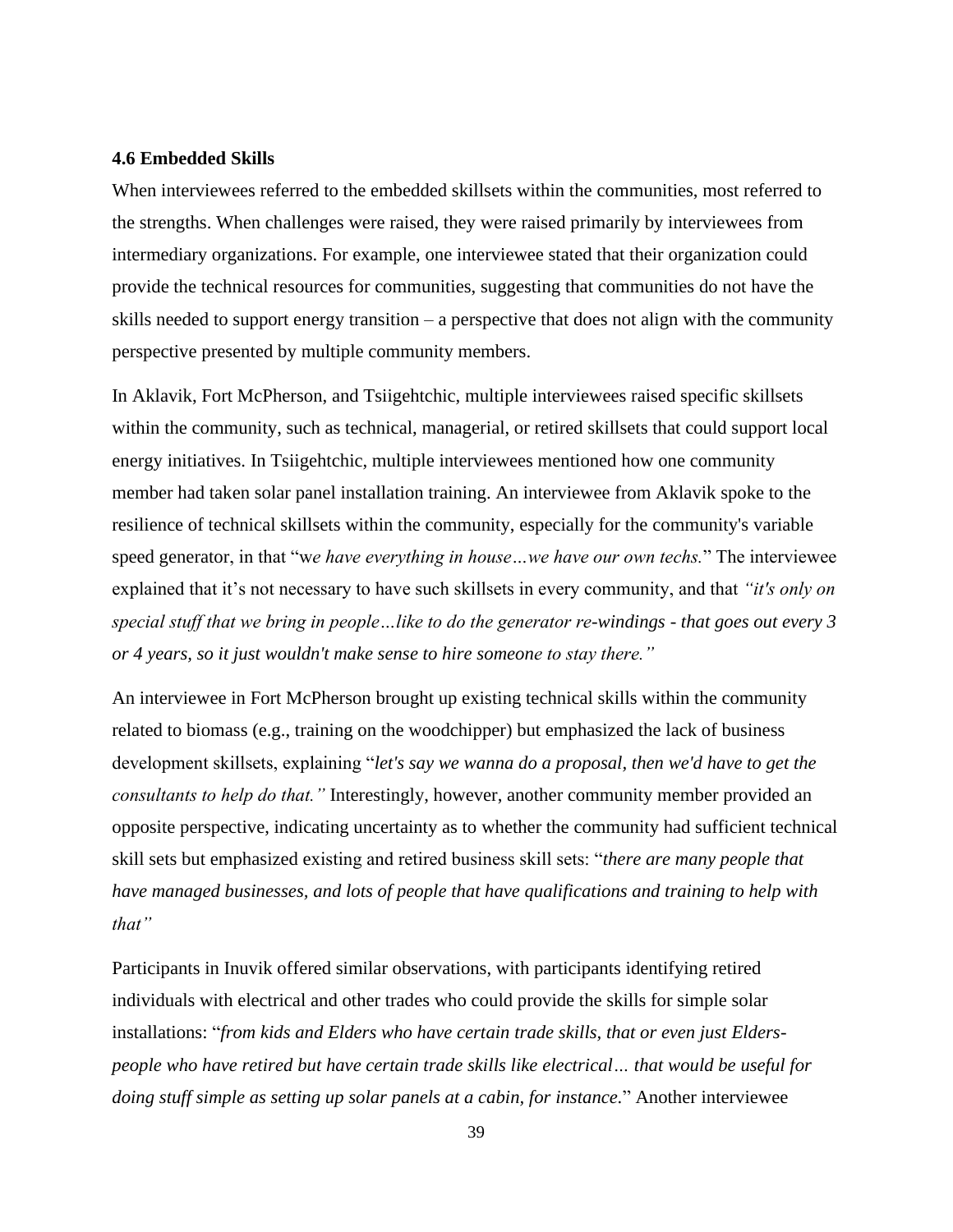### 4.6 Embedded Skills

When interviewees referred to the embedded skillsets within the communities, most referred to the strengths. When challenges were raised, they were raised primarily by interviewees from intermediary organizations. For example, one interviewee stated that their organization could provide the technical resources for communities, suggesting that communities do not have the skills needed to support energy transition – a perspective that does not align with the community perspective presented by multiple community members.

In Aklavik, Fort McPherson, and Tsiigehtchic, multiple interviewees raised specific skillsets within the community, such as technical, managerial, or retired skillsets that could support local energy initiatives. In Tsiigehtchic, multiple interviewees mentioned how one community member had taken solar panel installation training. An interviewee from Aklavik spoke to the resilience of technical skillsets within the community, especially for the community's variable speed generator, in that "w*e have everything in house…we have our own techs.*" The interviewee explained that it's not necessary to have such skillsets in every community, and that *"it's only on special stuff that we bring in people…like to do the generator re-windings - that goes out every 3 or 4 years, so it just wouldn't make sense to hire someone to stay there."*

An interviewee in Fort McPherson brought up existing technical skills within the community related to biomass (e.g., training on the woodchipper) but emphasized the lack of business development skillsets, explaining "*let's say we wanna do a proposal, then we'd have to get the consultants to help do that."* Interestingly, however, another community member provided an opposite perspective, indicating uncertainty as to whether the community had sufficient technical skill sets but emphasized existing and retired business skill sets: "*there are many people that have managed businesses, and lots of people that have qualifications and training to help with that"*

Participants in Inuvik offered similar observations, with participants identifying retired individuals with electrical and other trades who could provide the skills for simple solar installations: "*from kids and Elders who have certain trade skills, that or even just Elders- people who have retired but have certain trade skills like electrical… that would be useful for doing stuff simple as setting up solar panels at a cabin, for instance.*" Another interviewee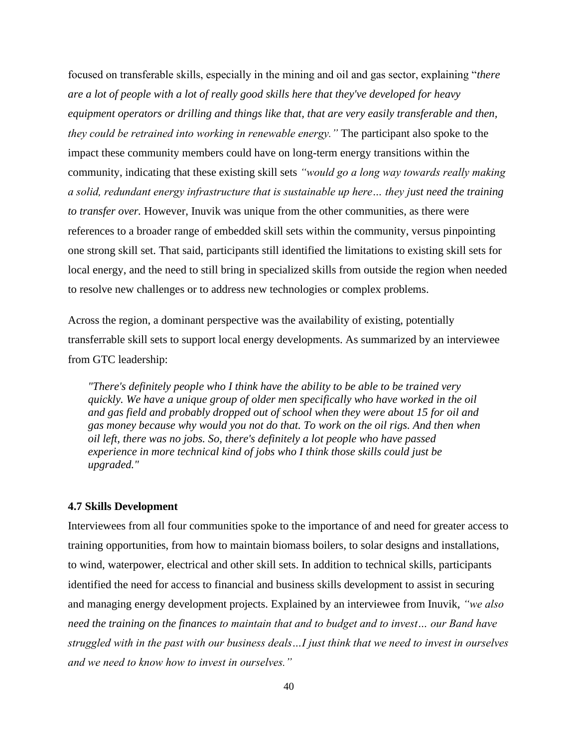focused on transferable skills, especially in the mining and oil and gas sector, explaining "*there are a lot of people with a lot of really good skills here that they've developed for heavy equipment operators or drilling and things like that, that are very easily transferable and then, they could be retrained into working in renewable energy."* The participant also spoke to the impact these community members could have on long-term energy transitions within the community, indicating that these existing skill sets *"would go a long way towards really making a solid, redundant energy infrastructure that is sustainable up here… they just need the training to transfer over.* However, Inuvik was unique from the other communities, as there were references to a broader range of embedded skill sets within the community, versus pinpointing one strong skill set. That said, participants still identified the limitations to existing skill sets for local energy, and the need to still bring in specialized skills from outside the region when needed to resolve new challenges or to address new technologies or complex problems.

Across the region, a dominant perspective was the availability of existing, potentially transferrable skill sets to support local energy developments. As summarized by an interviewee from GTC leadership:

> *"There's definitely people who I think have the ability to be able to be trained very quickly. We have a unique group of older men specifically who have worked in the oil and gas field and probably dropped out of school when they were about 15 for oil and gas money because why would you not do that. To work on the oil rigs. And then when oil left, there was no jobs. So, there's definitely a lot people who have passed experience in more technical kind of jobs who I think those skills could just be upgraded."*

### 4.7 Skills Development

Interviewees from all four communities spoke to the importance of and need for greater access to training opportunities, from how to maintain biomass boilers, to solar designs and installations, to wind, waterpower, electrical and other skill sets. In addition to technical skills, participants identified the need for access to financial and business skills development to assist in securing and managing energy development projects. Explained by an interviewee from Inuvik, *"we also need the training on the finances to maintain that and to budget and to invest… our Band have struggled with in the past with our business deals…I just think that we need to invest in ourselves and we need to know how to invest in ourselves."*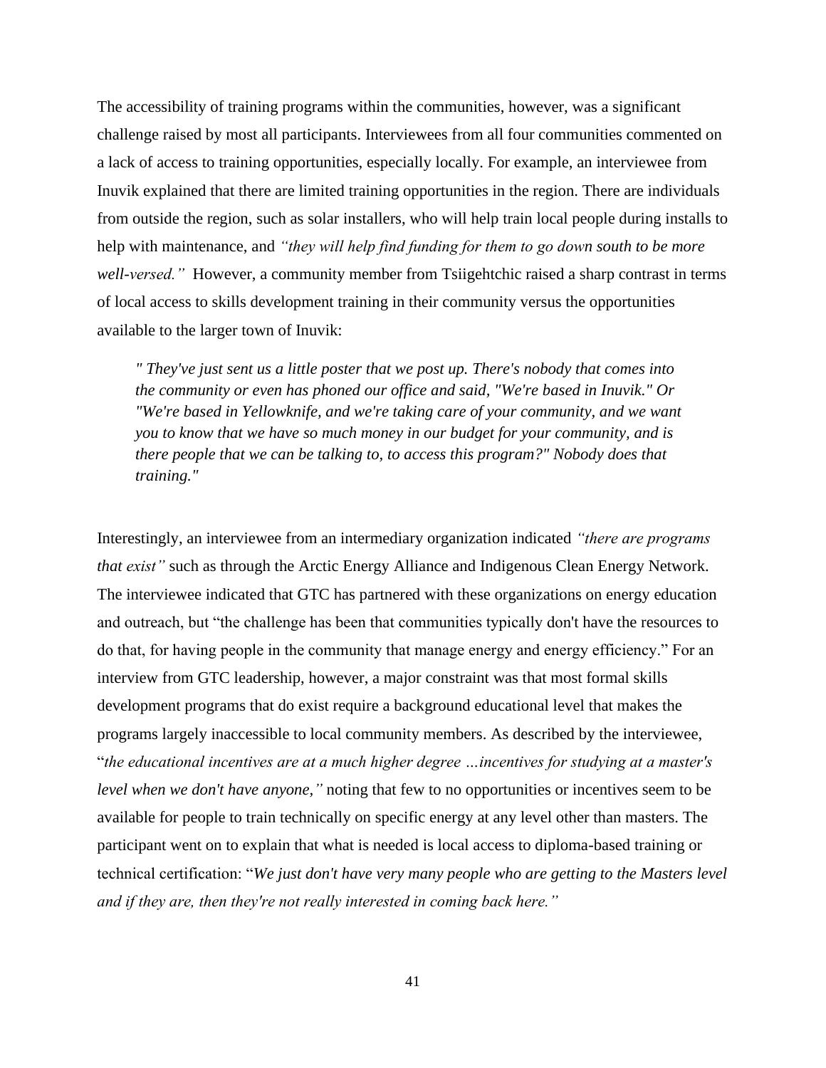The accessibility of training programs within the communities, however, was a significant challenge raised by most all participants. Interviewees from all four communities commented on a lack of access to training opportunities, especially locally. For example, an interviewee from Inuvik explained that there are limited training opportunities in the region. There are individuals from outside the region, such as solar installers, who will help train local people during installs to help with maintenance, and *"they will help find funding for them to go down south to be more well-versed."* However, a community member from Tsiigehtchic raised a sharp contrast in terms of local access to skills development training in their community versus the opportunities available to the larger town of Inuvik:

> *" They've just sent us a little poster that we post up. There's nobody that comes into the community or even has phoned our office and said, "We're based in Inuvik." Or "We're based in Yellowknife, and we're taking care of your community, and we want you to know that we have so much money in our budget for your community, and is there people that we can be talking to, to access this program?" Nobody does that training."*

Interestingly, an interviewee from an intermediary organization indicated *"there are programs that exist"* such as through the Arctic Energy Alliance and Indigenous Clean Energy Network. The interviewee indicated that GTC has partnered with these organizations on energy education and outreach, but "the challenge has been that communities typically don't have the resources to do that, for having people in the community that manage energy and energy efficiency." For an interview from GTC leadership, however, a major constraint was that most formal skills development programs that do exist require a background educational level that makes the programs largely inaccessible to local community members. As described by the interviewee, "*the educational incentives are at a much higher degree …incentives for studying at a master's level when we don't have anyone,"* noting that few to no opportunities or incentives seem to be available for people to train technically on specific energy at any level other than masters. The participant went on to explain that what is needed is local access to diploma-based training or technical certification: "*We just don't have very many people who are getting to the Masters level and if they are, then they're not really interested in coming back here."*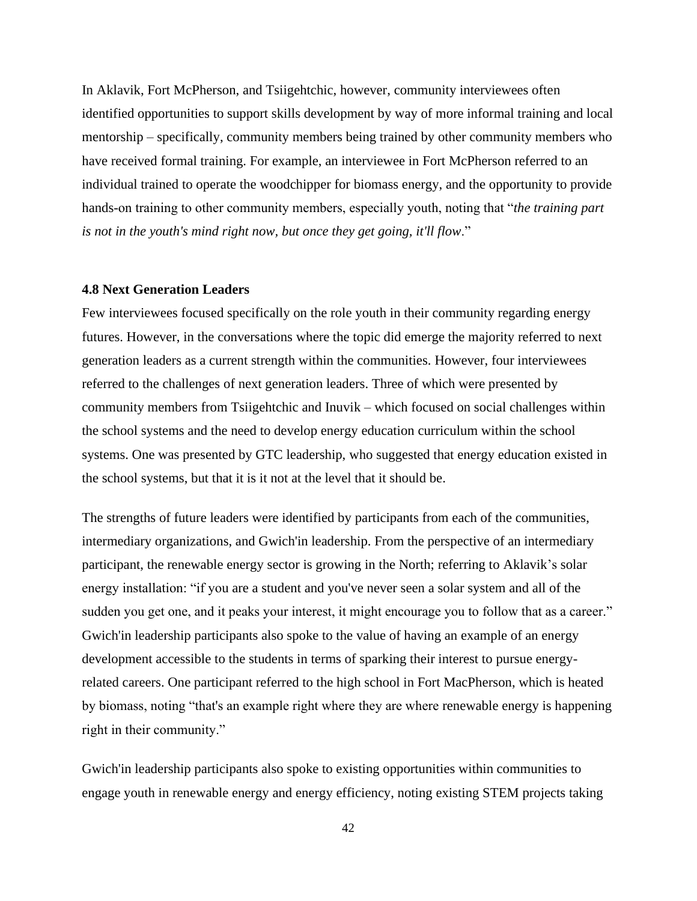In Aklavik, Fort McPherson, and Tsiigehtchic, however, community interviewees often identified opportunities to support skills development by way of more informal training and local mentorship – specifically, community members being trained by other community members who have received formal training. For example, an interviewee in Fort McPherson referred to an individual trained to operate the woodchipper for biomass energy, and the opportunity to provide hands-on training to other community members, especially youth, noting that "*the training part is not in the youth's mind right now, but once they get going, it'll flow*."

### 4.8 Next Generation Leaders

Few interviewees focused specifically on the role youth in their community regarding energy futures. However, in the conversations where the topic did emerge the majority referred to next generation leaders as a current strength within the communities. However, four interviewees referred to the challenges of next generation leaders. Three of which were presented by community members from Tsiigehtchic and Inuvik – which focused on social challenges within the school systems and the need to develop energy education curriculum within the school systems. One was presented by GTC leadership, who suggested that energy education existed in the school systems, but that it is it not at the level that it should be.

The strengths of future leaders were identified by participants from each of the communities, intermediary organizations, and Gwich'in leadership. From the perspective of an intermediary participant, the renewable energy sector is growing in the North; referring to Aklavik's solar energy installation: "if you are a student and you've never seen a solar system and all of the sudden you get one, and it peaks your interest, it might encourage you to follow that as a career." Gwich'in leadership participants also spoke to the value of having an example of an energy development accessible to the students in terms of sparking their interest to pursue energy-related careers. One participant referred to the high school in Fort MacPherson, which is heated by biomass, noting "that's an example right where they are where renewable energy is happening right in their community."

Gwich'in leadership participants also spoke to existing opportunities within communities to engage youth in renewable energy and energy efficiency, noting existing STEM projects taking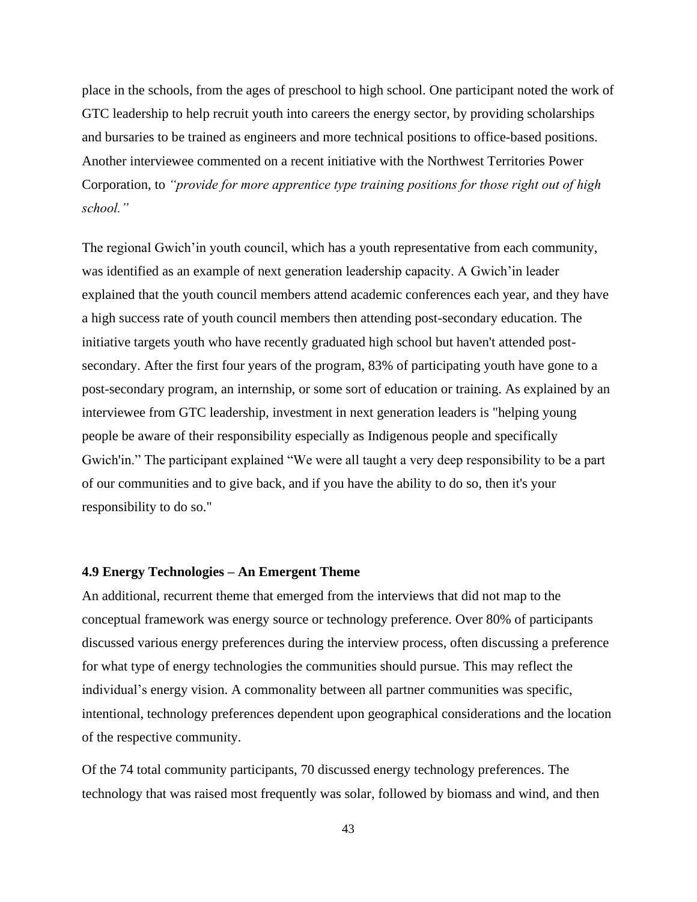place in the schools, from the ages of preschool to high school. One participant noted the work of GTC leadership to help recruit youth into careers the energy sector, by providing scholarships and bursaries to be trained as engineers and more technical positions to office-based positions. Another interviewee commented on a recent initiative with the Northwest Territories Power Corporation, to *"provide for more apprentice type training positions for those right out of high school."*

The regional Gwich'in youth council, which has a youth representative from each community, was identified as an example of next generation leadership capacity. A Gwich'in leader explained that the youth council members attend academic conferences each year, and they have a high success rate of youth council members then attending post-secondary education. The initiative targets youth who have recently graduated high school but haven't attended post-secondary. After the first four years of the program, 83% of participating youth have gone to a post-secondary program, an internship, or some sort of education or training. As explained by an interviewee from GTC leadership, investment in next generation leaders is "helping young people be aware of their responsibility especially as Indigenous people and specifically Gwich'in." The participant explained "We were all taught a very deep responsibility to be a part of our communities and to give back, and if you have the ability to do so, then it's your responsibility to do so."

### 4.9 Energy Technologies – An Emergent Theme

An additional, recurrent theme that emerged from the interviews that did not map to the conceptual framework was energy source or technology preference. Over 80% of participants discussed various energy preferences during the interview process, often discussing a preference for what type of energy technologies the communities should pursue. This may reflect the individual's energy vision. A commonality between all partner communities was specific, intentional, technology preferences dependent upon geographical considerations and the location of the respective community.

Of the 74 total community participants, 70 discussed energy technology preferences. The technology that was raised most frequently was solar, followed by biomass and wind, and then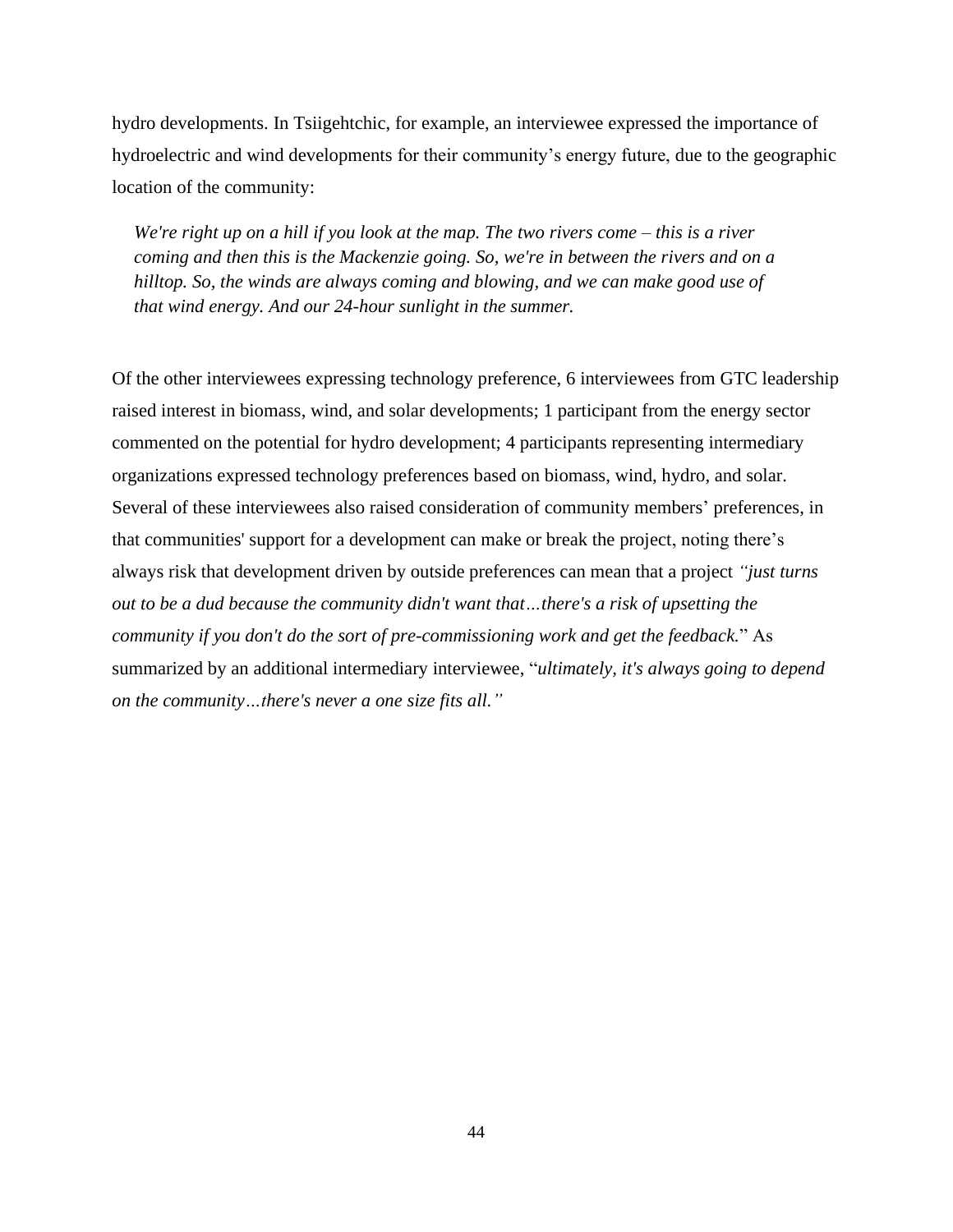hydro developments. In Tsiigehtchic, for example, an interviewee expressed the importance of hydroelectric and wind developments for their community's energy future, due to the geographic location of the community:

> *We're right up on a hill if you look at the map. The two rivers come – this is a river coming and then this is the Mackenzie going. So, we're in between the rivers and on a hilltop. So, the winds are always coming and blowing, and we can make good use of that wind energy. And our 24-hour sunlight in the summer.*

Of the other interviewees expressing technology preference, 6 interviewees from GTC leadership raised interest in biomass, wind, and solar developments; 1 participant from the energy sector commented on the potential for hydro development; 4 participants representing intermediary organizations expressed technology preferences based on biomass, wind, hydro, and solar. Several of these interviewees also raised consideration of community members' preferences, in that communities' support for a development can make or break the project, noting there's always risk that development driven by outside preferences can mean that a project *"just turns out to be a dud because the community didn't want that…there's a risk of upsetting the community if you don't do the sort of pre-commissioning work and get the feedback.*" As summarized by an additional intermediary interviewee, "*ultimately, it's always going to depend on the community…there's never a one size fits all."*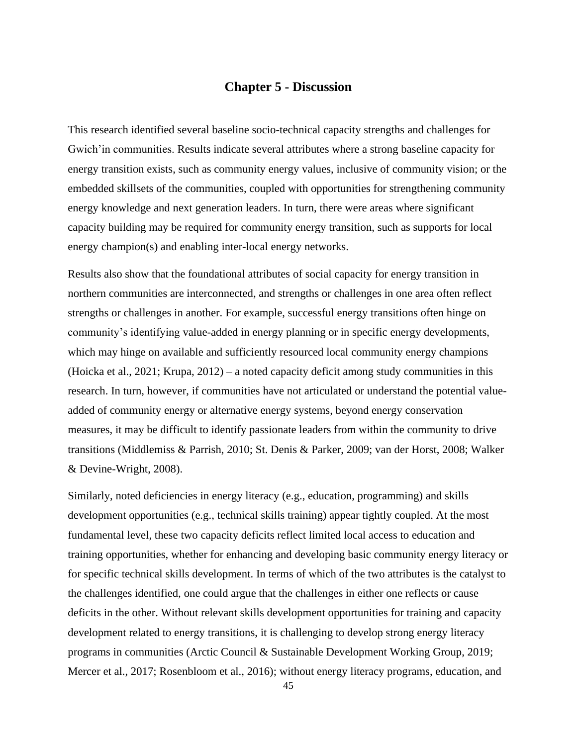# Chapter 5 - Discussion

This research identified several baseline socio-technical capacity strengths and challenges for Gwich'in communities. Results indicate several attributes where a strong baseline capacity for energy transition exists, such as community energy values, inclusive of community vision; or the embedded skillsets of the communities, coupled with opportunities for strengthening community energy knowledge and next generation leaders. In turn, there were areas where significant capacity building may be required for community energy transition, such as supports for local energy champion(s) and enabling inter-local energy networks.

Results also show that the foundational attributes of social capacity for energy transition in northern communities are interconnected, and strengths or challenges in one area often reflect strengths or challenges in another. For example, successful energy transitions often hinge on community's identifying value-added in energy planning or in specific energy developments, which may hinge on available and sufficiently resourced local community energy champions (Hoicka et al., 2021; Krupa, 2012) – a noted capacity deficit among study communities in this research. In turn, however, if communities have not articulated or understand the potential value-added of community energy or alternative energy systems, beyond energy conservation measures, it may be difficult to identify passionate leaders from within the community to drive transitions (Middlemiss & Parrish, 2010; St. Denis & Parker, 2009; van der Horst, 2008; Walker & Devine-Wright, 2008).

Similarly, noted deficiencies in energy literacy (e.g., education, programming) and skills development opportunities (e.g., technical skills training) appear tightly coupled. At the most fundamental level, these two capacity deficits reflect limited local access to education and training opportunities, whether for enhancing and developing basic community energy literacy or for specific technical skills development. In terms of which of the two attributes is the catalyst to the challenges identified, one could argue that the challenges in either one reflects or cause deficits in the other. Without relevant skills development opportunities for training and capacity development related to energy transitions, it is challenging to develop strong energy literacy programs in communities (Arctic Council & Sustainable Development Working Group, 2019; Mercer et al., 2017; Rosenbloom et al., 2016); without energy literacy programs, education, and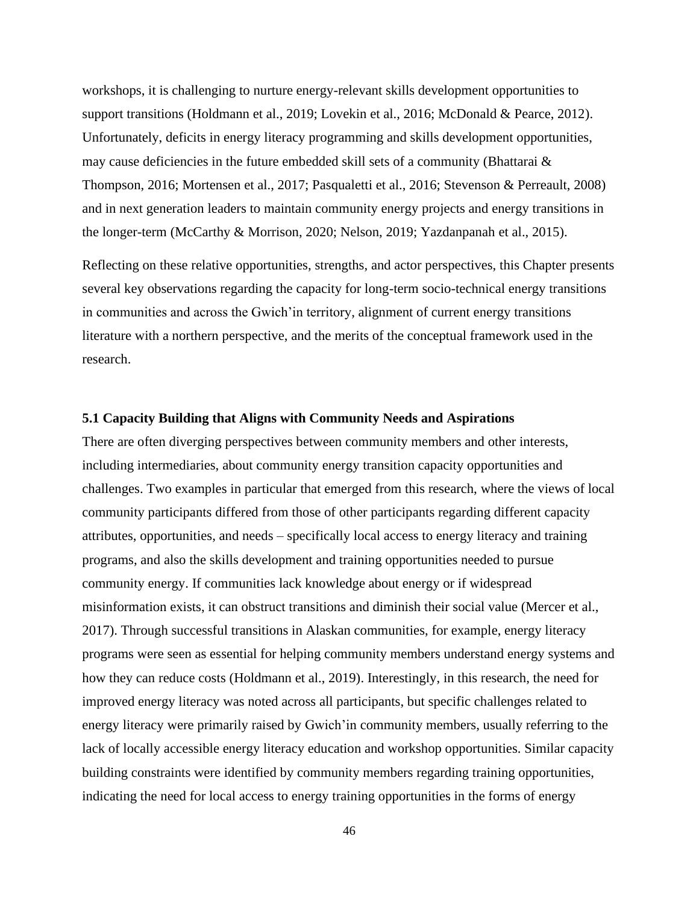workshops, it is challenging to nurture energy-relevant skills development opportunities to support transitions (Holdmann et al., 2019; Lovekin et al., 2016; McDonald & Pearce, 2012). Unfortunately, deficits in energy literacy programming and skills development opportunities, may cause deficiencies in the future embedded skill sets of a community (Bhattarai & Thompson, 2016; Mortensen et al., 2017; Pasqualetti et al., 2016; Stevenson & Perreault, 2008) and in next generation leaders to maintain community energy projects and energy transitions in the longer-term (McCarthy & Morrison, 2020; Nelson, 2019; Yazdanpanah et al., 2015).

Reflecting on these relative opportunities, strengths, and actor perspectives, this Chapter presents several key observations regarding the capacity for long-term socio-technical energy transitions in communities and across the Gwich'in territory, alignment of current energy transitions literature with a northern perspective, and the merits of the conceptual framework used in the research.

### 5.1 Capacity Building that Aligns with Community Needs and Aspirations

There are often diverging perspectives between community members and other interests, including intermediaries, about community energy transition capacity opportunities and challenges. Two examples in particular that emerged from this research, where the views of local community participants differed from those of other participants regarding different capacity attributes, opportunities, and needs – specifically local access to energy literacy and training programs, and also the skills development and training opportunities needed to pursue community energy. If communities lack knowledge about energy or if widespread misinformation exists, it can obstruct transitions and diminish their social value (Mercer et al., 2017). Through successful transitions in Alaskan communities, for example, energy literacy programs were seen as essential for helping community members understand energy systems and how they can reduce costs (Holdmann et al., 2019). Interestingly, in this research, the need for improved energy literacy was noted across all participants, but specific challenges related to energy literacy were primarily raised by Gwich'in community members, usually referring to the lack of locally accessible energy literacy education and workshop opportunities. Similar capacity building constraints were identified by community members regarding training opportunities, indicating the need for local access to energy training opportunities in the forms of energy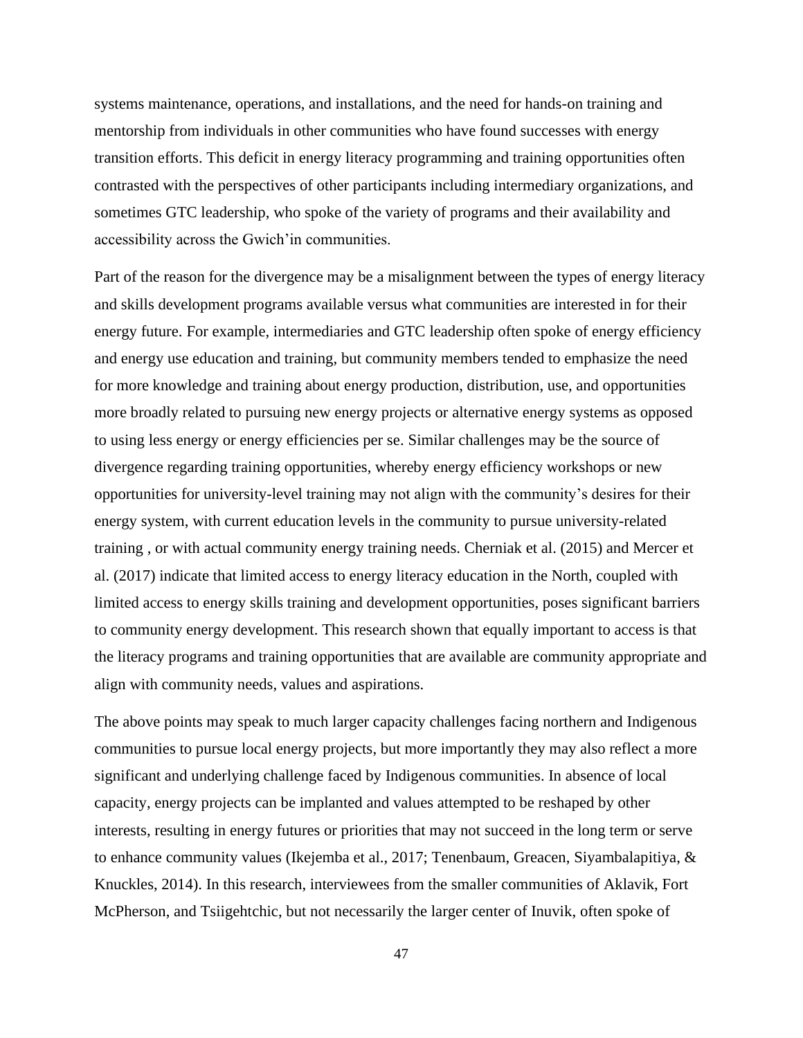systems maintenance, operations, and installations, and the need for hands-on training and mentorship from individuals in other communities who have found successes with energy transition efforts. This deficit in energy literacy programming and training opportunities often contrasted with the perspectives of other participants including intermediary organizations, and sometimes GTC leadership, who spoke of the variety of programs and their availability and accessibility across the Gwich'in communities.

Part of the reason for the divergence may be a misalignment between the types of energy literacy and skills development programs available versus what communities are interested in for their energy future. For example, intermediaries and GTC leadership often spoke of energy efficiency and energy use education and training, but community members tended to emphasize the need for more knowledge and training about energy production, distribution, use, and opportunities more broadly related to pursuing new energy projects or alternative energy systems as opposed to using less energy or energy efficiencies per se. Similar challenges may be the source of divergence regarding training opportunities, whereby energy efficiency workshops or new opportunities for university-level training may not align with the community's desires for their energy system, with current education levels in the community to pursue university-related training , or with actual community energy training needs. Cherniak et al. (2015) and Mercer et al. (2017) indicate that limited access to energy literacy education in the North, coupled with limited access to energy skills training and development opportunities, poses significant barriers to community energy development. This research shown that equally important to access is that the literacy programs and training opportunities that are available are community appropriate and align with community needs, values and aspirations.

The above points may speak to much larger capacity challenges facing northern and Indigenous communities to pursue local energy projects, but more importantly they may also reflect a more significant and underlying challenge faced by Indigenous communities. In absence of local capacity, energy projects can be implanted and values attempted to be reshaped by other interests, resulting in energy futures or priorities that may not succeed in the long term or serve to enhance community values (Ikejemba et al., 2017; Tenenbaum, Greacen, Siyambalapitiya, & Knuckles, 2014). In this research, interviewees from the smaller communities of Aklavik, Fort McPherson, and Tsiigehtchic, but not necessarily the larger center of Inuvik, often spoke of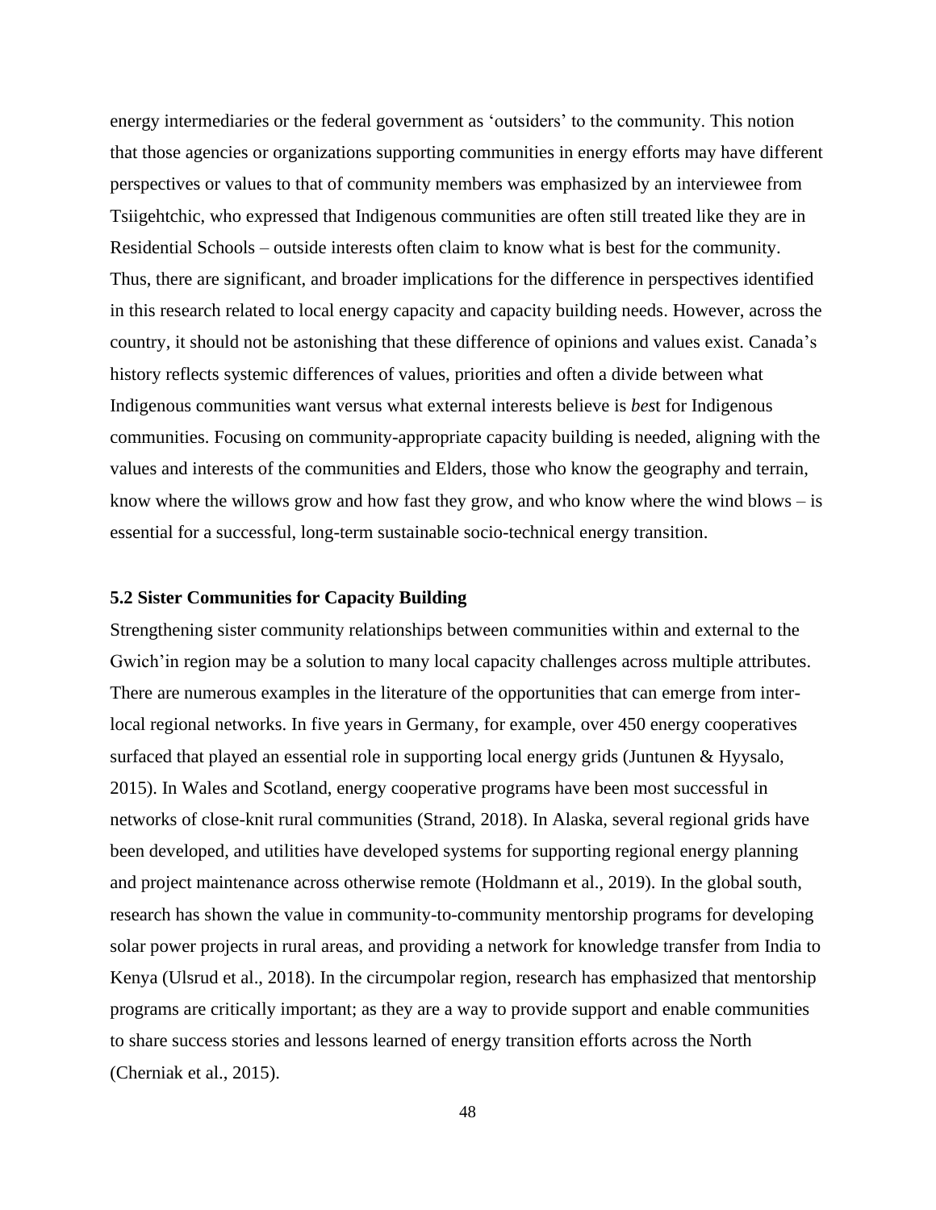energy intermediaries or the federal government as 'outsiders' to the community. This notion that those agencies or organizations supporting communities in energy efforts may have different perspectives or values to that of community members was emphasized by an interviewee from Tsiigehtchic, who expressed that Indigenous communities are often still treated like they are in Residential Schools – outside interests often claim to know what is best for the community. Thus, there are significant, and broader implications for the difference in perspectives identified in this research related to local energy capacity and capacity building needs. However, across the country, it should not be astonishing that these difference of opinions and values exist. Canada's history reflects systemic differences of values, priorities and often a divide between what Indigenous communities want versus what external interests believe is *bes*t for Indigenous communities. Focusing on community-appropriate capacity building is needed, aligning with the values and interests of the communities and Elders, those who know the geography and terrain, know where the willows grow and how fast they grow, and who know where the wind blows – is essential for a successful, long-term sustainable socio-technical energy transition.

### 5.2 Sister Communities for Capacity Building

Strengthening sister community relationships between communities within and external to the Gwich'in region may be a solution to many local capacity challenges across multiple attributes. There are numerous examples in the literature of the opportunities that can emerge from inter-local regional networks. In five years in Germany, for example, over 450 energy cooperatives surfaced that played an essential role in supporting local energy grids (Juntunen & Hyysalo, 2015). In Wales and Scotland, energy cooperative programs have been most successful in networks of close-knit rural communities (Strand, 2018). In Alaska, several regional grids have been developed, and utilities have developed systems for supporting regional energy planning and project maintenance across otherwise remote (Holdmann et al., 2019). In the global south, research has shown the value in community-to-community mentorship programs for developing solar power projects in rural areas, and providing a network for knowledge transfer from India to Kenya (Ulsrud et al., 2018). In the circumpolar region, research has emphasized that mentorship programs are critically important; as they are a way to provide support and enable communities to share success stories and lessons learned of energy transition efforts across the North (Cherniak et al., 2015).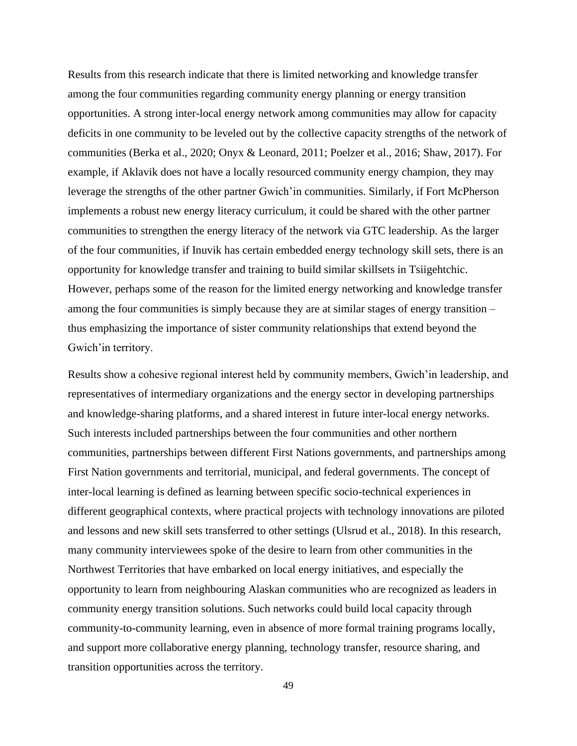Results from this research indicate that there is limited networking and knowledge transfer among the four communities regarding community energy planning or energy transition opportunities. A strong inter-local energy network among communities may allow for capacity deficits in one community to be leveled out by the collective capacity strengths of the network of communities (Berka et al., 2020; Onyx & Leonard, 2011; Poelzer et al., 2016; Shaw, 2017). For example, if Aklavik does not have a locally resourced community energy champion, they may leverage the strengths of the other partner Gwich'in communities. Similarly, if Fort McPherson implements a robust new energy literacy curriculum, it could be shared with the other partner communities to strengthen the energy literacy of the network via GTC leadership. As the larger of the four communities, if Inuvik has certain embedded energy technology skill sets, there is an opportunity for knowledge transfer and training to build similar skillsets in Tsiigehtchic. However, perhaps some of the reason for the limited energy networking and knowledge transfer among the four communities is simply because they are at similar stages of energy transition – thus emphasizing the importance of sister community relationships that extend beyond the Gwich'in territory.

Results show a cohesive regional interest held by community members, Gwich'in leadership, and representatives of intermediary organizations and the energy sector in developing partnerships and knowledge-sharing platforms, and a shared interest in future inter-local energy networks. Such interests included partnerships between the four communities and other northern communities, partnerships between different First Nations governments, and partnerships among First Nation governments and territorial, municipal, and federal governments. The concept of inter-local learning is defined as learning between specific socio-technical experiences in different geographical contexts, where practical projects with technology innovations are piloted and lessons and new skill sets transferred to other settings (Ulsrud et al., 2018). In this research, many community interviewees spoke of the desire to learn from other communities in the Northwest Territories that have embarked on local energy initiatives, and especially the opportunity to learn from neighbouring Alaskan communities who are recognized as leaders in community energy transition solutions. Such networks could build local capacity through community-to-community learning, even in absence of more formal training programs locally, and support more collaborative energy planning, technology transfer, resource sharing, and transition opportunities across the territory.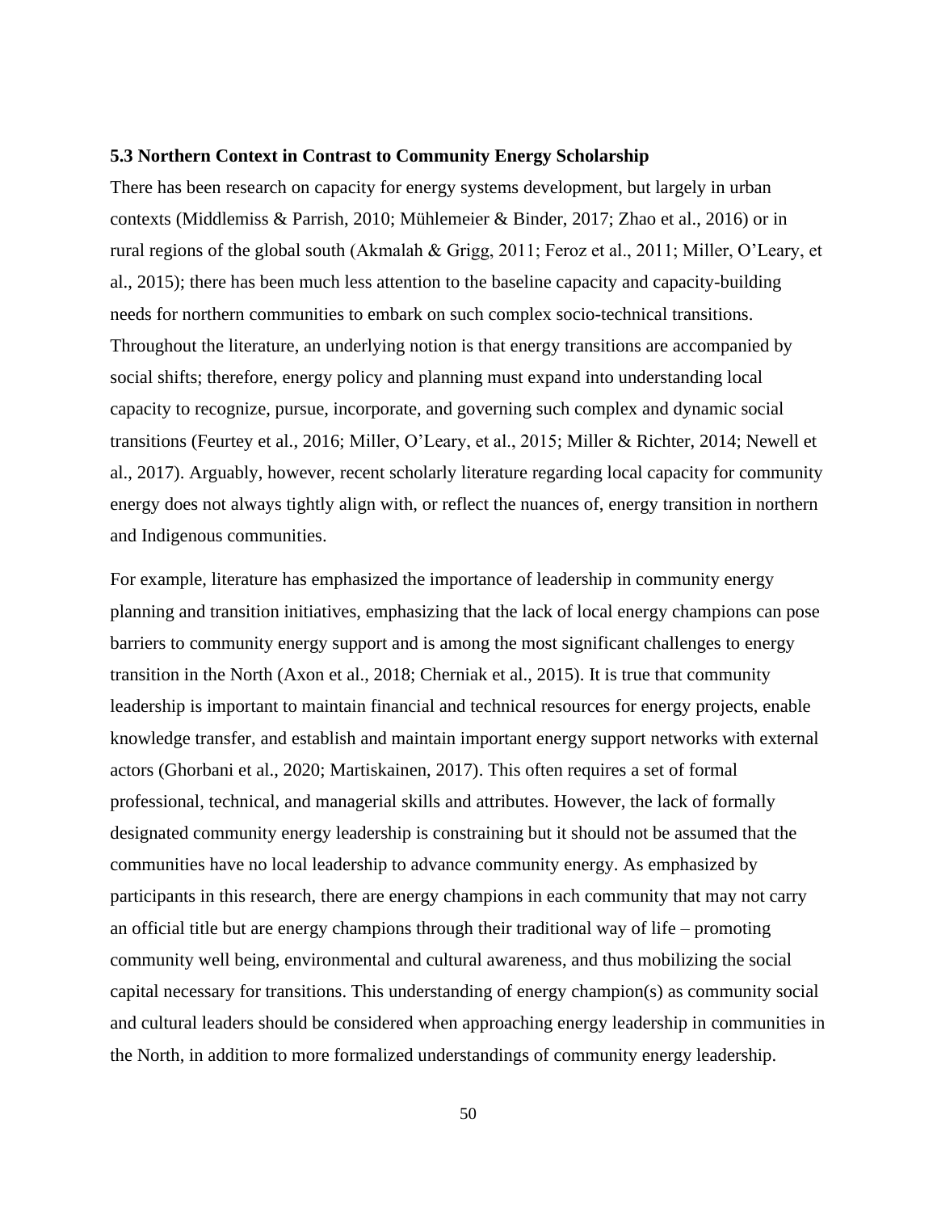### 5.3 Northern Context in Contrast to Community Energy Scholarship

There has been research on capacity for energy systems development, but largely in urban contexts (Middlemiss & Parrish, 2010; Mühlemeier & Binder, 2017; Zhao et al., 2016) or in rural regions of the global south (Akmalah & Grigg, 2011; Feroz et al., 2011; Miller, O'Leary, et al., 2015); there has been much less attention to the baseline capacity and capacity-building needs for northern communities to embark on such complex socio-technical transitions. Throughout the literature, an underlying notion is that energy transitions are accompanied by social shifts; therefore, energy policy and planning must expand into understanding local capacity to recognize, pursue, incorporate, and governing such complex and dynamic social transitions (Feurtey et al., 2016; Miller, O'Leary, et al., 2015; Miller & Richter, 2014; Newell et al., 2017). Arguably, however, recent scholarly literature regarding local capacity for community energy does not always tightly align with, or reflect the nuances of, energy transition in northern and Indigenous communities.

For example, literature has emphasized the importance of leadership in community energy planning and transition initiatives, emphasizing that the lack of local energy champions can pose barriers to community energy support and is among the most significant challenges to energy transition in the North (Axon et al., 2018; Cherniak et al., 2015). It is true that community leadership is important to maintain financial and technical resources for energy projects, enable knowledge transfer, and establish and maintain important energy support networks with external actors (Ghorbani et al., 2020; Martiskainen, 2017). This often requires a set of formal professional, technical, and managerial skills and attributes. However, the lack of formally designated community energy leadership is constraining but it should not be assumed that the communities have no local leadership to advance community energy. As emphasized by participants in this research, there are energy champions in each community that may not carry an official title but are energy champions through their traditional way of life – promoting community well being, environmental and cultural awareness, and thus mobilizing the social capital necessary for transitions. This understanding of energy champion(s) as community social and cultural leaders should be considered when approaching energy leadership in communities in the North, in addition to more formalized understandings of community energy leadership.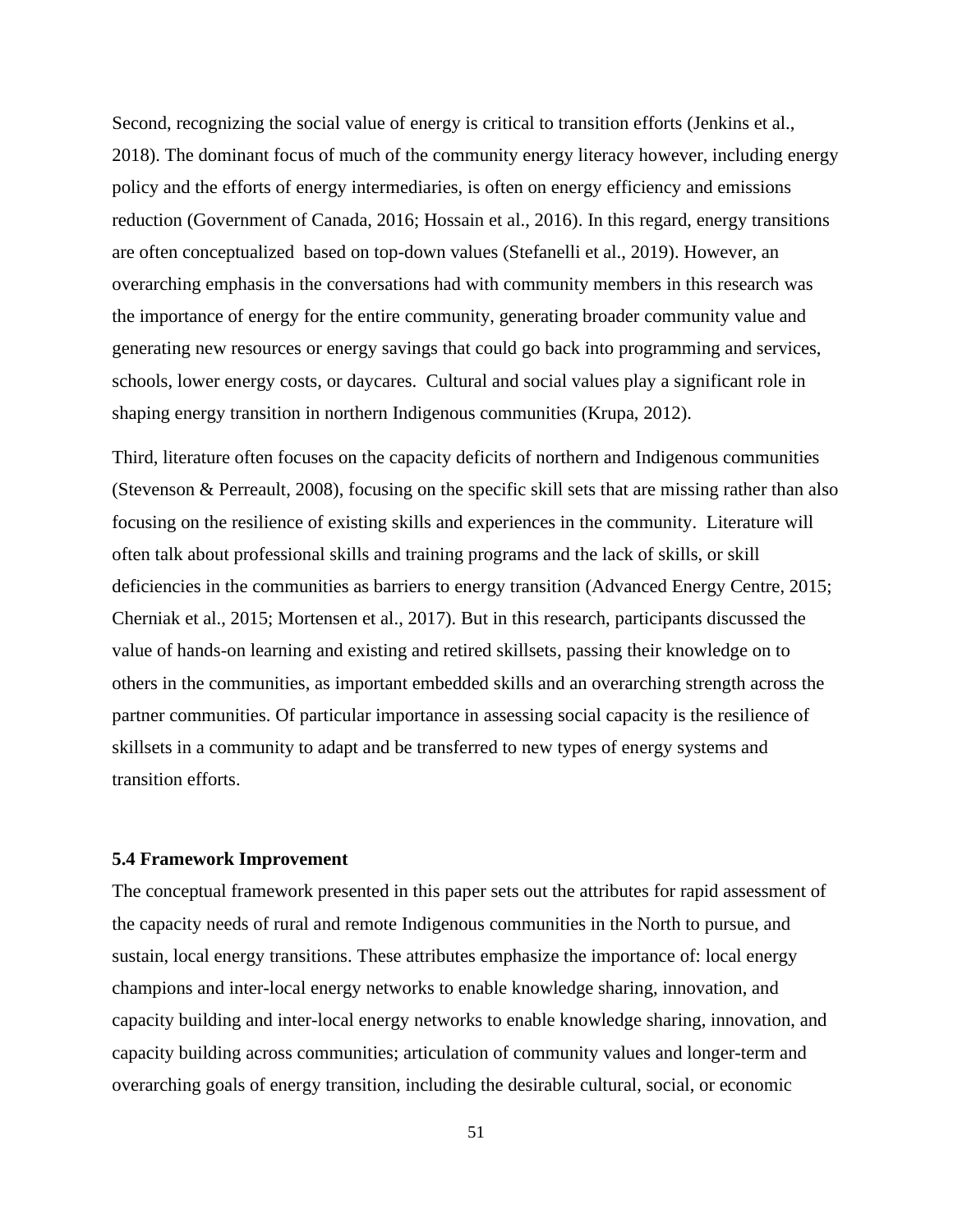Second, recognizing the social value of energy is critical to transition efforts (Jenkins et al., 2018). The dominant focus of much of the community energy literacy however, including energy policy and the efforts of energy intermediaries, is often on energy efficiency and emissions reduction (Government of Canada, 2016; Hossain et al., 2016). In this regard, energy transitions are often conceptualized based on top-down values (Stefanelli et al., 2019). However, an overarching emphasis in the conversations had with community members in this research was the importance of energy for the entire community, generating broader community value and generating new resources or energy savings that could go back into programming and services, schools, lower energy costs, or daycares. Cultural and social values play a significant role in shaping energy transition in northern Indigenous communities (Krupa, 2012).

Third, literature often focuses on the capacity deficits of northern and Indigenous communities (Stevenson & Perreault, 2008), focusing on the specific skill sets that are missing rather than also focusing on the resilience of existing skills and experiences in the community. Literature will often talk about professional skills and training programs and the lack of skills, or skill deficiencies in the communities as barriers to energy transition (Advanced Energy Centre, 2015; Cherniak et al., 2015; Mortensen et al., 2017). But in this research, participants discussed the value of hands-on learning and existing and retired skillsets, passing their knowledge on to others in the communities, as important embedded skills and an overarching strength across the partner communities. Of particular importance in assessing social capacity is the resilience of skillsets in a community to adapt and be transferred to new types of energy systems and transition efforts.

### 5.4 Framework Improvement

The conceptual framework presented in this paper sets out the attributes for rapid assessment of the capacity needs of rural and remote Indigenous communities in the North to pursue, and sustain, local energy transitions. These attributes emphasize the importance of: local energy champions and inter-local energy networks to enable knowledge sharing, innovation, and capacity building and inter-local energy networks to enable knowledge sharing, innovation, and capacity building across communities; articulation of community values and longer-term and overarching goals of energy transition, including the desirable cultural, social, or economic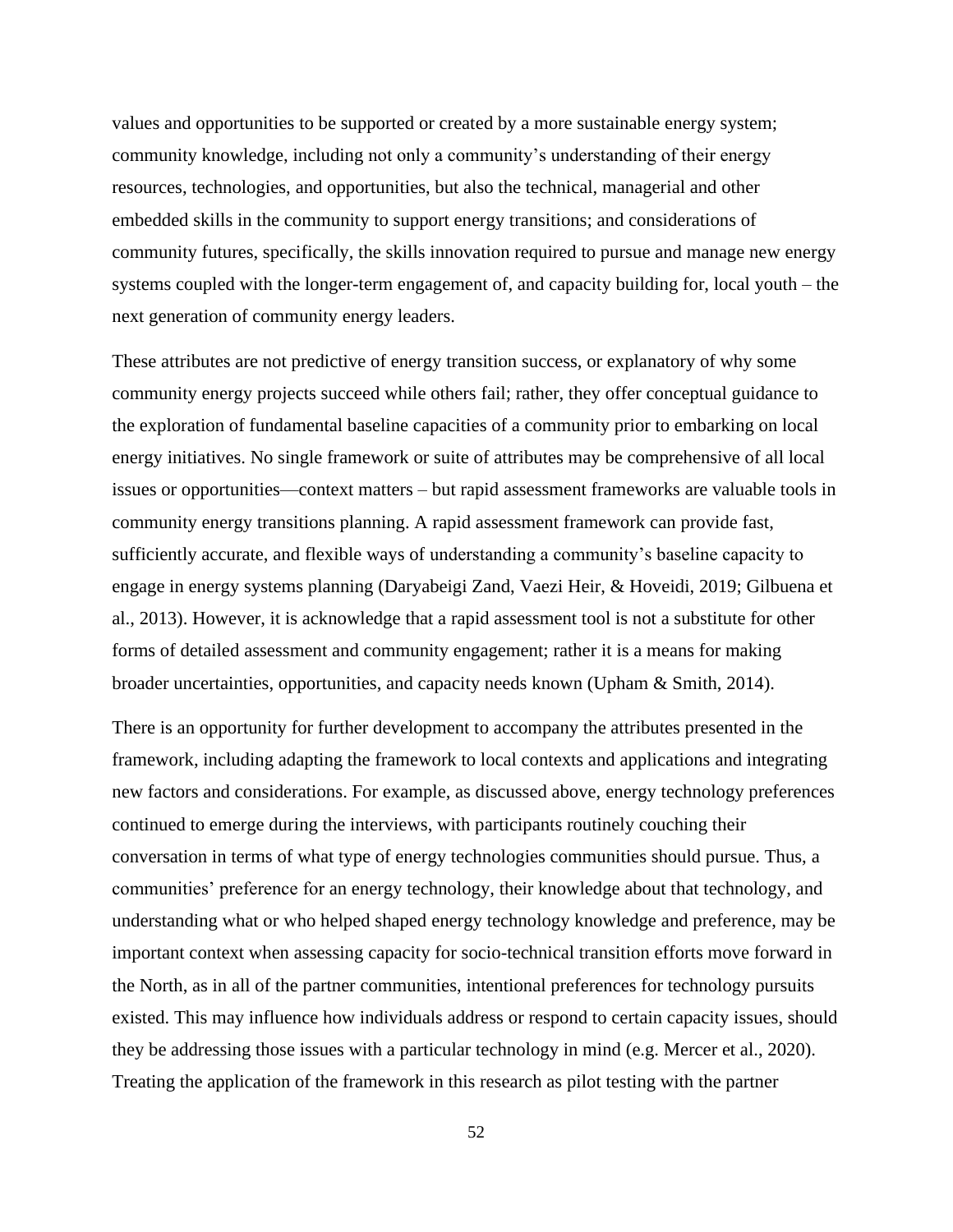values and opportunities to be supported or created by a more sustainable energy system; community knowledge, including not only a community's understanding of their energy resources, technologies, and opportunities, but also the technical, managerial and other embedded skills in the community to support energy transitions; and considerations of community futures, specifically, the skills innovation required to pursue and manage new energy systems coupled with the longer-term engagement of, and capacity building for, local youth – the next generation of community energy leaders.

These attributes are not predictive of energy transition success, or explanatory of why some community energy projects succeed while others fail; rather, they offer conceptual guidance to the exploration of fundamental baseline capacities of a community prior to embarking on local energy initiatives. No single framework or suite of attributes may be comprehensive of all local issues or opportunities—context matters – but rapid assessment frameworks are valuable tools in community energy transitions planning. A rapid assessment framework can provide fast, sufficiently accurate, and flexible ways of understanding a community's baseline capacity to engage in energy systems planning (Daryabeigi Zand, Vaezi Heir, & Hoveidi, 2019; Gilbuena et al., 2013). However, it is acknowledge that a rapid assessment tool is not a substitute for other forms of detailed assessment and community engagement; rather it is a means for making broader uncertainties, opportunities, and capacity needs known (Upham & Smith, 2014).

There is an opportunity for further development to accompany the attributes presented in the framework, including adapting the framework to local contexts and applications and integrating new factors and considerations. For example, as discussed above, energy technology preferences continued to emerge during the interviews, with participants routinely couching their conversation in terms of what type of energy technologies communities should pursue. Thus, a communities' preference for an energy technology, their knowledge about that technology, and understanding what or who helped shaped energy technology knowledge and preference, may be important context when assessing capacity for socio-technical transition efforts move forward in the North, as in all of the partner communities, intentional preferences for technology pursuits existed. This may influence how individuals address or respond to certain capacity issues, should they be addressing those issues with a particular technology in mind (e.g. Mercer et al., 2020). Treating the application of the framework in this research as pilot testing with the partner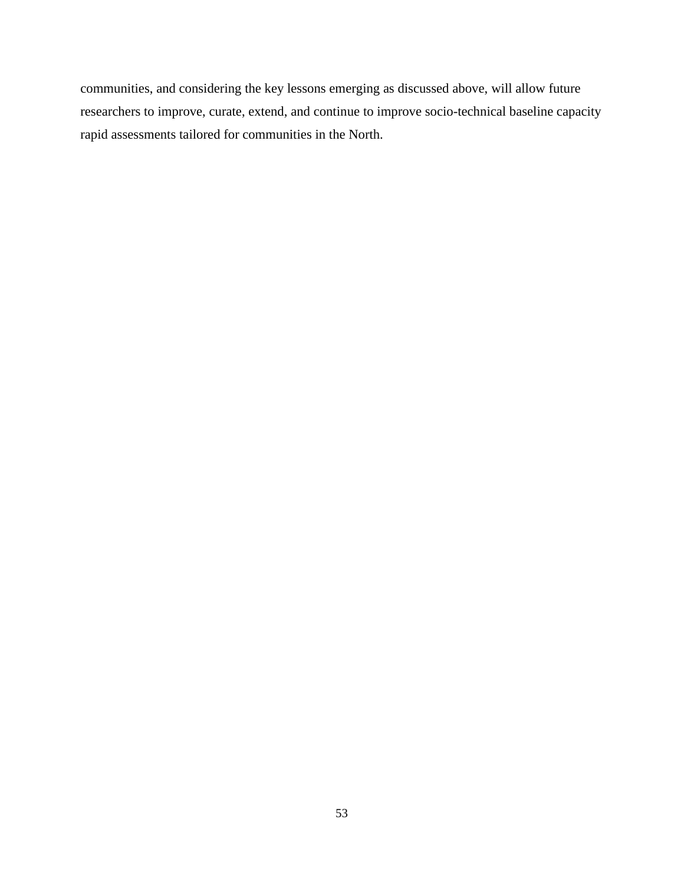communities, and considering the key lessons emerging as discussed above, will allow future researchers to improve, curate, extend, and continue to improve socio-technical baseline capacity rapid assessments tailored for communities in the North.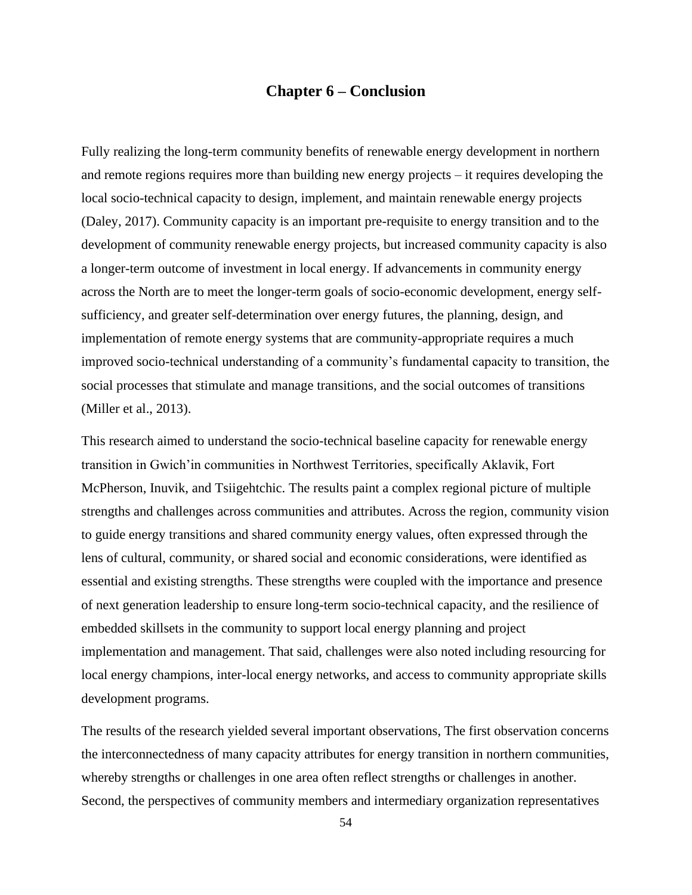# Chapter 6 – Conclusion

Fully realizing the long-term community benefits of renewable energy development in northern and remote regions requires more than building new energy projects – it requires developing the local socio-technical capacity to design, implement, and maintain renewable energy projects (Daley, 2017). Community capacity is an important pre-requisite to energy transition and to the development of community renewable energy projects, but increased community capacity is also a longer-term outcome of investment in local energy. If advancements in community energy across the North are to meet the longer-term goals of socio-economic development, energy self-sufficiency, and greater self-determination over energy futures, the planning, design, and implementation of remote energy systems that are community-appropriate requires a much improved socio-technical understanding of a community's fundamental capacity to transition, the social processes that stimulate and manage transitions, and the social outcomes of transitions (Miller et al., 2013).

This research aimed to understand the socio-technical baseline capacity for renewable energy transition in Gwich'in communities in Northwest Territories, specifically Aklavik, Fort McPherson, Inuvik, and Tsiigehtchic. The results paint a complex regional picture of multiple strengths and challenges across communities and attributes. Across the region, community vision to guide energy transitions and shared community energy values, often expressed through the lens of cultural, community, or shared social and economic considerations, were identified as essential and existing strengths. These strengths were coupled with the importance and presence of next generation leadership to ensure long-term socio-technical capacity, and the resilience of embedded skillsets in the community to support local energy planning and project implementation and management. That said, challenges were also noted including resourcing for local energy champions, inter-local energy networks, and access to community appropriate skills development programs.

The results of the research yielded several important observations, The first observation concerns the interconnectedness of many capacity attributes for energy transition in northern communities, whereby strengths or challenges in one area often reflect strengths or challenges in another. Second, the perspectives of community members and intermediary organization representatives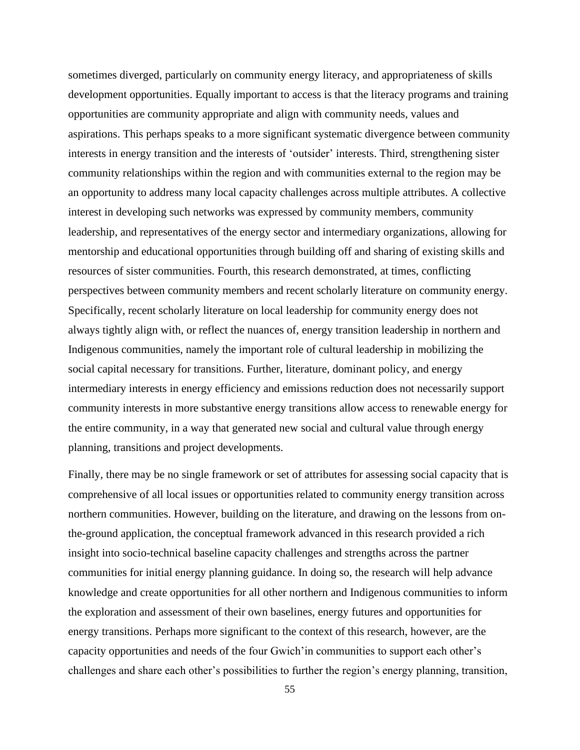sometimes diverged, particularly on community energy literacy, and appropriateness of skills development opportunities. Equally important to access is that the literacy programs and training opportunities are community appropriate and align with community needs, values and aspirations. This perhaps speaks to a more significant systematic divergence between community interests in energy transition and the interests of 'outsider' interests. Third, strengthening sister community relationships within the region and with communities external to the region may be an opportunity to address many local capacity challenges across multiple attributes. A collective interest in developing such networks was expressed by community members, community leadership, and representatives of the energy sector and intermediary organizations, allowing for mentorship and educational opportunities through building off and sharing of existing skills and resources of sister communities. Fourth, this research demonstrated, at times, conflicting perspectives between community members and recent scholarly literature on community energy. Specifically, recent scholarly literature on local leadership for community energy does not always tightly align with, or reflect the nuances of, energy transition leadership in northern and Indigenous communities, namely the important role of cultural leadership in mobilizing the social capital necessary for transitions. Further, literature, dominant policy, and energy intermediary interests in energy efficiency and emissions reduction does not necessarily support community interests in more substantive energy transitions allow access to renewable energy for the entire community, in a way that generated new social and cultural value through energy planning, transitions and project developments.

Finally, there may be no single framework or set of attributes for assessing social capacity that is comprehensive of all local issues or opportunities related to community energy transition across northern communities. However, building on the literature, and drawing on the lessons from on-the-ground application, the conceptual framework advanced in this research provided a rich insight into socio-technical baseline capacity challenges and strengths across the partner communities for initial energy planning guidance. In doing so, the research will help advance knowledge and create opportunities for all other northern and Indigenous communities to inform the exploration and assessment of their own baselines, energy futures and opportunities for energy transitions. Perhaps more significant to the context of this research, however, are the capacity opportunities and needs of the four Gwich'in communities to support each other's challenges and share each other's possibilities to further the region's energy planning, transition,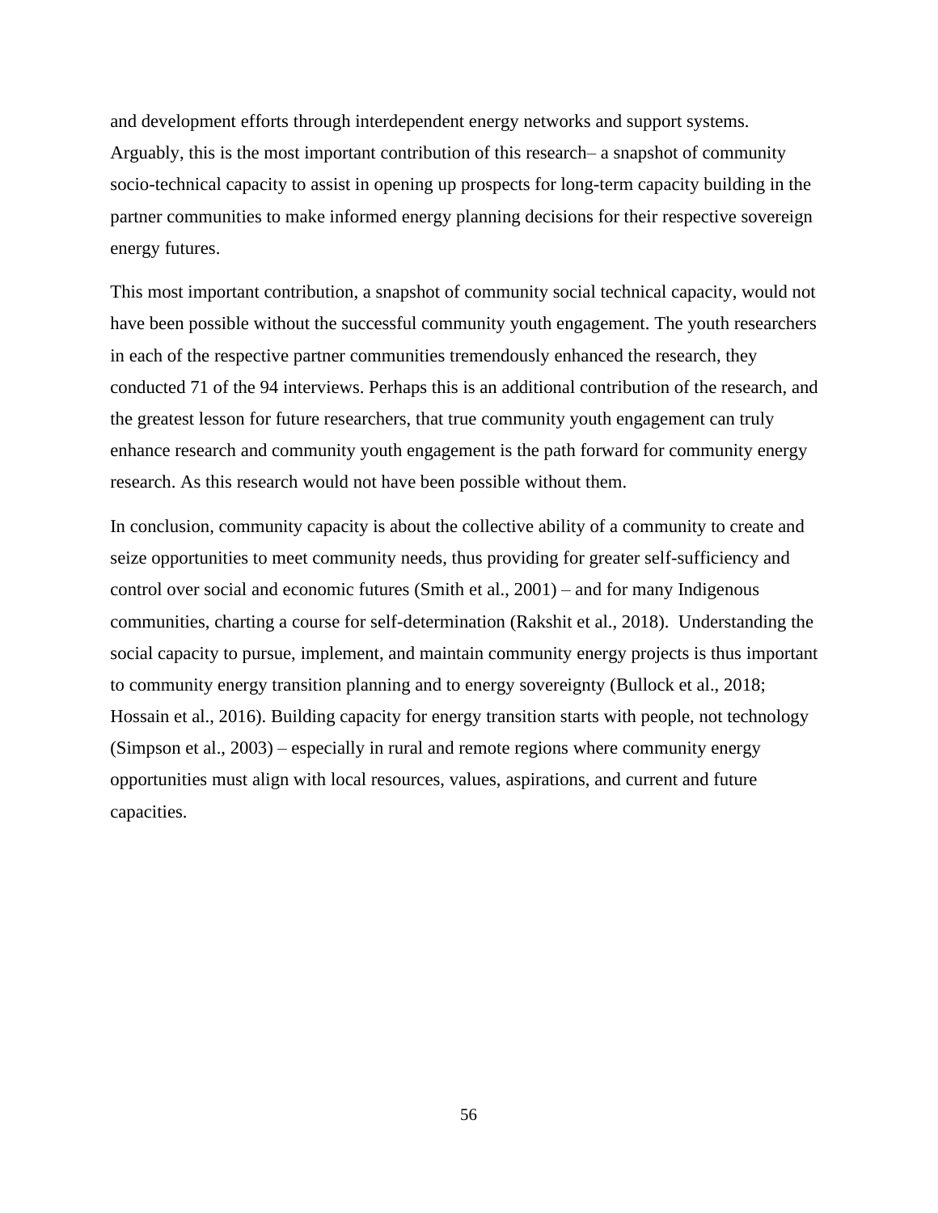and development efforts through interdependent energy networks and support systems. Arguably, this is the most important contribution of this research– a snapshot of community socio-technical capacity to assist in opening up prospects for long-term capacity building in the partner communities to make informed energy planning decisions for their respective sovereign energy futures.

This most important contribution, a snapshot of community social technical capacity, would not have been possible without the successful community youth engagement. The youth researchers in each of the respective partner communities tremendously enhanced the research, they conducted 71 of the 94 interviews. Perhaps this is an additional contribution of the research, and the greatest lesson for future researchers, that true community youth engagement can truly enhance research and community youth engagement is the path forward for community energy research. As this research would not have been possible without them.

In conclusion, community capacity is about the collective ability of a community to create and seize opportunities to meet community needs, thus providing for greater self-sufficiency and control over social and economic futures (Smith et al., 2001) – and for many Indigenous communities, charting a course for self-determination (Rakshit et al., 2018). Understanding the social capacity to pursue, implement, and maintain community energy projects is thus important to community energy transition planning and to energy sovereignty (Bullock et al., 2018; Hossain et al., 2016). Building capacity for energy transition starts with people, not technology (Simpson et al., 2003) – especially in rural and remote regions where community energy opportunities must align with local resources, values, aspirations, and current and future capacities.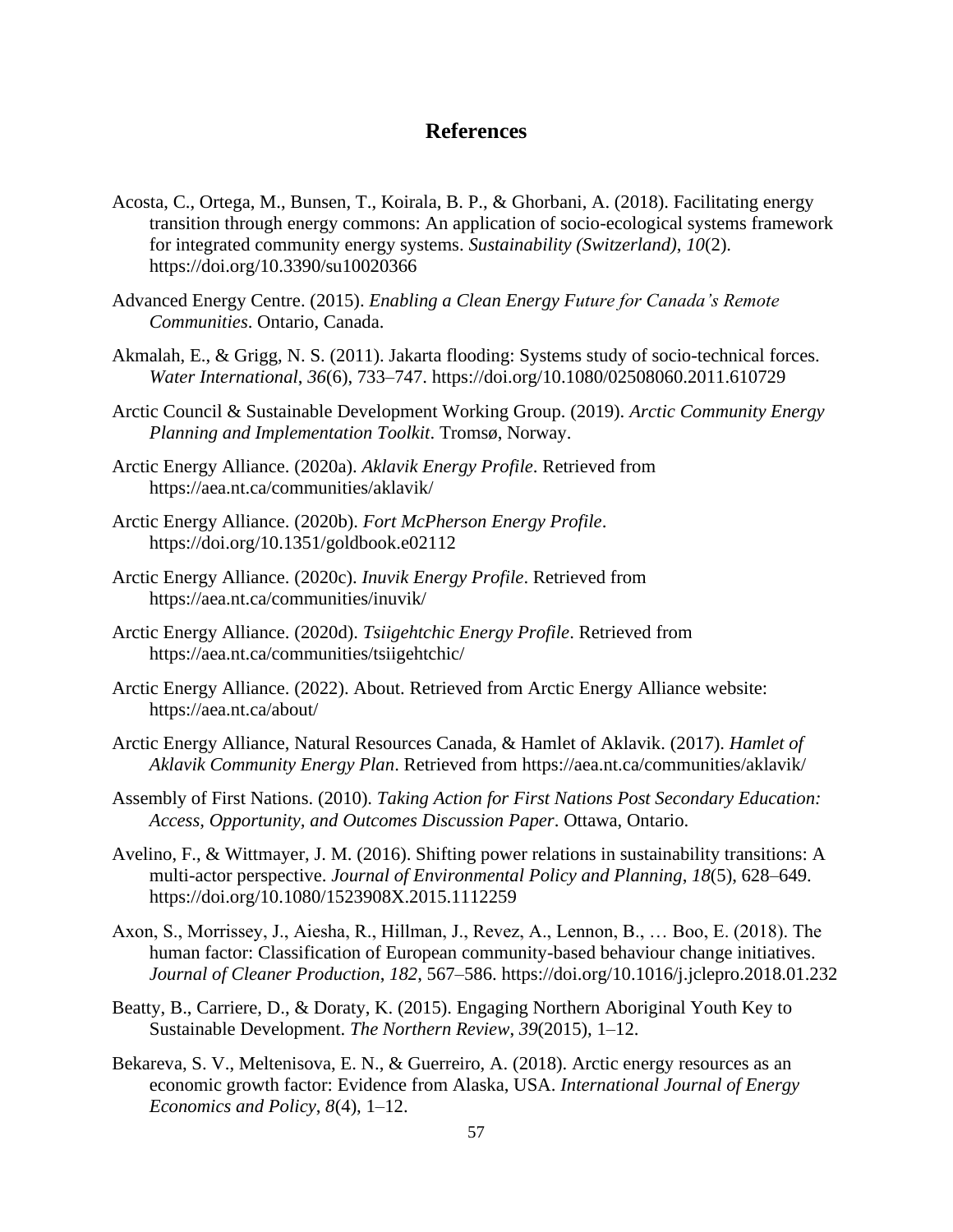# References

Acosta, C., Ortega, M., Bunsen, T., Koirala, B. P., & Ghorbani, A. (2018). Facilitating energy transition through energy commons: An application of socio-ecological systems framework for integrated community energy systems. *Sustainability (Switzerland)*, *10*(2). https://doi.org/10.3390/su10020366

Advanced Energy Centre. (2015). *Enabling a Clean Energy Future for Canada's Remote Communities*. Ontario, Canada.

Akmalah, E., & Grigg, N. S. (2011). Jakarta flooding: Systems study of socio-technical forces. *Water International*, *36*(6), 733–747. https://doi.org/10.1080/02508060.2011.610729

Arctic Council & Sustainable Development Working Group. (2019). *Arctic Community Energy Planning and Implementation Toolkit*. Tromsø, Norway.

Arctic Energy Alliance. (2020a). *Aklavik Energy Profile*. Retrieved from https://aea.nt.ca/communities/aklavik/

Arctic Energy Alliance. (2020b). *Fort McPherson Energy Profile*. https://doi.org/10.1351/goldbook.e02112

Arctic Energy Alliance. (2020c). *Inuvik Energy Profile*. Retrieved from https://aea.nt.ca/communities/inuvik/

Arctic Energy Alliance. (2020d). *Tsiigehtchic Energy Profile*. Retrieved from https://aea.nt.ca/communities/tsiigehtchic/

Arctic Energy Alliance. (2022). About. Retrieved from Arctic Energy Alliance website: https://aea.nt.ca/about/

Arctic Energy Alliance, Natural Resources Canada, & Hamlet of Aklavik. (2017). *Hamlet of Aklavik Community Energy Plan*. Retrieved from https://aea.nt.ca/communities/aklavik/

Assembly of First Nations. (2010). *Taking Action for First Nations Post Secondary Education: Access, Opportunity, and Outcomes Discussion Paper*. Ottawa, Ontario.

Avelino, F., & Wittmayer, J. M. (2016). Shifting power relations in sustainability transitions: A multi-actor perspective. *Journal of Environmental Policy and Planning*, *18*(5), 628–649. https://doi.org/10.1080/1523908X.2015.1112259

Axon, S., Morrissey, J., Aiesha, R., Hillman, J., Revez, A., Lennon, B., … Boo, E. (2018). The human factor: Classification of European community-based behaviour change initiatives. *Journal of Cleaner Production*, *182*, 567–586. https://doi.org/10.1016/j.jclepro.2018.01.232

Beatty, B., Carriere, D., & Doraty, K. (2015). Engaging Northern Aboriginal Youth Key to Sustainable Development. *The Northern Review*, *39*(2015), 1–12.

Bekareva, S. V., Meltenisova, E. N., & Guerreiro, A. (2018). Arctic energy resources as an economic growth factor: Evidence from Alaska, USA. *International Journal of Energy Economics and Policy*, *8*(4), 1–12.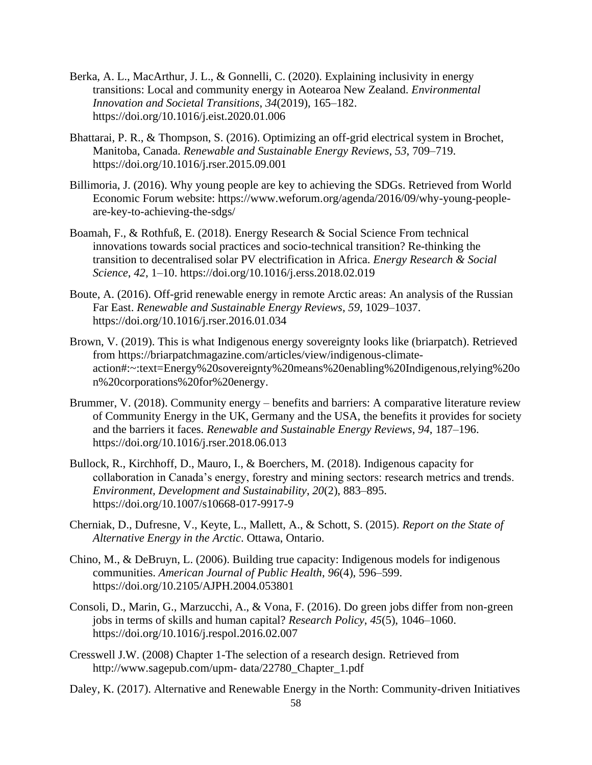Berka, A. L., MacArthur, J. L., & Gonnelli, C. (2020). Explaining inclusivity in energy transitions: Local and community energy in Aotearoa New Zealand. *Environmental Innovation and Societal Transitions*, *34*(2019), 165–182. https://doi.org/10.1016/j.eist.2020.01.006

Bhattarai, P. R., & Thompson, S. (2016). Optimizing an off-grid electrical system in Brochet, Manitoba, Canada. *Renewable and Sustainable Energy Reviews*, *53*, 709–719. https://doi.org/10.1016/j.rser.2015.09.001

Billimoria, J. (2016). Why young people are key to achieving the SDGs. Retrieved from World Economic Forum website: https://www.weforum.org/agenda/2016/09/why-young-people-are-key-to-achieving-the-sdgs/

Boamah, F., & Rothfuß, E. (2018). Energy Research & Social Science From technical innovations towards social practices and socio-technical transition? Re-thinking the transition to decentralised solar PV electrification in Africa. *Energy Research & Social Science*, *42*, 1–10. https://doi.org/10.1016/j.erss.2018.02.019

Boute, A. (2016). Off-grid renewable energy in remote Arctic areas: An analysis of the Russian Far East. *Renewable and Sustainable Energy Reviews*, *59*, 1029–1037. https://doi.org/10.1016/j.rser.2016.01.034

Brown, V. (2019). This is what Indigenous energy sovereignty looks like (briarpatch). Retrieved from https://briarpatchmagazine.com/articles/view/indigenous-climate-action#:~:text=Energy%20sovereignty%20means%20enabling%20Indigenous,relying%20on%20corporations%20for%20energy.

Brummer, V. (2018). Community energy – benefits and barriers: A comparative literature review of Community Energy in the UK, Germany and the USA, the benefits it provides for society and the barriers it faces. *Renewable and Sustainable Energy Reviews*, *94*, 187–196. https://doi.org/10.1016/j.rser.2018.06.013

Bullock, R., Kirchhoff, D., Mauro, I., & Boerchers, M. (2018). Indigenous capacity for collaboration in Canada's energy, forestry and mining sectors: research metrics and trends. *Environment, Development and Sustainability*, *20*(2), 883–895. https://doi.org/10.1007/s10668-017-9917-9

Cherniak, D., Dufresne, V., Keyte, L., Mallett, A., & Schott, S. (2015). *Report on the State of Alternative Energy in the Arctic*. Ottawa, Ontario.

Chino, M., & DeBruyn, L. (2006). Building true capacity: Indigenous models for indigenous communities. *American Journal of Public Health*, *96*(4), 596–599. https://doi.org/10.2105/AJPH.2004.053801

Consoli, D., Marin, G., Marzucchi, A., & Vona, F. (2016). Do green jobs differ from non-green jobs in terms of skills and human capital? *Research Policy*, *45*(5), 1046–1060. https://doi.org/10.1016/j.respol.2016.02.007

Cresswell J.W. (2008) Chapter 1-The selection of a research design. Retrieved from http://www.sagepub.com/upm- data/22780_Chapter_1.pdf

Daley, K. (2017). Alternative and Renewable Energy in the North: Community-driven Initiatives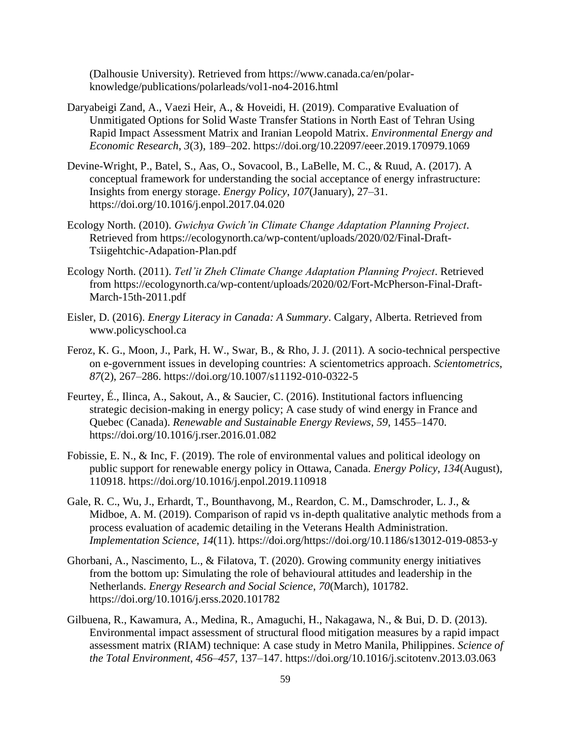(Dalhousie University). Retrieved from https://www.canada.ca/en/polar-knowledge/publications/polarleads/vol1-no4-2016.html

Daryabeigi Zand, A., Vaezi Heir, A., & Hoveidi, H. (2019). Comparative Evaluation of Unmitigated Options for Solid Waste Transfer Stations in North East of Tehran Using Rapid Impact Assessment Matrix and Iranian Leopold Matrix. *Environmental Energy and Economic Research*, *3*(3), 189–202. https://doi.org/10.22097/eeer.2019.170979.1069

Devine-Wright, P., Batel, S., Aas, O., Sovacool, B., LaBelle, M. C., & Ruud, A. (2017). A conceptual framework for understanding the social acceptance of energy infrastructure: Insights from energy storage. *Energy Policy*, *107*(January), 27–31. https://doi.org/10.1016/j.enpol.2017.04.020

Ecology North. (2010). *Gwichya Gwich'in Climate Change Adaptation Planning Project*. Retrieved from https://ecologynorth.ca/wp-content/uploads/2020/02/Final-Draft-Tsiigehtchic-Adapation-Plan.pdf

Ecology North. (2011). *Tetl'it Zheh Climate Change Adaptation Planning Project*. Retrieved from https://ecologynorth.ca/wp-content/uploads/2020/02/Fort-McPherson-Final-Draft-March-15th-2011.pdf

Eisler, D. (2016). *Energy Literacy in Canada: A Summary*. Calgary, Alberta. Retrieved from www.policyschool.ca

Feroz, K. G., Moon, J., Park, H. W., Swar, B., & Rho, J. J. (2011). A socio-technical perspective on e-government issues in developing countries: A scientometrics approach. *Scientometrics*, *87*(2), 267–286. https://doi.org/10.1007/s11192-010-0322-5

Feurtey, É., Ilinca, A., Sakout, A., & Saucier, C. (2016). Institutional factors influencing strategic decision-making in energy policy; A case study of wind energy in France and Quebec (Canada). *Renewable and Sustainable Energy Reviews*, *59*, 1455–1470. https://doi.org/10.1016/j.rser.2016.01.082

Fobissie, E. N., & Inc, F. (2019). The role of environmental values and political ideology on public support for renewable energy policy in Ottawa, Canada. *Energy Policy*, *134*(August), 110918. https://doi.org/10.1016/j.enpol.2019.110918

Gale, R. C., Wu, J., Erhardt, T., Bounthavong, M., Reardon, C. M., Damschroder, L. J., & Midboe, A. M. (2019). Comparison of rapid vs in-depth qualitative analytic methods from a process evaluation of academic detailing in the Veterans Health Administration. *Implementation Science*, *14*(11). https://doi.org/https://doi.org/10.1186/s13012-019-0853-y

Ghorbani, A., Nascimento, L., & Filatova, T. (2020). Growing community energy initiatives from the bottom up: Simulating the role of behavioural attitudes and leadership in the Netherlands. *Energy Research and Social Science*, *70*(March), 101782. https://doi.org/10.1016/j.erss.2020.101782

Gilbuena, R., Kawamura, A., Medina, R., Amaguchi, H., Nakagawa, N., & Bui, D. D. (2013). Environmental impact assessment of structural flood mitigation measures by a rapid impact assessment matrix (RIAM) technique: A case study in Metro Manila, Philippines. *Science of the Total Environment*, *456–457*, 137–147. https://doi.org/10.1016/j.scitotenv.2013.03.063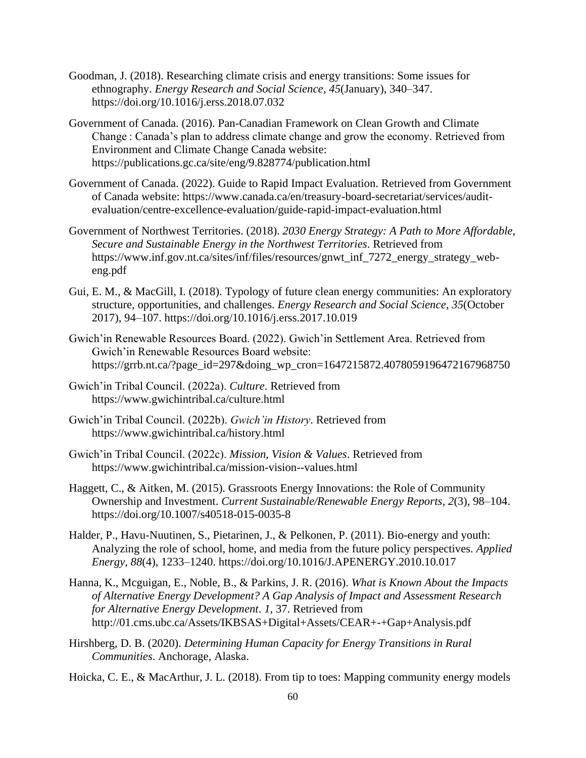Goodman, J. (2018). Researching climate crisis and energy transitions: Some issues for ethnography. *Energy Research and Social Science*, *45*(January), 340–347. https://doi.org/10.1016/j.erss.2018.07.032

Government of Canada. (2016). Pan-Canadian Framework on Clean Growth and Climate Change : Canada's plan to address climate change and grow the economy. Retrieved from Environment and Climate Change Canada website: https://publications.gc.ca/site/eng/9.828774/publication.html

Government of Canada. (2022). Guide to Rapid Impact Evaluation. Retrieved from Government of Canada website: https://www.canada.ca/en/treasury-board-secretariat/services/audit-evaluation/centre-excellence-evaluation/guide-rapid-impact-evaluation.html

Government of Northwest Territories. (2018). *2030 Energy Strategy: A Path to More Affordable, Secure and Sustainable Energy in the Northwest Territories*. Retrieved from https://www.inf.gov.nt.ca/sites/inf/files/resources/gnwt_inf_7272_energy_strategy_web-eng.pdf

Gui, E. M., & MacGill, I. (2018). Typology of future clean energy communities: An exploratory structure, opportunities, and challenges. *Energy Research and Social Science*, *35*(October 2017), 94–107. https://doi.org/10.1016/j.erss.2017.10.019

Gwich'in Renewable Resources Board. (2022). Gwich'in Settlement Area. Retrieved from Gwich'in Renewable Resources Board website: https://grrb.nt.ca/?page_id=297&doing_wp_cron=1647215872.4078059196472167968750

Gwich'in Tribal Council. (2022a). *Culture*. Retrieved from https://www.gwichintribal.ca/culture.html

Gwich'in Tribal Council. (2022b). *Gwich'in History*. Retrieved from https://www.gwichintribal.ca/history.html

Gwich'in Tribal Council. (2022c). *Mission, Vision & Values*. Retrieved from https://www.gwichintribal.ca/mission-vision--values.html

Haggett, C., & Aitken, M. (2015). Grassroots Energy Innovations: the Role of Community Ownership and Investment. *Current Sustainable/Renewable Energy Reports*, *2*(3), 98–104. https://doi.org/10.1007/s40518-015-0035-8

Halder, P., Havu-Nuutinen, S., Pietarinen, J., & Pelkonen, P. (2011). Bio-energy and youth: Analyzing the role of school, home, and media from the future policy perspectives. *Applied Energy*, *88*(4), 1233–1240. https://doi.org/10.1016/J.APENERGY.2010.10.017

Hanna, K., Mcguigan, E., Noble, B., & Parkins, J. R. (2016). *What is Known About the Impacts of Alternative Energy Development? A Gap Analysis of Impact and Assessment Research for Alternative Energy Development*. *1*, 37. Retrieved from http://01.cms.ubc.ca/Assets/IKBSAS+Digital+Assets/CEAR+-+Gap+Analysis.pdf

Hirshberg, D. B. (2020). *Determining Human Capacity for Energy Transitions in Rural Communities*. Anchorage, Alaska.

Hoicka, C. E., & MacArthur, J. L. (2018). From tip to toes: Mapping community energy models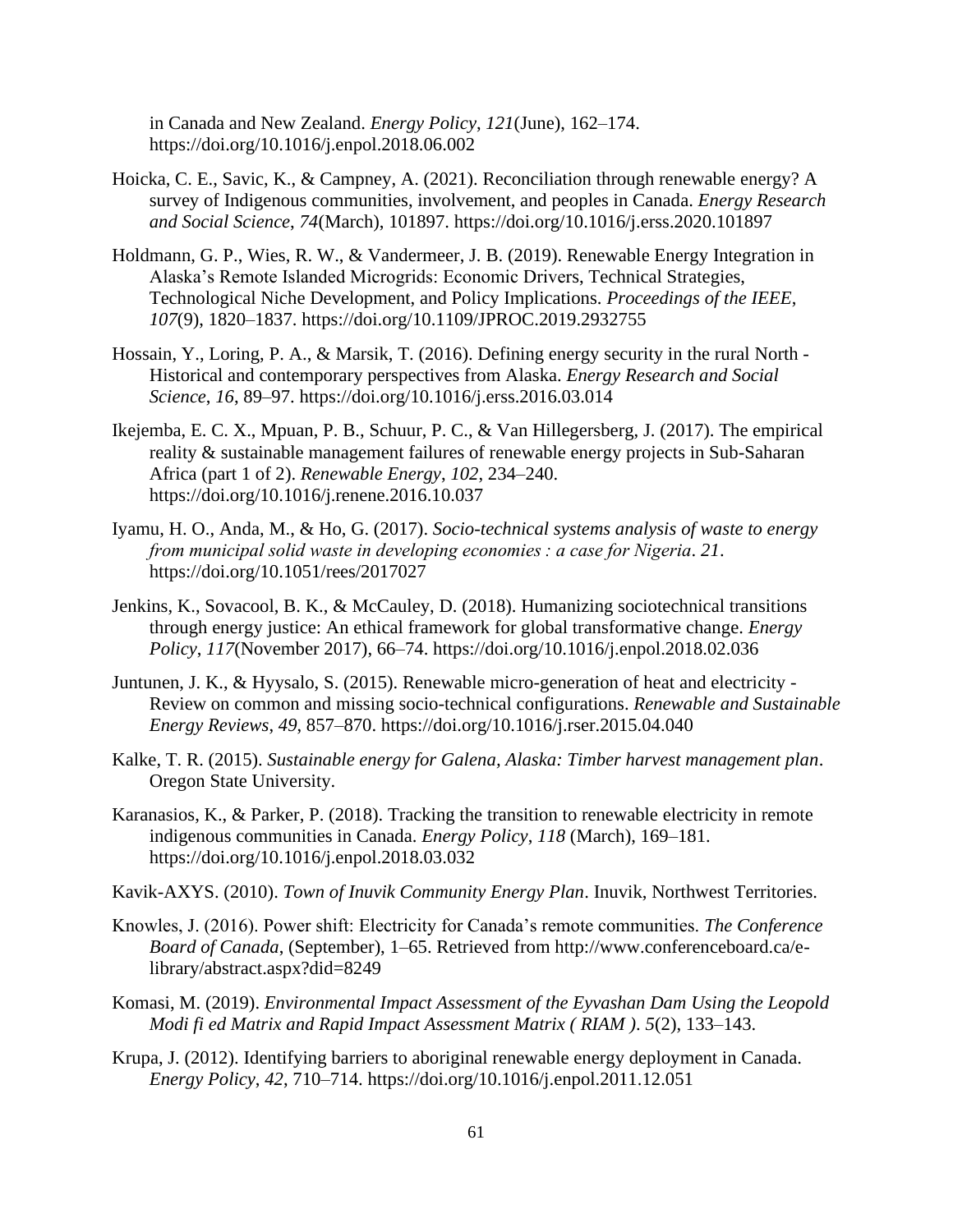in Canada and New Zealand. *Energy Policy*, *121*(June), 162–174. https://doi.org/10.1016/j.enpol.2018.06.002

Hoicka, C. E., Savic, K., & Campney, A. (2021). Reconciliation through renewable energy? A survey of Indigenous communities, involvement, and peoples in Canada. *Energy Research and Social Science*, *74*(March), 101897. https://doi.org/10.1016/j.erss.2020.101897

Holdmann, G. P., Wies, R. W., & Vandermeer, J. B. (2019). Renewable Energy Integration in Alaska's Remote Islanded Microgrids: Economic Drivers, Technical Strategies, Technological Niche Development, and Policy Implications. *Proceedings of the IEEE*, *107*(9), 1820–1837. https://doi.org/10.1109/JPROC.2019.2932755

Hossain, Y., Loring, P. A., & Marsik, T. (2016). Defining energy security in the rural North - Historical and contemporary perspectives from Alaska. *Energy Research and Social Science*, *16*, 89–97. https://doi.org/10.1016/j.erss.2016.03.014

Ikejemba, E. C. X., Mpuan, P. B., Schuur, P. C., & Van Hillegersberg, J. (2017). The empirical reality & sustainable management failures of renewable energy projects in Sub-Saharan Africa (part 1 of 2). *Renewable Energy*, *102*, 234–240. https://doi.org/10.1016/j.renene.2016.10.037

Iyamu, H. O., Anda, M., & Ho, G. (2017). *Socio-technical systems analysis of waste to energy from municipal solid waste in developing economies : a case for Nigeria*. *21*. https://doi.org/10.1051/rees/2017027

Jenkins, K., Sovacool, B. K., & McCauley, D. (2018). Humanizing sociotechnical transitions through energy justice: An ethical framework for global transformative change. *Energy Policy*, *117*(November 2017), 66–74. https://doi.org/10.1016/j.enpol.2018.02.036

Juntunen, J. K., & Hyysalo, S. (2015). Renewable micro-generation of heat and electricity - Review on common and missing socio-technical configurations. *Renewable and Sustainable Energy Reviews*, *49*, 857–870. https://doi.org/10.1016/j.rser.2015.04.040

Kalke, T. R. (2015). *Sustainable energy for Galena, Alaska: Timber harvest management plan*. Oregon State University.

Karanasios, K., & Parker, P. (2018). Tracking the transition to renewable electricity in remote indigenous communities in Canada. *Energy Policy*, *118* (March), 169–181. https://doi.org/10.1016/j.enpol.2018.03.032

Kavik-AXYS. (2010). *Town of Inuvik Community Energy Plan*. Inuvik, Northwest Territories.

Knowles, J. (2016). Power shift: Electricity for Canada's remote communities. *The Conference Board of Canada*, (September), 1–65. Retrieved from http://www.conferenceboard.ca/e-library/abstract.aspx?did=8249

Komasi, M. (2019). *Environmental Impact Assessment of the Eyvashan Dam Using the Leopold Modi fi ed Matrix and Rapid Impact Assessment Matrix ( RIAM )*. *5*(2), 133–143.

Krupa, J. (2012). Identifying barriers to aboriginal renewable energy deployment in Canada. *Energy Policy*, *42*, 710–714. https://doi.org/10.1016/j.enpol.2011.12.051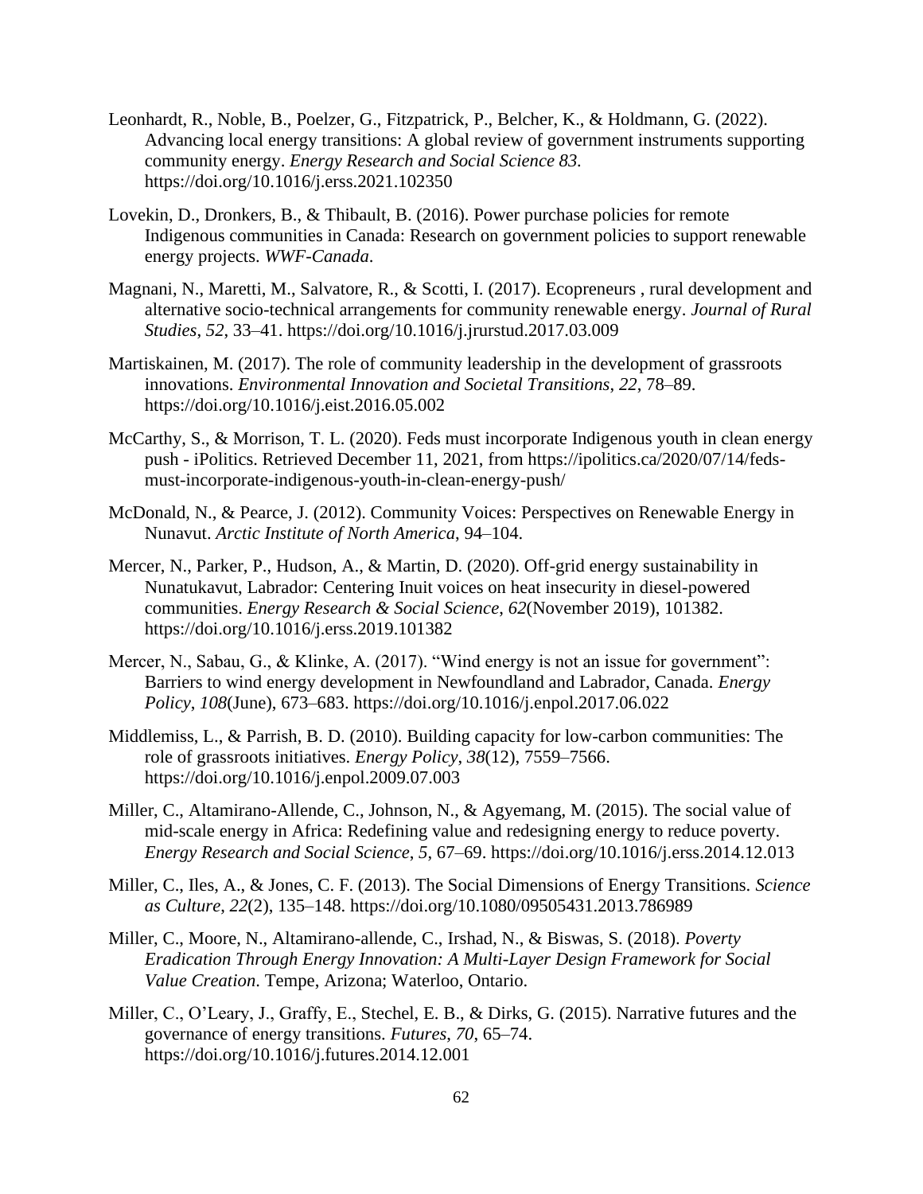Leonhardt, R., Noble, B., Poelzer, G., Fitzpatrick, P., Belcher, K., & Holdmann, G. (2022). Advancing local energy transitions: A global review of government instruments supporting community energy. *Energy Research and Social Science 83*. https://doi.org/10.1016/j.erss.2021.102350

Lovekin, D., Dronkers, B., & Thibault, B. (2016). Power purchase policies for remote Indigenous communities in Canada: Research on government policies to support renewable energy projects. *WWF-Canada*.

Magnani, N., Maretti, M., Salvatore, R., & Scotti, I. (2017). Ecopreneurs , rural development and alternative socio-technical arrangements for community renewable energy. *Journal of Rural Studies*, *52*, 33–41. https://doi.org/10.1016/j.jrurstud.2017.03.009

Martiskainen, M. (2017). The role of community leadership in the development of grassroots innovations. *Environmental Innovation and Societal Transitions*, *22*, 78–89. https://doi.org/10.1016/j.eist.2016.05.002

McCarthy, S., & Morrison, T. L. (2020). Feds must incorporate Indigenous youth in clean energy push - iPolitics. Retrieved December 11, 2021, from https://ipolitics.ca/2020/07/14/feds-must-incorporate-indigenous-youth-in-clean-energy-push/

McDonald, N., & Pearce, J. (2012). Community Voices: Perspectives on Renewable Energy in Nunavut. *Arctic Institute of North America*, 94–104.

Mercer, N., Parker, P., Hudson, A., & Martin, D. (2020). Off-grid energy sustainability in Nunatukavut, Labrador: Centering Inuit voices on heat insecurity in diesel-powered communities. *Energy Research & Social Science*, *62*(November 2019), 101382. https://doi.org/10.1016/j.erss.2019.101382

Mercer, N., Sabau, G., & Klinke, A. (2017). "Wind energy is not an issue for government": Barriers to wind energy development in Newfoundland and Labrador, Canada. *Energy Policy*, *108*(June), 673–683. https://doi.org/10.1016/j.enpol.2017.06.022

Middlemiss, L., & Parrish, B. D. (2010). Building capacity for low-carbon communities: The role of grassroots initiatives. *Energy Policy*, *38*(12), 7559–7566. https://doi.org/10.1016/j.enpol.2009.07.003

Miller, C., Altamirano-Allende, C., Johnson, N., & Agyemang, M. (2015). The social value of mid-scale energy in Africa: Redefining value and redesigning energy to reduce poverty. *Energy Research and Social Science*, *5*, 67–69. https://doi.org/10.1016/j.erss.2014.12.013

Miller, C., Iles, A., & Jones, C. F. (2013). The Social Dimensions of Energy Transitions. *Science as Culture*, *22*(2), 135–148. https://doi.org/10.1080/09505431.2013.786989

Miller, C., Moore, N., Altamirano-allende, C., Irshad, N., & Biswas, S. (2018). *Poverty Eradication Through Energy Innovation: A Multi-Layer Design Framework for Social Value Creation*. Tempe, Arizona; Waterloo, Ontario.

Miller, C., O'Leary, J., Graffy, E., Stechel, E. B., & Dirks, G. (2015). Narrative futures and the governance of energy transitions. *Futures*, *70*, 65–74. https://doi.org/10.1016/j.futures.2014.12.001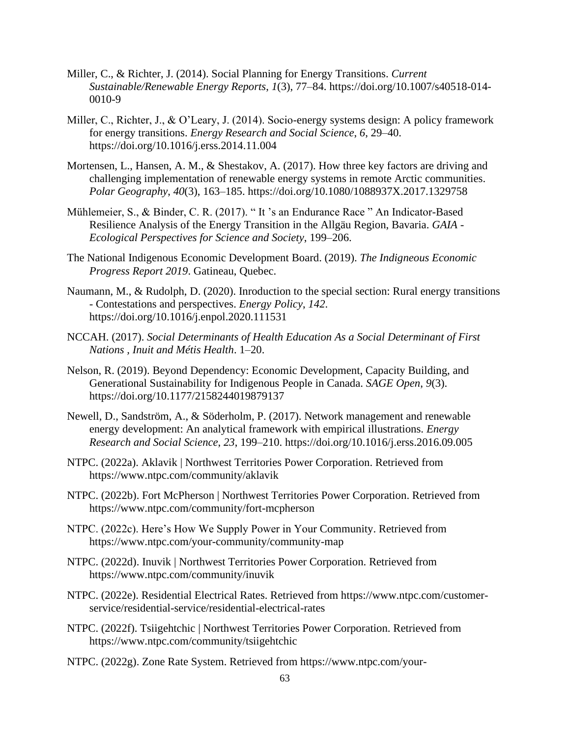Miller, C., & Richter, J. (2014). Social Planning for Energy Transitions. *Current Sustainable/Renewable Energy Reports*, *1*(3), 77–84. https://doi.org/10.1007/s40518-014-0010-9

Miller, C., Richter, J., & O'Leary, J. (2014). Socio-energy systems design: A policy framework for energy transitions. *Energy Research and Social Science*, *6*, 29–40. https://doi.org/10.1016/j.erss.2014.11.004

Mortensen, L., Hansen, A. M., & Shestakov, A. (2017). How three key factors are driving and challenging implementation of renewable energy systems in remote Arctic communities. *Polar Geography*, *40*(3), 163–185. https://doi.org/10.1080/1088937X.2017.1329758

Mühlemeier, S., & Binder, C. R. (2017). " It 's an Endurance Race " An Indicator-Based Resilience Analysis of the Energy Transition in the Allgäu Region, Bavaria. *GAIA - Ecological Perspectives for Science and Society*, 199–206.

The National Indigenous Economic Development Board. (2019). *The Indigneous Economic Progress Report 2019*. Gatineau, Quebec.

Naumann, M., & Rudolph, D. (2020). Inroduction to the special section: Rural energy transitions - Contestations and perspectives. *Energy Policy*, *142*. https://doi.org/10.1016/j.enpol.2020.111531

NCCAH. (2017). *Social Determinants of Health Education As a Social Determinant of First Nations , Inuit and Métis Health*. 1–20.

Nelson, R. (2019). Beyond Dependency: Economic Development, Capacity Building, and Generational Sustainability for Indigenous People in Canada. *SAGE Open*, *9*(3). https://doi.org/10.1177/2158244019879137

Newell, D., Sandström, A., & Söderholm, P. (2017). Network management and renewable energy development: An analytical framework with empirical illustrations. *Energy Research and Social Science*, *23*, 199–210. https://doi.org/10.1016/j.erss.2016.09.005

NTPC. (2022a). Aklavik | Northwest Territories Power Corporation. Retrieved from https://www.ntpc.com/community/aklavik

NTPC. (2022b). Fort McPherson | Northwest Territories Power Corporation. Retrieved from https://www.ntpc.com/community/fort-mcpherson

NTPC. (2022c). Here's How We Supply Power in Your Community. Retrieved from https://www.ntpc.com/your-community/community-map

NTPC. (2022d). Inuvik | Northwest Territories Power Corporation. Retrieved from https://www.ntpc.com/community/inuvik

NTPC. (2022e). Residential Electrical Rates. Retrieved from https://www.ntpc.com/customer-service/residential-service/residential-electrical-rates

NTPC. (2022f). Tsiigehtchic | Northwest Territories Power Corporation. Retrieved from https://www.ntpc.com/community/tsiigehtchic

NTPC. (2022g). Zone Rate System. Retrieved from https://www.ntpc.com/your-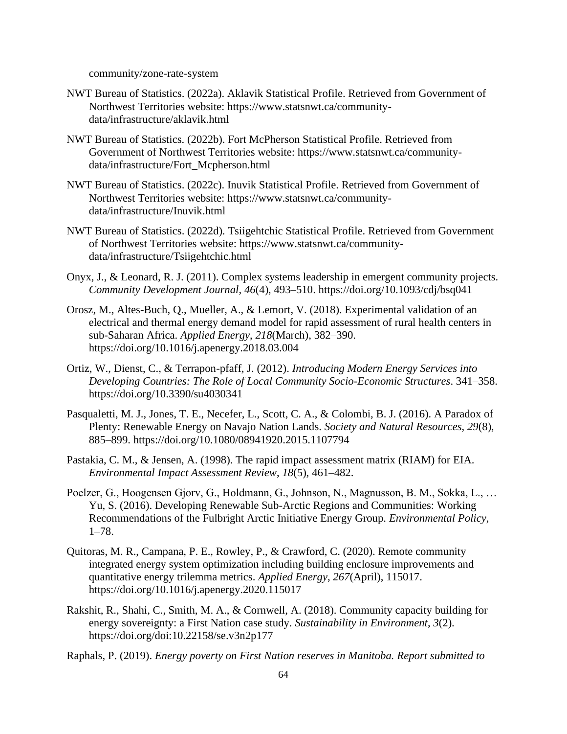community/zone-rate-system

NWT Bureau of Statistics. (2022a). Aklavik Statistical Profile. Retrieved from Government of Northwest Territories website: https://www.statsnwt.ca/community-data/infrastructure/aklavik.html

NWT Bureau of Statistics. (2022b). Fort McPherson Statistical Profile. Retrieved from Government of Northwest Territories website: https://www.statsnwt.ca/community-data/infrastructure/Fort_Mcpherson.html

NWT Bureau of Statistics. (2022c). Inuvik Statistical Profile. Retrieved from Government of Northwest Territories website: https://www.statsnwt.ca/community-data/infrastructure/Inuvik.html

NWT Bureau of Statistics. (2022d). Tsiigehtchic Statistical Profile. Retrieved from Government of Northwest Territories website: https://www.statsnwt.ca/community-data/infrastructure/Tsiigehtchic.html

Onyx, J., & Leonard, R. J. (2011). Complex systems leadership in emergent community projects. *Community Development Journal*, *46*(4), 493–510. https://doi.org/10.1093/cdj/bsq041

Orosz, M., Altes-Buch, Q., Mueller, A., & Lemort, V. (2018). Experimental validation of an electrical and thermal energy demand model for rapid assessment of rural health centers in sub-Saharan Africa. *Applied Energy*, *218*(March), 382–390. https://doi.org/10.1016/j.apenergy.2018.03.004

Ortiz, W., Dienst, C., & Terrapon-pfaff, J. (2012). *Introducing Modern Energy Services into Developing Countries: The Role of Local Community Socio-Economic Structures*. 341–358. https://doi.org/10.3390/su4030341

Pasqualetti, M. J., Jones, T. E., Necefer, L., Scott, C. A., & Colombi, B. J. (2016). A Paradox of Plenty: Renewable Energy on Navajo Nation Lands. *Society and Natural Resources*, *29*(8), 885–899. https://doi.org/10.1080/08941920.2015.1107794

Pastakia, C. M., & Jensen, A. (1998). The rapid impact assessment matrix (RIAM) for EIA. *Environmental Impact Assessment Review*, *18*(5), 461–482.

Poelzer, G., Hoogensen Gjorv, G., Holdmann, G., Johnson, N., Magnusson, B. M., Sokka, L., … Yu, S. (2016). Developing Renewable Sub-Arctic Regions and Communities: Working Recommendations of the Fulbright Arctic Initiative Energy Group. *Environmental Policy*, 1–78.

Quitoras, M. R., Campana, P. E., Rowley, P., & Crawford, C. (2020). Remote community integrated energy system optimization including building enclosure improvements and quantitative energy trilemma metrics. *Applied Energy*, *267*(April), 115017. https://doi.org/10.1016/j.apenergy.2020.115017

Rakshit, R., Shahi, C., Smith, M. A., & Cornwell, A. (2018). Community capacity building for energy sovereignty: a First Nation case study. *Sustainability in Environment*, *3*(2). https://doi.org/doi:10.22158/se.v3n2p177

Raphals, P. (2019). *Energy poverty on First Nation reserves in Manitoba. Report submitted to*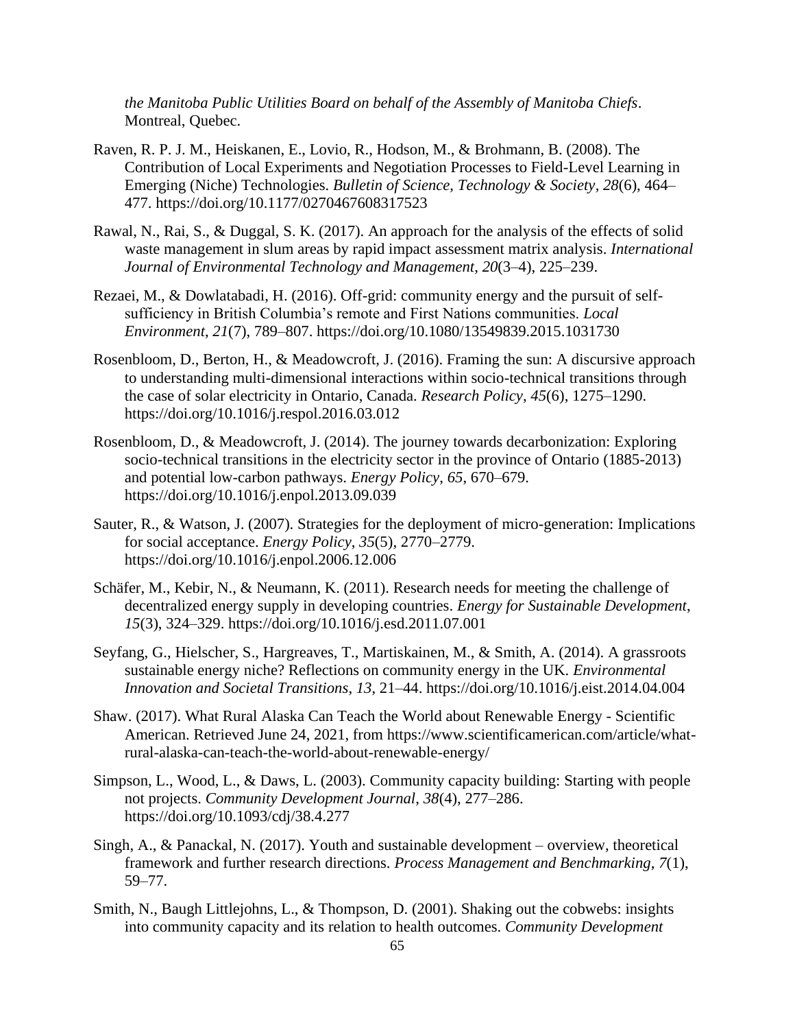*the Manitoba Public Utilities Board on behalf of the Assembly of Manitoba Chiefs*. Montreal, Quebec.

Raven, R. P. J. M., Heiskanen, E., Lovio, R., Hodson, M., & Brohmann, B. (2008). The Contribution of Local Experiments and Negotiation Processes to Field-Level Learning in Emerging (Niche) Technologies. *Bulletin of Science, Technology & Society*, *28*(6), 464–477. https://doi.org/10.1177/0270467608317523

Rawal, N., Rai, S., & Duggal, S. K. (2017). An approach for the analysis of the effects of solid waste management in slum areas by rapid impact assessment matrix analysis. *International Journal of Environmental Technology and Management*, *20*(3–4), 225–239.

Rezaei, M., & Dowlatabadi, H. (2016). Off-grid: community energy and the pursuit of self-sufficiency in British Columbia's remote and First Nations communities. *Local Environment*, *21*(7), 789–807. https://doi.org/10.1080/13549839.2015.1031730

Rosenbloom, D., Berton, H., & Meadowcroft, J. (2016). Framing the sun: A discursive approach to understanding multi-dimensional interactions within socio-technical transitions through the case of solar electricity in Ontario, Canada. *Research Policy*, *45*(6), 1275–1290. https://doi.org/10.1016/j.respol.2016.03.012

Rosenbloom, D., & Meadowcroft, J. (2014). The journey towards decarbonization: Exploring socio-technical transitions in the electricity sector in the province of Ontario (1885-2013) and potential low-carbon pathways. *Energy Policy*, *65*, 670–679. https://doi.org/10.1016/j.enpol.2013.09.039

Sauter, R., & Watson, J. (2007). Strategies for the deployment of micro-generation: Implications for social acceptance. *Energy Policy*, *35*(5), 2770–2779. https://doi.org/10.1016/j.enpol.2006.12.006

Schäfer, M., Kebir, N., & Neumann, K. (2011). Research needs for meeting the challenge of decentralized energy supply in developing countries. *Energy for Sustainable Development*, *15*(3), 324–329. https://doi.org/10.1016/j.esd.2011.07.001

Seyfang, G., Hielscher, S., Hargreaves, T., Martiskainen, M., & Smith, A. (2014). A grassroots sustainable energy niche? Reflections on community energy in the UK. *Environmental Innovation and Societal Transitions*, *13*, 21–44. https://doi.org/10.1016/j.eist.2014.04.004

Shaw. (2017). What Rural Alaska Can Teach the World about Renewable Energy - Scientific American. Retrieved June 24, 2021, from https://www.scientificamerican.com/article/what-rural-alaska-can-teach-the-world-about-renewable-energy/

Simpson, L., Wood, L., & Daws, L. (2003). Community capacity building: Starting with people not projects. *Community Development Journal*, *38*(4), 277–286. https://doi.org/10.1093/cdj/38.4.277

Singh, A., & Panackal, N. (2017). Youth and sustainable development – overview, theoretical framework and further research directions. *Process Management and Benchmarking*, *7*(1), 59–77.

Smith, N., Baugh Littlejohns, L., & Thompson, D. (2001). Shaking out the cobwebs: insights into community capacity and its relation to health outcomes. *Community Development*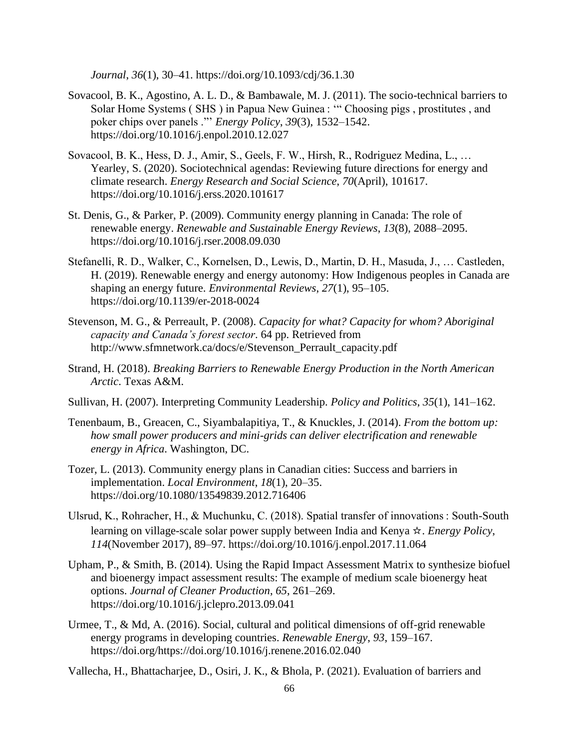*Journal*, *36*(1), 30–41. https://doi.org/10.1093/cdj/36.1.30

Sovacool, B. K., Agostino, A. L. D., & Bambawale, M. J. (2011). The socio-technical barriers to Solar Home Systems ( SHS ) in Papua New Guinea : "' Choosing pigs , prostitutes , and poker chips over panels ."' *Energy Policy*, *39*(3), 1532–1542. https://doi.org/10.1016/j.enpol.2010.12.027

Sovacool, B. K., Hess, D. J., Amir, S., Geels, F. W., Hirsh, R., Rodriguez Medina, L., … Yearley, S. (2020). Sociotechnical agendas: Reviewing future directions for energy and climate research. *Energy Research and Social Science*, *70*(April), 101617. https://doi.org/10.1016/j.erss.2020.101617

St. Denis, G., & Parker, P. (2009). Community energy planning in Canada: The role of renewable energy. *Renewable and Sustainable Energy Reviews*, *13*(8), 2088–2095. https://doi.org/10.1016/j.rser.2008.09.030

Stefanelli, R. D., Walker, C., Kornelsen, D., Lewis, D., Martin, D. H., Masuda, J., … Castleden, H. (2019). Renewable energy and energy autonomy: How Indigenous peoples in Canada are shaping an energy future. *Environmental Reviews*, *27*(1), 95–105. https://doi.org/10.1139/er-2018-0024

Stevenson, M. G., & Perreault, P. (2008). *Capacity for what? Capacity for whom? Aboriginal capacity and Canada's forest sector*. 64 pp. Retrieved from http://www.sfmnetwork.ca/docs/e/Stevenson_Perrault_capacity.pdf

Strand, H. (2018). *Breaking Barriers to Renewable Energy Production in the North American Arctic*. Texas A&M.

Sullivan, H. (2007). Interpreting Community Leadership. *Policy and Politics*, *35*(1), 141–162.

Tenenbaum, B., Greacen, C., Siyambalapitiya, T., & Knuckles, J. (2014). *From the bottom up: how small power producers and mini-grids can deliver electrification and renewable energy in Africa*. Washington, DC.

Tozer, L. (2013). Community energy plans in Canadian cities: Success and barriers in implementation. *Local Environment*, *18*(1), 20–35. https://doi.org/10.1080/13549839.2012.716406

Ulsrud, K., Rohracher, H., & Muchunku, C. (2018). Spatial transfer of innovations : South-South learning on village-scale solar power supply between India and Kenya ☆. *Energy Policy*, *114*(November 2017), 89–97. https://doi.org/10.1016/j.enpol.2017.11.064

Upham, P., & Smith, B. (2014). Using the Rapid Impact Assessment Matrix to synthesize biofuel and bioenergy impact assessment results: The example of medium scale bioenergy heat options. *Journal of Cleaner Production*, *65*, 261–269. https://doi.org/10.1016/j.jclepro.2013.09.041

Urmee, T., & Md, A. (2016). Social, cultural and political dimensions of off-grid renewable energy programs in developing countries. *Renewable Energy*, *93*, 159–167. https://doi.org/https://doi.org/10.1016/j.renene.2016.02.040

Vallecha, H., Bhattacharjee, D., Osiri, J. K., & Bhola, P. (2021). Evaluation of barriers and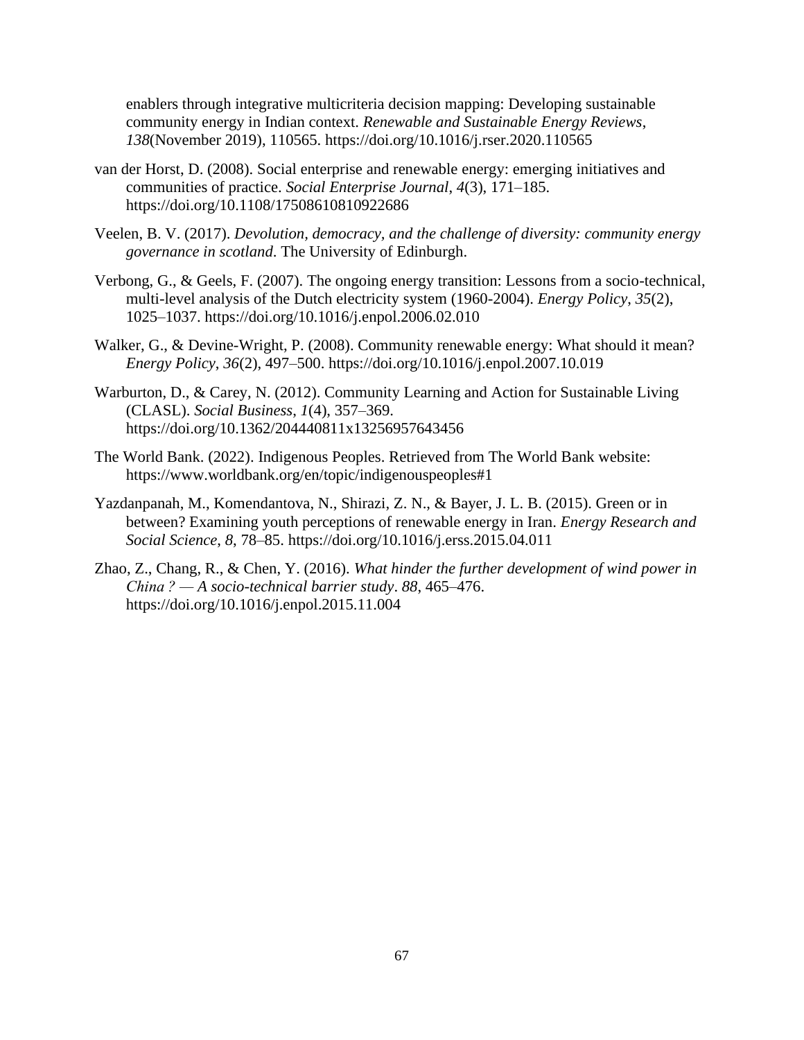enablers through integrative multicriteria decision mapping: Developing sustainable community energy in Indian context. *Renewable and Sustainable Energy Reviews*, *138*(November 2019), 110565. https://doi.org/10.1016/j.rser.2020.110565

van der Horst, D. (2008). Social enterprise and renewable energy: emerging initiatives and communities of practice. *Social Enterprise Journal*, *4*(3), 171–185. https://doi.org/10.1108/17508610810922686

Veelen, B. V. (2017). *Devolution, democracy, and the challenge of diversity: community energy governance in scotland*. The University of Edinburgh.

Verbong, G., & Geels, F. (2007). The ongoing energy transition: Lessons from a socio-technical, multi-level analysis of the Dutch electricity system (1960-2004). *Energy Policy*, *35*(2), 1025–1037. https://doi.org/10.1016/j.enpol.2006.02.010

Walker, G., & Devine-Wright, P. (2008). Community renewable energy: What should it mean? *Energy Policy*, *36*(2), 497–500. https://doi.org/10.1016/j.enpol.2007.10.019

Warburton, D., & Carey, N. (2012). Community Learning and Action for Sustainable Living (CLASL). *Social Business*, *1*(4), 357–369. https://doi.org/10.1362/204440811x13256957643456

The World Bank. (2022). Indigenous Peoples. Retrieved from The World Bank website: https://www.worldbank.org/en/topic/indigenouspeoples#1

Yazdanpanah, M., Komendantova, N., Shirazi, Z. N., & Bayer, J. L. B. (2015). Green or in between? Examining youth perceptions of renewable energy in Iran. *Energy Research and Social Science*, *8*, 78–85. https://doi.org/10.1016/j.erss.2015.04.011

Zhao, Z., Chang, R., & Chen, Y. (2016). *What hinder the further development of wind power in China ? — A socio-technical barrier study*. *88*, 465–476. https://doi.org/10.1016/j.enpol.2015.11.004